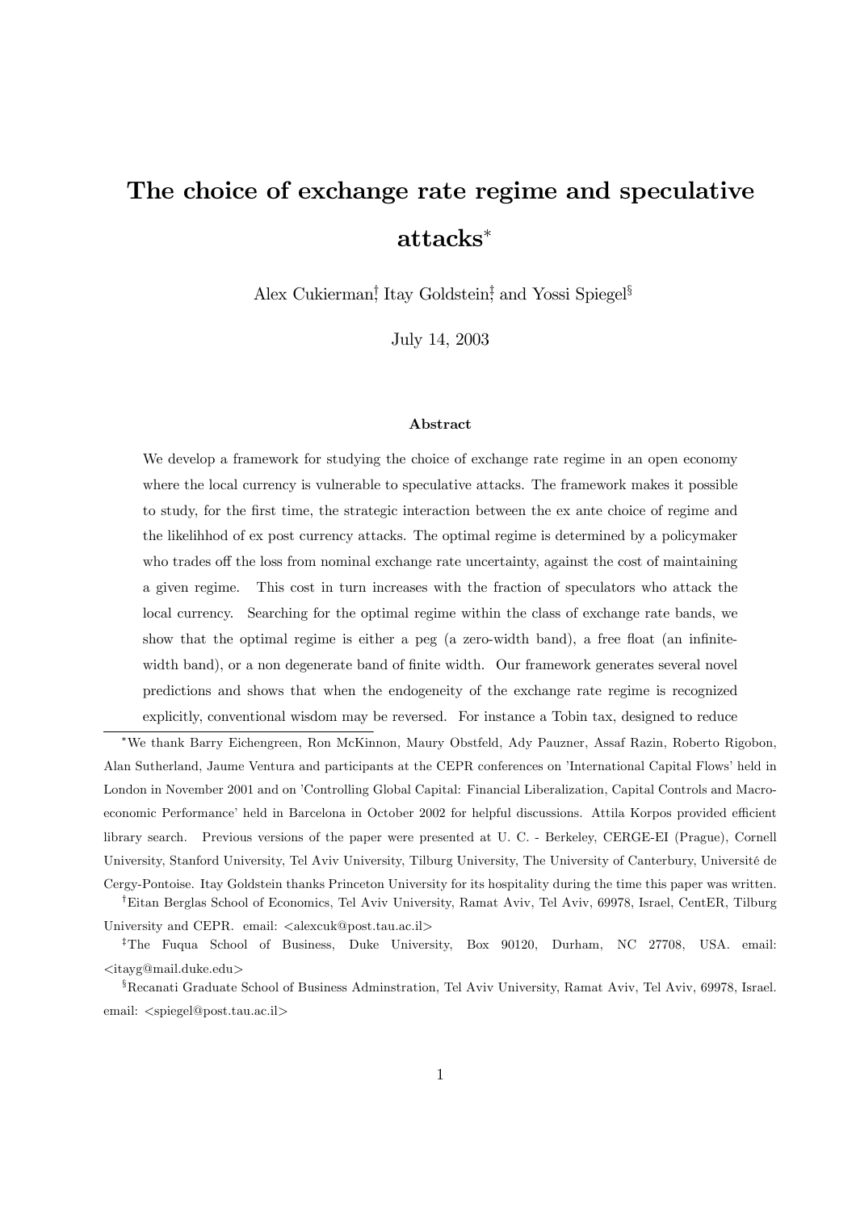# The choice of exchange rate regime and speculative attacks[*]

Alex Cukierman[†], Itay Goldstein[‡], and Yossi Spiegel[§]

July 14, 2003

### Abstract

We develop a framework for studying the choice of exchange rate regime in an open economy where the local currency is vulnerable to speculative attacks. The framework makes it possible to study, for the first time, the strategic interaction between the ex ante choice of regime and the likelihhod of ex post currency attacks. The optimal regime is determined by a policymaker who trades off the loss from nominal exchange rate uncertainty, against the cost of maintaining a given regime. This cost in turn increases with the fraction of speculators who attack the local currency. Searching for the optimal regime within the class of exchange rate bands, we show that the optimal regime is either a peg (a zero-width band), a free float (an infinite-width band), or a non degenerate band of finite width. Our framework generates several novel predictions and shows that when the endogeneity of the exchange rate regime is recognized explicitly, conventional wisdom may be reversed. For instance a Tobin tax, designed to reduce

---

[*] We thank Barry Eichengreen, Ron McKinnon, Maury Obstfeld, Ady Pauzner, Assaf Razin, Roberto Rigobon, Alan Sutherland, Jaume Ventura and participants at the CEPR conferences on 'International Capital Flows' held in London in November 2001 and on 'Controlling Global Capital: Financial Liberalization, Capital Controls and Macroeconomic Performance' held in Barcelona in October 2002 for helpful discussions. Attila Korpos provided efficient library search. Previous versions of the paper were presented at U. C. - Berkeley, CERGE-EI (Prague), Cornell University, Stanford University, Tel Aviv University, Tilburg University, The University of Canterbury, Université de Cergy-Pontoise. Itay Goldstein thanks Princeton University for its hospitality during the time this paper was written.

[†] Eitan Berglas School of Economics, Tel Aviv University, Ramat Aviv, Tel Aviv, 69978, Israel, CentER, Tilburg University and CEPR. email: <alexcuk@post.tau.ac.il>

[‡] The Fuqua School of Business, Duke University, Box 90120, Durham, NC 27708, USA. email: <itayg@mail.duke.edu>

[§] Recanati Graduate School of Business Adminstration, Tel Aviv University, Ramat Aviv, Tel Aviv, 69978, Israel. email: <spiegel@post.tau.ac.il>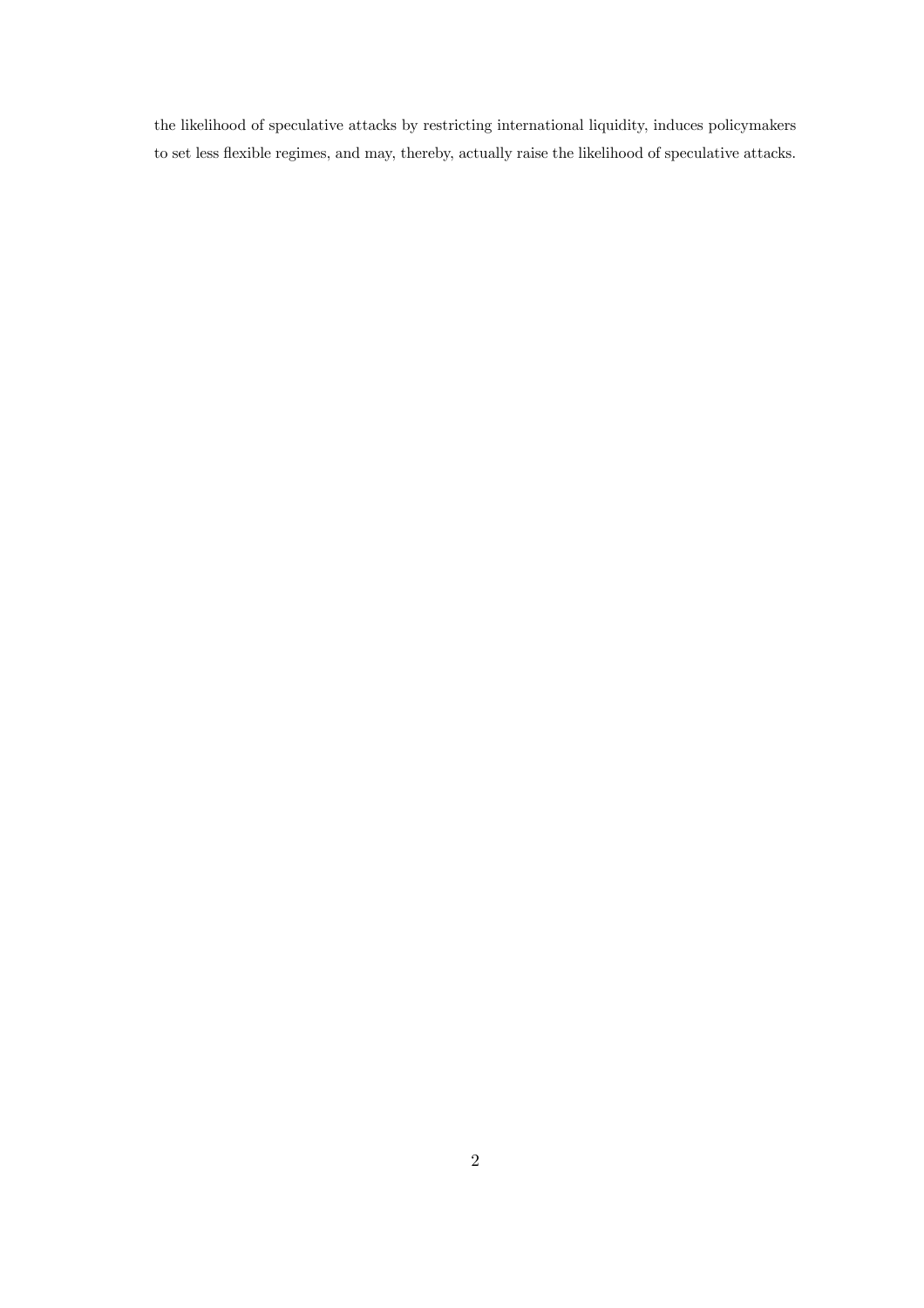the likelihood of speculative attacks by restricting international liquidity, induces policymakers to set less flexible regimes, and may, thereby, actually raise the likelihood of speculative attacks.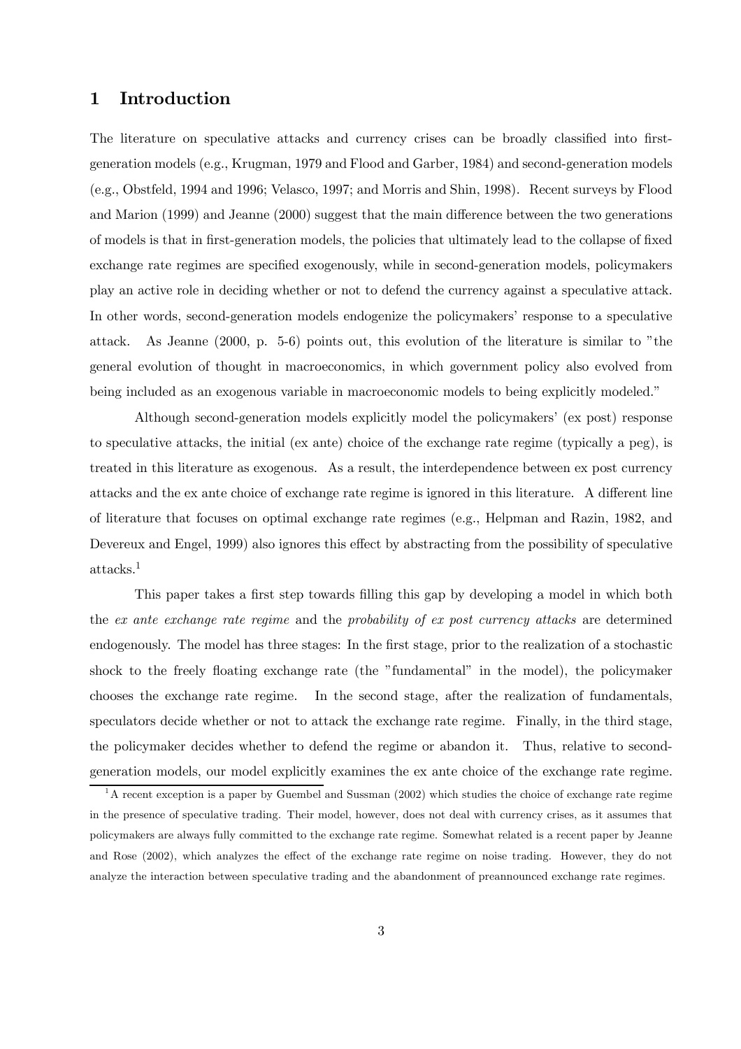# 1 Introduction

The literature on speculative attacks and currency crises can be broadly classified into first-generation models (e.g., Krugman, 1979 and Flood and Garber, 1984) and second-generation models (e.g., Obstfeld, 1994 and 1996; Velasco, 1997; and Morris and Shin, 1998). Recent surveys by Flood and Marion (1999) and Jeanne (2000) suggest that the main difference between the two generations of models is that in first-generation models, the policies that ultimately lead to the collapse of fixed exchange rate regimes are specified exogenously, while in second-generation models, policymakers play an active role in deciding whether or not to defend the currency against a speculative attack. In other words, second-generation models endogenize the policymakers' response to a speculative attack. As Jeanne (2000, p. 5-6) points out, this evolution of the literature is similar to "the general evolution of thought in macroeconomics, in which government policy also evolved from being included as an exogenous variable in macroeconomic models to being explicitly modeled."

Although second-generation models explicitly model the policymakers' (ex post) response to speculative attacks, the initial (ex ante) choice of the exchange rate regime (typically a peg), is treated in this literature as exogenous. As a result, the interdependence between ex post currency attacks and the ex ante choice of exchange rate regime is ignored in this literature. A different line of literature that focuses on optimal exchange rate regimes (e.g., Helpman and Razin, 1982, and Devereux and Engel, 1999) also ignores this effect by abstracting from the possibility of speculative attacks.[1]

This paper takes a first step towards filling this gap by developing a model in which both the *ex ante exchange rate regime* and the *probability of ex post currency attacks* are determined endogenously. The model has three stages: In the first stage, prior to the realization of a stochastic shock to the freely floating exchange rate (the "fundamental" in the model), the policymaker chooses the exchange rate regime. In the second stage, after the realization of fundamentals, speculators decide whether or not to attack the exchange rate regime. Finally, in the third stage, the policymaker decides whether to defend the regime or abandon it. Thus, relative to second-generation models, our model explicitly examines the ex ante choice of the exchange rate regime.

[1] A recent exception is a paper by Guembel and Sussman (2002) which studies the choice of exchange rate regime in the presence of speculative trading. Their model, however, does not deal with currency crises, as it assumes that policymakers are always fully committed to the exchange rate regime. Somewhat related is a recent paper by Jeanne and Rose (2002), which analyzes the effect of the exchange rate regime on noise trading. However, they do not analyze the interaction between speculative trading and the abandonment of preannounced exchange rate regimes.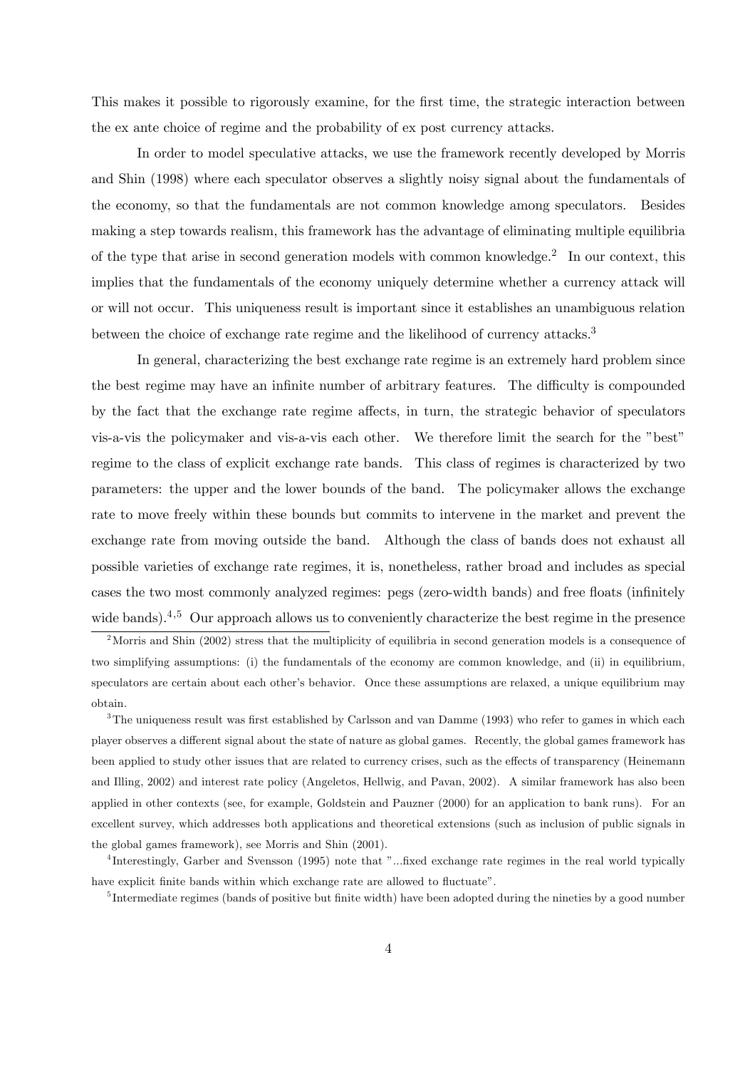This makes it possible to rigorously examine, for the first time, the strategic interaction between the ex ante choice of regime and the probability of ex post currency attacks.

In order to model speculative attacks, we use the framework recently developed by Morris and Shin (1998) where each speculator observes a slightly noisy signal about the fundamentals of the economy, so that the fundamentals are not common knowledge among speculators. Besides making a step towards realism, this framework has the advantage of eliminating multiple equilibria of the type that arise in second generation models with common knowledge.[2] In our context, this implies that the fundamentals of the economy uniquely determine whether a currency attack will or will not occur. This uniqueness result is important since it establishes an unambiguous relation between the choice of exchange rate regime and the likelihood of currency attacks.[3]

In general, characterizing the best exchange rate regime is an extremely hard problem since the best regime may have an infinite number of arbitrary features. The difficulty is compounded by the fact that the exchange rate regime affects, in turn, the strategic behavior of speculators vis-a-vis the policymaker and vis-a-vis each other. We therefore limit the search for the "best" regime to the class of explicit exchange rate bands. This class of regimes is characterized by two parameters: the upper and the lower bounds of the band. The policymaker allows the exchange rate to move freely within these bounds but commits to intervene in the market and prevent the exchange rate from moving outside the band. Although the class of bands does not exhaust all possible varieties of exchange rate regimes, it is, nonetheless, rather broad and includes as special cases the two most commonly analyzed regimes: pegs (zero-width bands) and free floats (infinitely wide bands).[4,5] Our approach allows us to conveniently characterize the best regime in the presence

[2] Morris and Shin (2002) stress that the multiplicity of equilibria in second generation models is a consequence of two simplifying assumptions: (i) the fundamentals of the economy are common knowledge, and (ii) in equilibrium, speculators are certain about each other's behavior. Once these assumptions are relaxed, a unique equilibrium may obtain.

[3] The uniqueness result was first established by Carlsson and van Damme (1993) who refer to games in which each player observes a different signal about the state of nature as global games. Recently, the global games framework has been applied to study other issues that are related to currency crises, such as the effects of transparency (Heinemann and Illing, 2002) and interest rate policy (Angeletos, Hellwig, and Pavan, 2002). A similar framework has also been applied in other contexts (see, for example, Goldstein and Pauzner (2000) for an application to bank runs). For an excellent survey, which addresses both applications and theoretical extensions (such as inclusion of public signals in the global games framework), see Morris and Shin (2001).

[4] Interestingly, Garber and Svensson (1995) note that "...fixed exchange rate regimes in the real world typically have explicit finite bands within which exchange rate are allowed to fluctuate".

[5] Intermediate regimes (bands of positive but finite width) have been adopted during the nineties by a good number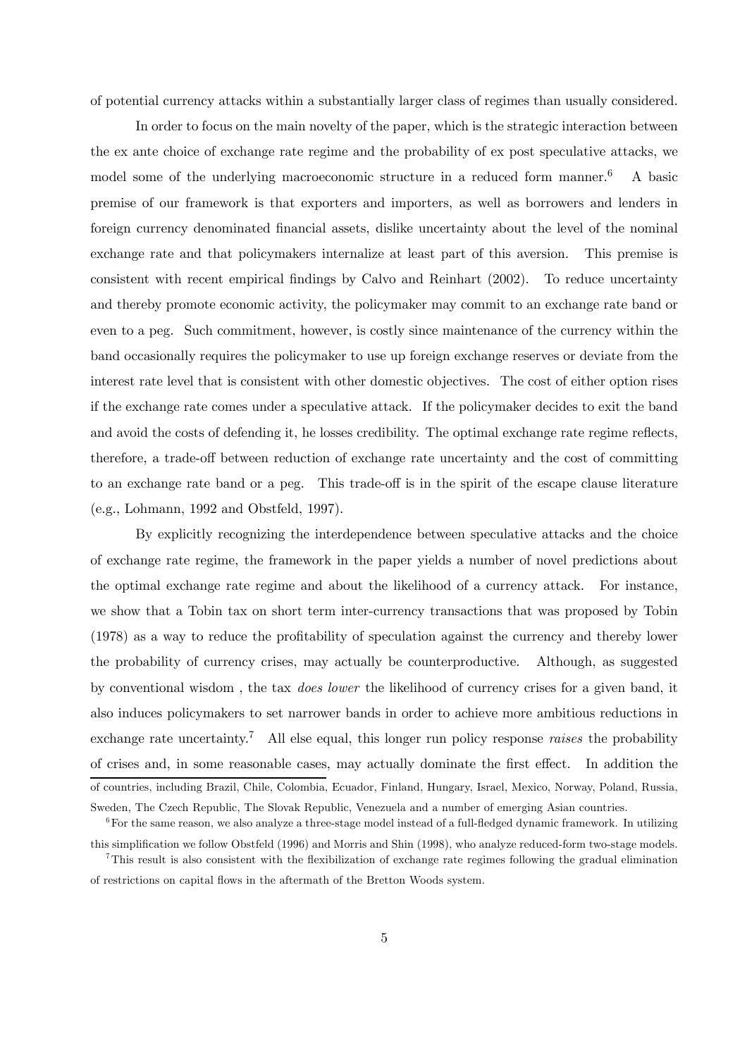of potential currency attacks within a substantially larger class of regimes than usually considered.

In order to focus on the main novelty of the paper, which is the strategic interaction between the ex ante choice of exchange rate regime and the probability of ex post speculative attacks, we model some of the underlying macroeconomic structure in a reduced form manner.[6] A basic premise of our framework is that exporters and importers, as well as borrowers and lenders in foreign currency denominated financial assets, dislike uncertainty about the level of the nominal exchange rate and that policymakers internalize at least part of this aversion. This premise is consistent with recent empirical findings by Calvo and Reinhart (2002). To reduce uncertainty and thereby promote economic activity, the policymaker may commit to an exchange rate band or even to a peg. Such commitment, however, is costly since maintenance of the currency within the band occasionally requires the policymaker to use up foreign exchange reserves or deviate from the interest rate level that is consistent with other domestic objectives. The cost of either option rises if the exchange rate comes under a speculative attack. If the policymaker decides to exit the band and avoid the costs of defending it, he losses credibility. The optimal exchange rate regime reflects, therefore, a trade-off between reduction of exchange rate uncertainty and the cost of committing to an exchange rate band or a peg. This trade-off is in the spirit of the escape clause literature (e.g., Lohmann, 1992 and Obstfeld, 1997).

By explicitly recognizing the interdependence between speculative attacks and the choice of exchange rate regime, the framework in the paper yields a number of novel predictions about the optimal exchange rate regime and about the likelihood of a currency attack. For instance, we show that a Tobin tax on short term inter-currency transactions that was proposed by Tobin (1978) as a way to reduce the profitability of speculation against the currency and thereby lower the probability of currency crises, may actually be counterproductive. Although, as suggested by conventional wisdom , the tax *does lower* the likelihood of currency crises for a given band, it also induces policymakers to set narrower bands in order to achieve more ambitious reductions in exchange rate uncertainty.[7] All else equal, this longer run policy response *raises* the probability of crises and, in some reasonable cases, may actually dominate the first effect. In addition the

of countries, including Brazil, Chile, Colombia, Ecuador, Finland, Hungary, Israel, Mexico, Norway, Poland, Russia, Sweden, The Czech Republic, The Slovak Republic, Venezuela and a number of emerging Asian countries.

[6] For the same reason, we also analyze a three-stage model instead of a full-fledged dynamic framework. In utilizing this simplification we follow Obstfeld (1996) and Morris and Shin (1998), who analyze reduced-form two-stage models.

[7] This result is also consistent with the flexibilization of exchange rate regimes following the gradual elimination of restrictions on capital flows in the aftermath of the Bretton Woods system.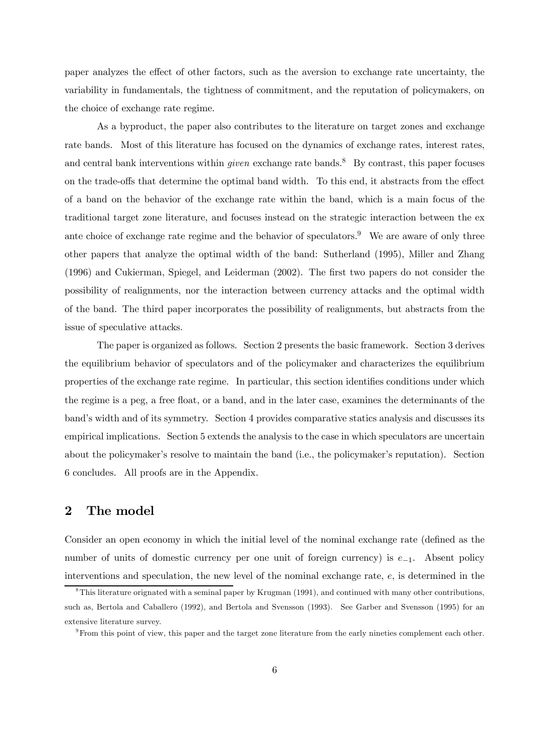paper analyzes the effect of other factors, such as the aversion to exchange rate uncertainty, the variability in fundamentals, the tightness of commitment, and the reputation of policymakers, on the choice of exchange rate regime.

As a byproduct, the paper also contributes to the literature on target zones and exchange rate bands. Most of this literature has focused on the dynamics of exchange rates, interest rates, and central bank interventions within *given* exchange rate bands.[8] By contrast, this paper focuses on the trade-offs that determine the optimal band width. To this end, it abstracts from the effect of a band on the behavior of the exchange rate within the band, which is a main focus of the traditional target zone literature, and focuses instead on the strategic interaction between the ex ante choice of exchange rate regime and the behavior of speculators.[9] We are aware of only three other papers that analyze the optimal width of the band: Sutherland (1995), Miller and Zhang (1996) and Cukierman, Spiegel, and Leiderman (2002). The first two papers do not consider the possibility of realignments, nor the interaction between currency attacks and the optimal width of the band. The third paper incorporates the possibility of realignments, but abstracts from the issue of speculative attacks.

The paper is organized as follows. Section 2 presents the basic framework. Section 3 derives the equilibrium behavior of speculators and of the policymaker and characterizes the equilibrium properties of the exchange rate regime. In particular, this section identifies conditions under which the regime is a peg, a free float, or a band, and in the later case, examines the determinants of the band's width and of its symmetry. Section 4 provides comparative statics analysis and discusses its empirical implications. Section 5 extends the analysis to the case in which speculators are uncertain about the policymaker's resolve to maintain the band (i.e., the policymaker's reputation). Section 6 concludes. All proofs are in the Appendix.

## 2 The model

Consider an open economy in which the initial level of the nominal exchange rate (defined as the number of units of domestic currency per one unit of foreign currency) is $e_{-1}$. Absent policy interventions and speculation, the new level of the nominal exchange rate, $e$, is determined in the

[8] This literature orignated with a seminal paper by Krugman (1991), and continued with many other contributions, such as, Bertola and Caballero (1992), and Bertola and Svensson (1993). See Garber and Svensson (1995) for an extensive literature survey.

[9] From this point of view, this paper and the target zone literature from the early nineties complement each other.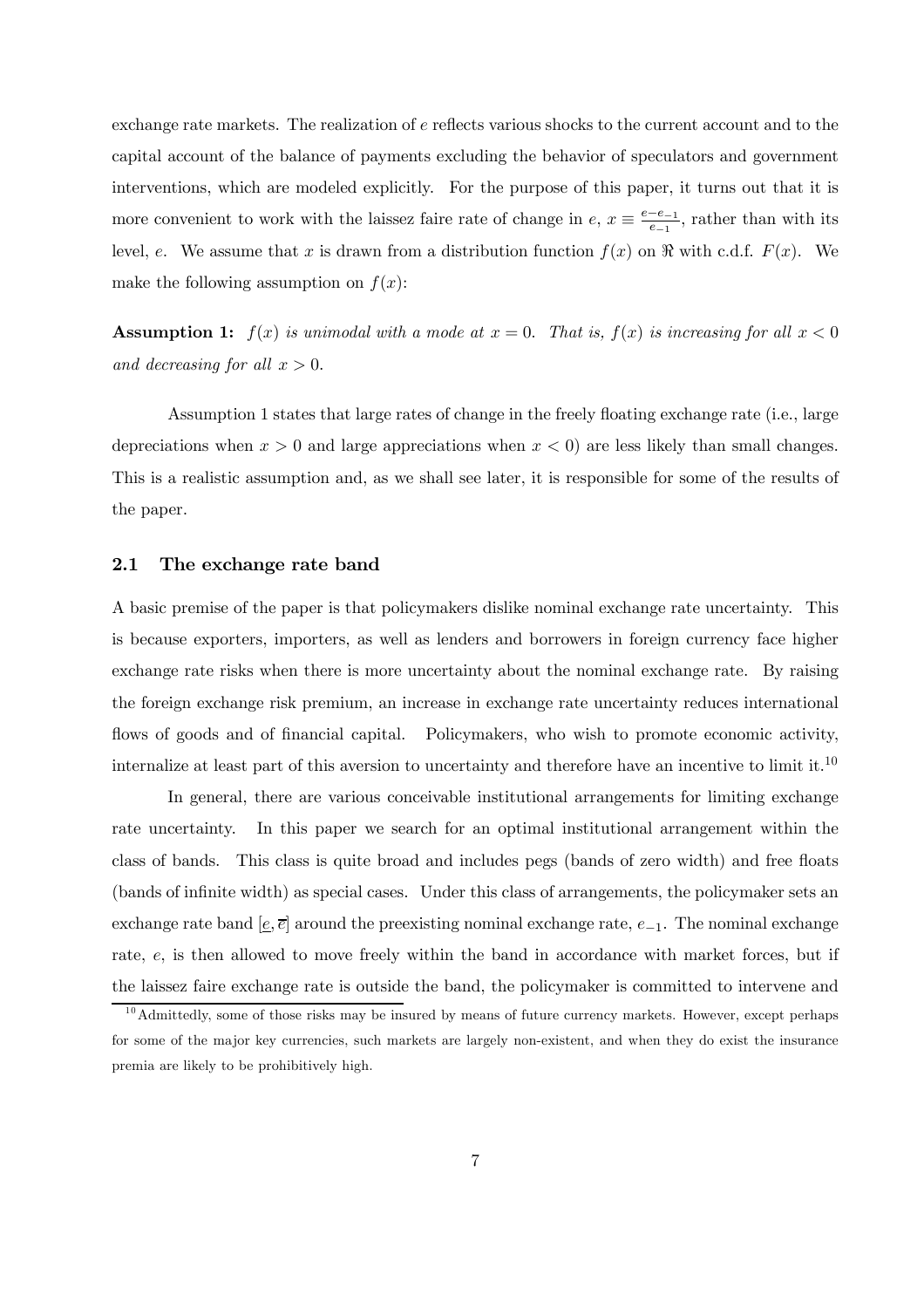exchange rate markets. The realization of $e$ reflects various shocks to the current account and to the capital account of the balance of payments excluding the behavior of speculators and government interventions, which are modeled explicitly. For the purpose of this paper, it turns out that it is more convenient to work with the laissez faire rate of change in $e$, $x \equiv \frac{e-e_{-1}}{e_{-1}}$, rather than with its level, $e$. We assume that $x$ is drawn from a distribution function $f(x)$ on $\Re$ with c.d.f. $F(x)$. We make the following assumption on $f(x)$:

**Assumption 1:** *$f(x)$ is unimodal with a mode at $x = 0$. That is, $f(x)$ is increasing for all $x < 0$ and decreasing for all $x > 0$.*

Assumption 1 states that large rates of change in the freely floating exchange rate (i.e., large depreciations when $x > 0$ and large appreciations when $x < 0$) are less likely than small changes. This is a realistic assumption and, as we shall see later, it is responsible for some of the results of the paper.

### 2.1 The exchange rate band

A basic premise of the paper is that policymakers dislike nominal exchange rate uncertainty. This is because exporters, importers, as well as lenders and borrowers in foreign currency face higher exchange rate risks when there is more uncertainty about the nominal exchange rate. By raising the foreign exchange risk premium, an increase in exchange rate uncertainty reduces international flows of goods and of financial capital. Policymakers, who wish to promote economic activity, internalize at least part of this aversion to uncertainty and therefore have an incentive to limit it.[10]

In general, there are various conceivable institutional arrangements for limiting exchange rate uncertainty. In this paper we search for an optimal institutional arrangement within the class of bands. This class is quite broad and includes pegs (bands of zero width) and free floats (bands of infinite width) as special cases. Under this class of arrangements, the policymaker sets an exchange rate band $[\underline{e}, \overline{e}]$ around the preexisting nominal exchange rate, $e_{-1}$. The nominal exchange rate, $e$, is then allowed to move freely within the band in accordance with market forces, but if the laissez faire exchange rate is outside the band, the policymaker is committed to intervene and

[10] Admittedly, some of those risks may be insured by means of future currency markets. However, except perhaps for some of the major key currencies, such markets are largely non-existent, and when they do exist the insurance premia are likely to be prohibitively high.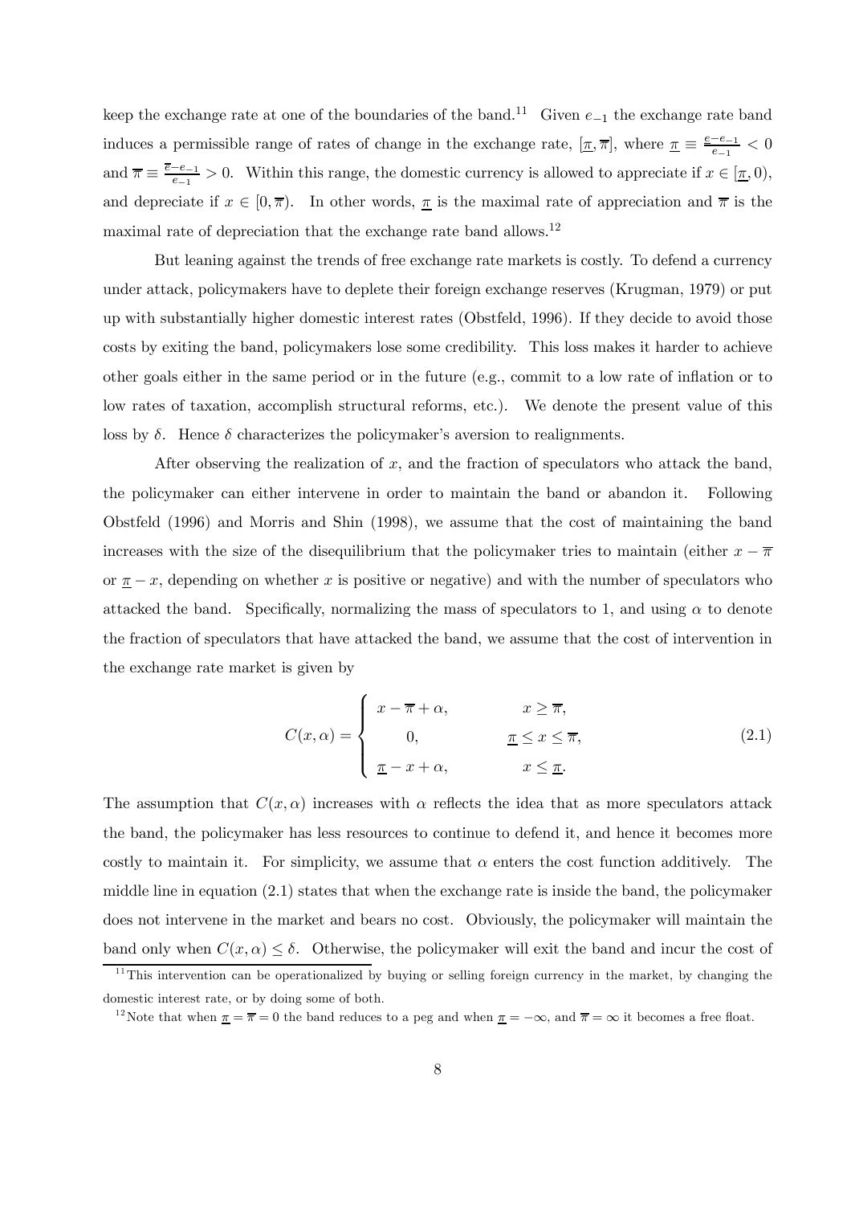keep the exchange rate at one of the boundaries of the band.[11] Given $e_{-1}$ the exchange rate band induces a permissible range of rates of change in the exchange rate, $[\underline{\pi}, \overline{\pi}]$, where $\underline{\pi} \equiv \frac{\underline{e}-e_{-1}}{e_{-1}} < 0$ and $\overline{\pi} \equiv \frac{\overline{e}-e_{-1}}{e_{-1}} > 0$. Within this range, the domestic currency is allowed to appreciate if $x \in [\underline{\pi}, 0)$, and depreciate if $x \in [0, \overline{\pi})$. In other words, $\underline{\pi}$ is the maximal rate of appreciation and $\overline{\pi}$ is the maximal rate of depreciation that the exchange rate band allows.[12]

But leaning against the trends of free exchange rate markets is costly. To defend a currency under attack, policymakers have to deplete their foreign exchange reserves (Krugman, 1979) or put up with substantially higher domestic interest rates (Obstfeld, 1996). If they decide to avoid those costs by exiting the band, policymakers lose some credibility. This loss makes it harder to achieve other goals either in the same period or in the future (e.g., commit to a low rate of inflation or to low rates of taxation, accomplish structural reforms, etc.). We denote the present value of this loss by $\delta$. Hence $\delta$ characterizes the policymaker's aversion to realignments.

After observing the realization of $x$, and the fraction of speculators who attack the band, the policymaker can either intervene in order to maintain the band or abandon it. Following Obstfeld (1996) and Morris and Shin (1998), we assume that the cost of maintaining the band increases with the size of the disequilibrium that the policymaker tries to maintain (either $x - \overline{\pi}$ or $\underline{\pi} - x$, depending on whether $x$ is positive or negative) and with the number of speculators who attacked the band. Specifically, normalizing the mass of speculators to 1, and using $\alpha$ to denote the fraction of speculators that have attacked the band, we assume that the cost of intervention in the exchange rate market is given by

$$C(x, \alpha) = \begin{cases} x - \overline{\pi} + \alpha, & x \geq \overline{\pi}, \\ 0, & \underline{\pi} \leq x \leq \overline{\pi}, \\ \underline{\pi} - x + \alpha, & x \leq \underline{\pi}. \end{cases} \tag{2.1}$$

The assumption that $C(x, \alpha)$ increases with $\alpha$ reflects the idea that as more speculators attack the band, the policymaker has less resources to continue to defend it, and hence it becomes more costly to maintain it. For simplicity, we assume that $\alpha$ enters the cost function additively. The middle line in equation (2.1) states that when the exchange rate is inside the band, the policymaker does not intervene in the market and bears no cost. Obviously, the policymaker will maintain the band only when $C(x, \alpha) \leq \delta$. Otherwise, the policymaker will exit the band and incur the cost of

[11] This intervention can be operationalized by buying or selling foreign currency in the market, by changing the domestic interest rate, or by doing some of both.

[12] Note that when $\underline{\pi} = \overline{\pi} = 0$ the band reduces to a peg and when $\underline{\pi} = -\infty$, and $\overline{\pi} = \infty$ it becomes a free float.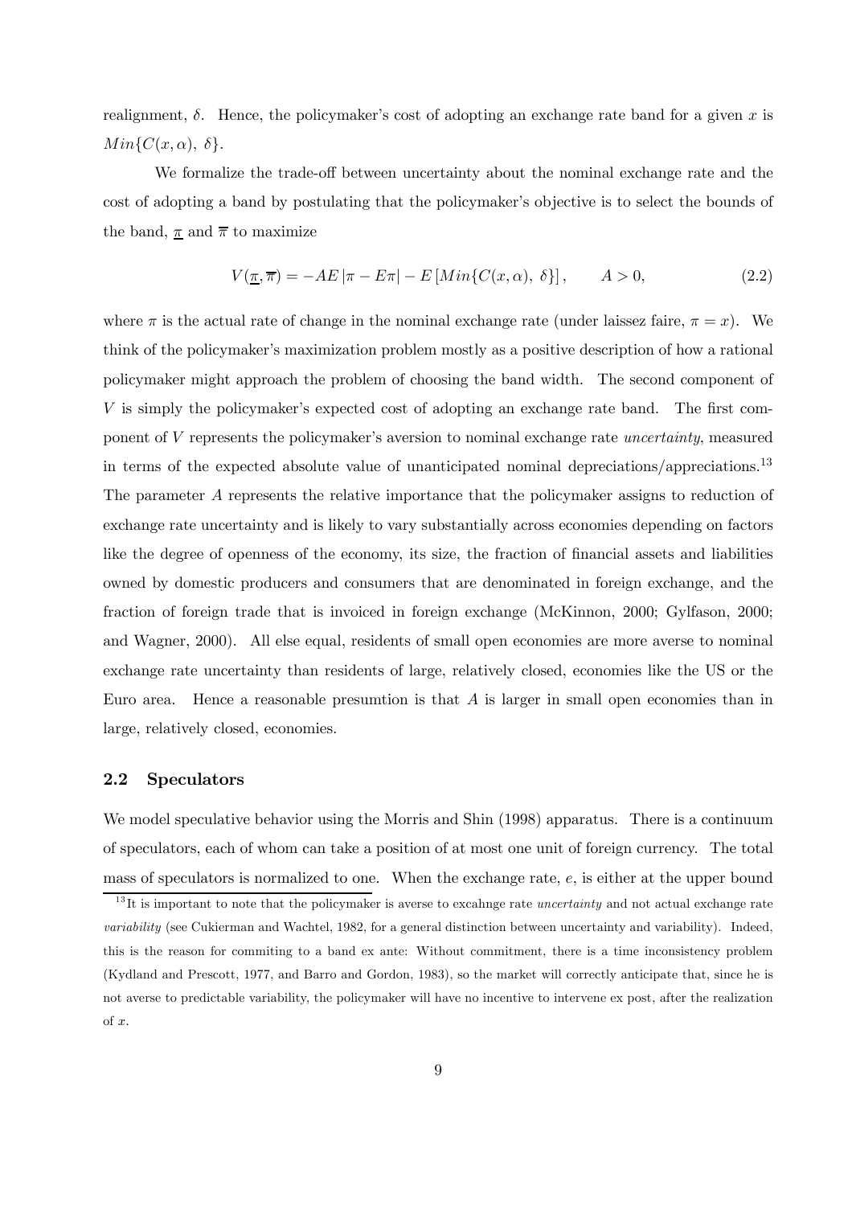realignment, $\delta$. Hence, the policymaker's cost of adopting an exchange rate band for a given $x$ is $Min\{C(x, \alpha),\ \delta\}$.

We formalize the trade-off between uncertainty about the nominal exchange rate and the cost of adopting a band by postulating that the policymaker's objective is to select the bounds of the band, $\underline{\pi}$ and $\overline{\pi}$ to maximize

$$V(\underline{\pi}, \overline{\pi}) = -AE\left|\pi - E\pi\right| - E\left[Min\{C(x, \alpha),\ \delta\}\right], \qquad A > 0, \tag{2.2}$$

where $\pi$ is the actual rate of change in the nominal exchange rate (under laissez faire, $\pi = x$). We think of the policymaker's maximization problem mostly as a positive description of how a rational policymaker might approach the problem of choosing the band width. The second component of $V$ is simply the policymaker's expected cost of adopting an exchange rate band. The first component of $V$ represents the policymaker's aversion to nominal exchange rate *uncertainty*, measured in terms of the expected absolute value of unanticipated nominal depreciations/appreciations.[13] The parameter $A$ represents the relative importance that the policymaker assigns to reduction of exchange rate uncertainty and is likely to vary substantially across economies depending on factors like the degree of openness of the economy, its size, the fraction of financial assets and liabilities owned by domestic producers and consumers that are denominated in foreign exchange, and the fraction of foreign trade that is invoiced in foreign exchange (McKinnon, 2000; Gylfason, 2000; and Wagner, 2000). All else equal, residents of small open economies are more averse to nominal exchange rate uncertainty than residents of large, relatively closed, economies like the US or the Euro area. Hence a reasonable presumtion is that $A$ is larger in small open economies than in large, relatively closed, economies.

## 2.2 Speculators

We model speculative behavior using the Morris and Shin (1998) apparatus. There is a continuum of speculators, each of whom can take a position of at most one unit of foreign currency. The total mass of speculators is normalized to one. When the exchange rate, $e$, is either at the upper bound

[13] It is important to note that the policymaker is averse to excahnge rate *uncertainty* and not actual exchange rate *variability* (see Cukierman and Wachtel, 1982, for a general distinction between uncertainty and variability). Indeed, this is the reason for commiting to a band ex ante: Without commitment, there is a time inconsistency problem (Kydland and Prescott, 1977, and Barro and Gordon, 1983), so the market will correctly anticipate that, since he is not averse to predictable variability, the policymaker will have no incentive to intervene ex post, after the realization of $x$.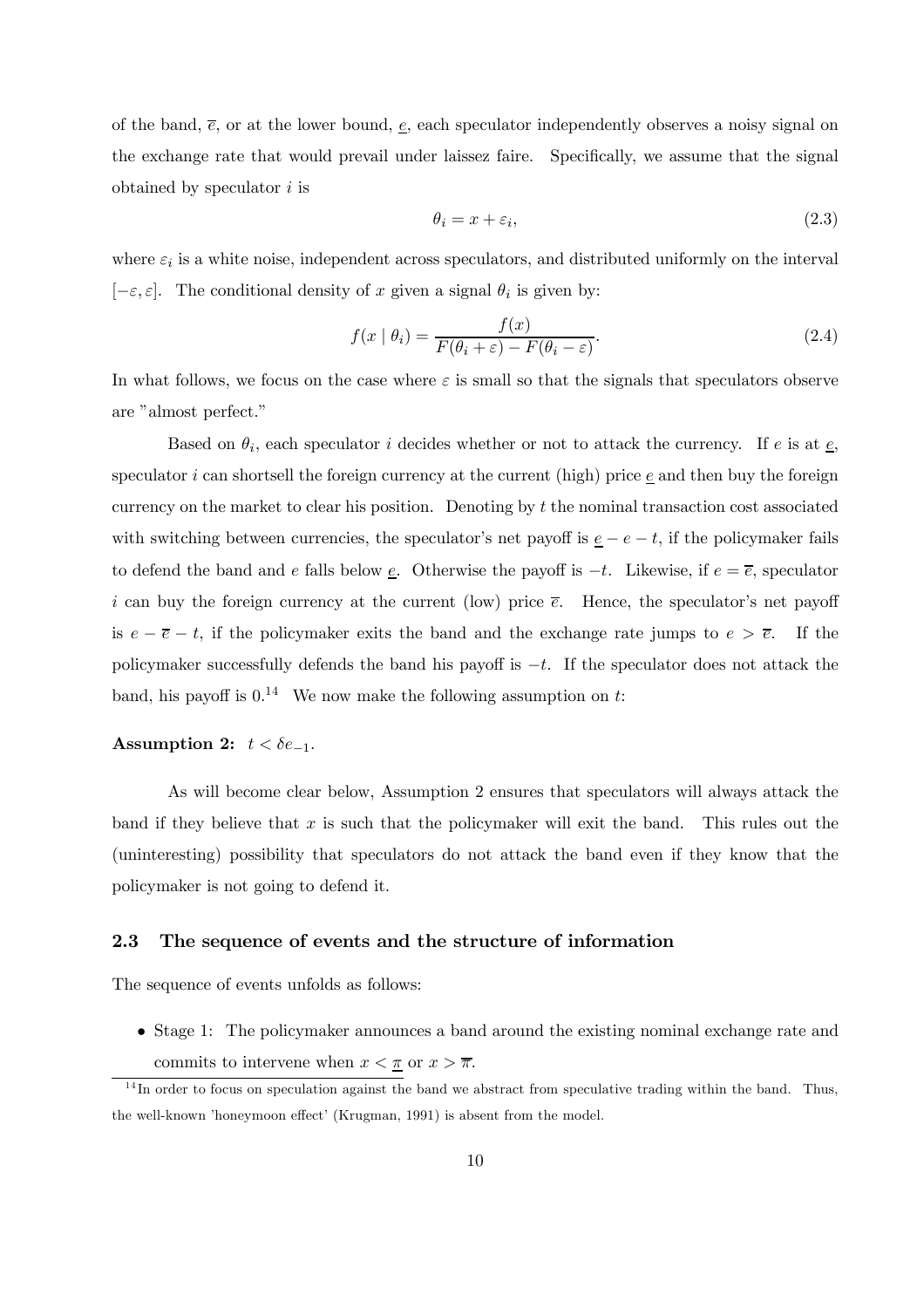of the band, $\overline{e}$, or at the lower bound, $\underline{e}$, each speculator independently observes a noisy signal on the exchange rate that would prevail under laissez faire. Specifically, we assume that the signal obtained by speculator $i$ is

$$\theta_i = x + \varepsilon_i, \tag{2.3}$$

where $\varepsilon_i$ is a white noise, independent across speculators, and distributed uniformly on the interval $[-\varepsilon, \varepsilon]$. The conditional density of $x$ given a signal $\theta_i$ is given by:

$$f(x \mid \theta_i) = \frac{f(x)}{F(\theta_i + \varepsilon) - F(\theta_i - \varepsilon)}. \tag{2.4}$$

In what follows, we focus on the case where $\varepsilon$ is small so that the signals that speculators observe are "almost perfect."

Based on $\theta_i$, each speculator $i$ decides whether or not to attack the currency. If $e$ is at $\underline{e}$, speculator $i$ can shortsell the foreign currency at the current (high) price $\underline{e}$ and then buy the foreign currency on the market to clear his position. Denoting by $t$ the nominal transaction cost associated with switching between currencies, the speculator's net payoff is $\underline{e} - e - t$, if the policymaker fails to defend the band and $e$ falls below $\underline{e}$. Otherwise the payoff is $-t$. Likewise, if $e = \overline{e}$, speculator $i$ can buy the foreign currency at the current (low) price $\overline{e}$. Hence, the speculator's net payoff is $e - \overline{e} - t$, if the policymaker exits the band and the exchange rate jumps to $e > \overline{e}$. If the policymaker successfully defends the band his payoff is $-t$. If the speculator does not attack the band, his payoff is 0.[14] We now make the following assumption on $t$:

**Assumption 2:** $t < \delta e_{-1}$.

As will become clear below, Assumption 2 ensures that speculators will always attack the band if they believe that $x$ is such that the policymaker will exit the band. This rules out the (uninteresting) possibility that speculators do not attack the band even if they know that the policymaker is not going to defend it.

### 2.3 The sequence of events and the structure of information

The sequence of events unfolds as follows:

- Stage 1: The policymaker announces a band around the existing nominal exchange rate and commits to intervene when $x < \underline{\pi}$ or $x > \overline{\pi}$.

[14] In order to focus on speculation against the band we abstract from speculative trading within the band. Thus, the well-known 'honeymoon effect' (Krugman, 1991) is absent from the model.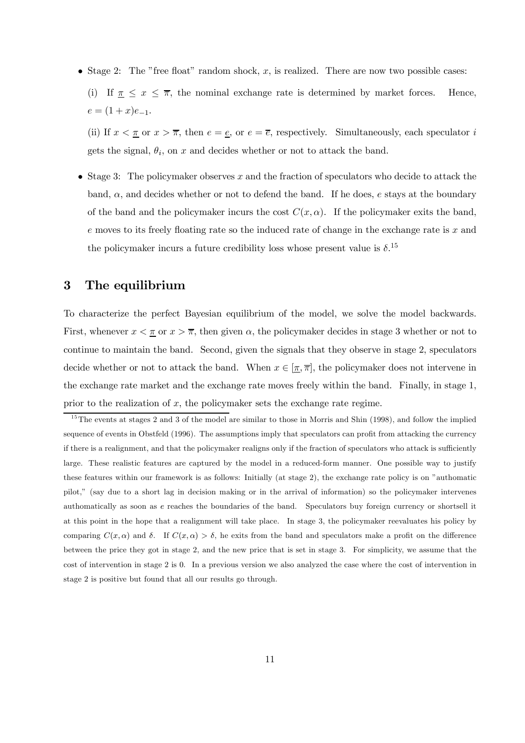- Stage 2: The "free float" random shock, $x$, is realized. There are now two possible cases:

  (i) If $\underline{\pi} \leq x \leq \overline{\pi}$, the nominal exchange rate is determined by market forces. Hence, $e = (1 + x)e_{-1}$.

  (ii) If $x < \underline{\pi}$ or $x > \overline{\pi}$, then $e = \underline{e}$, or $e = \overline{e}$, respectively. Simultaneously, each speculator $i$ gets the signal, $\theta_i$, on $x$ and decides whether or not to attack the band.

- Stage 3: The policymaker observes $x$ and the fraction of speculators who decide to attack the band, $\alpha$, and decides whether or not to defend the band. If he does, $e$ stays at the boundary of the band and the policymaker incurs the cost $C(x, \alpha)$. If the policymaker exits the band, $e$ moves to its freely floating rate so the induced rate of change in the exchange rate is $x$ and the policymaker incurs a future credibility loss whose present value is $\delta$.[15]

# 3 The equilibrium

To characterize the perfect Bayesian equilibrium of the model, we solve the model backwards. First, whenever $x < \underline{\pi}$ or $x > \overline{\pi}$, then given $\alpha$, the policymaker decides in stage 3 whether or not to continue to maintain the band. Second, given the signals that they observe in stage 2, speculators decide whether or not to attack the band. When $x \in [\underline{\pi}, \overline{\pi}]$, the policymaker does not intervene in the exchange rate market and the exchange rate moves freely within the band. Finally, in stage 1, prior to the realization of $x$, the policymaker sets the exchange rate regime.

[15] The events at stages 2 and 3 of the model are similar to those in Morris and Shin (1998), and follow the implied sequence of events in Obstfeld (1996). The assumptions imply that speculators can profit from attacking the currency if there is a realignment, and that the policymaker realigns only if the fraction of speculators who attack is sufficiently large. These realistic features are captured by the model in a reduced-form manner. One possible way to justify these features within our framework is as follows: Initially (at stage 2), the exchange rate policy is on "authomatic pilot," (say due to a short lag in decision making or in the arrival of information) so the policymaker intervenes authomatically as soon as $e$ reaches the boundaries of the band. Speculators buy foreign currency or shortsell it at this point in the hope that a realignment will take place. In stage 3, the policymaker reevaluates his policy by comparing $C(x, \alpha)$ and $\delta$. If $C(x, \alpha) > \delta$, he exits from the band and speculators make a profit on the difference between the price they got in stage 2, and the new price that is set in stage 3. For simplicity, we assume that the cost of intervention in stage 2 is 0. In a previous version we also analyzed the case where the cost of intervention in stage 2 is positive but found that all our results go through.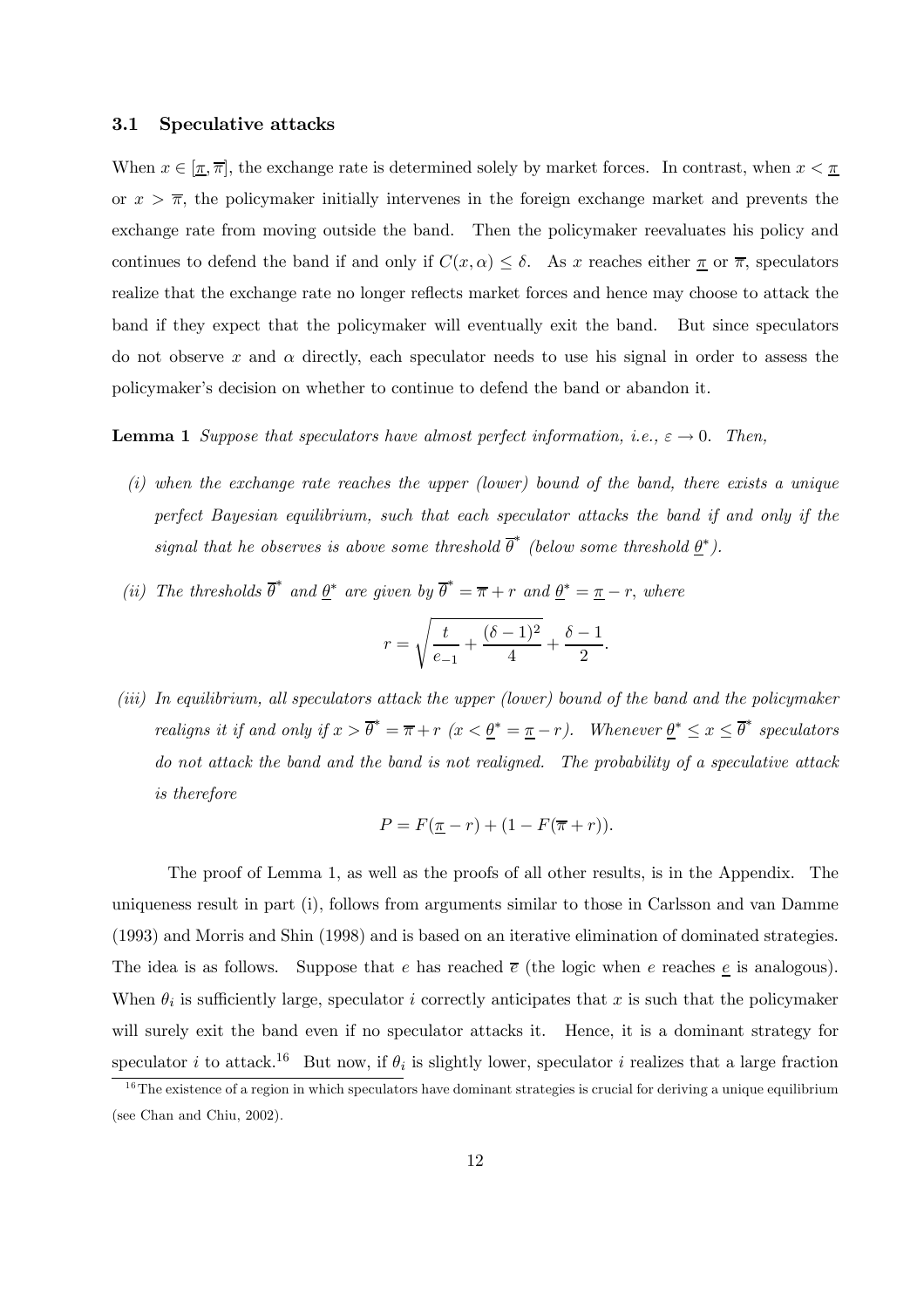### 3.1 Speculative attacks

When $x \in [\underline{\pi}, \overline{\pi}]$, the exchange rate is determined solely by market forces. In contrast, when $x < \underline{\pi}$ or $x > \overline{\pi}$, the policymaker initially intervenes in the foreign exchange market and prevents the exchange rate from moving outside the band. Then the policymaker reevaluates his policy and continues to defend the band if and only if $C(x, \alpha) \leq \delta$. As $x$ reaches either $\underline{\pi}$ or $\overline{\pi}$, speculators realize that the exchange rate no longer reflects market forces and hence may choose to attack the band if they expect that the policymaker will eventually exit the band. But since speculators do not observe $x$ and $\alpha$ directly, each speculator needs to use his signal in order to assess the policymaker's decision on whether to continue to defend the band or abandon it.

**Lemma 1** *Suppose that speculators have almost perfect information, i.e., $\varepsilon \to 0$. Then,*

*(i) when the exchange rate reaches the upper (lower) bound of the band, there exists a unique perfect Bayesian equilibrium, such that each speculator attacks the band if and only if the signal that he observes is above some threshold $\overline{\theta}^*$ (below some threshold $\underline{\theta}^*$).*

*(ii) The thresholds $\overline{\theta}^*$ and $\underline{\theta}^*$ are given by $\overline{\theta}^* = \overline{\pi} + r$ and $\underline{\theta}^* = \underline{\pi} - r$, where*

$$r = \sqrt{\frac{t}{e_{-1}} + \frac{(\delta - 1)^2}{4}} + \frac{\delta - 1}{2}.$$

*(iii) In equilibrium, all speculators attack the upper (lower) bound of the band and the policymaker realigns it if and only if $x > \overline{\theta}^* = \overline{\pi} + r$ ($x < \underline{\theta}^* = \underline{\pi} - r$). Whenever $\underline{\theta}^* \leq x \leq \overline{\theta}^*$ speculators do not attack the band and the band is not realigned. The probability of a speculative attack is therefore*

$$P = F(\underline{\pi} - r) + (1 - F(\overline{\pi} + r)).$$

The proof of Lemma 1, as well as the proofs of all other results, is in the Appendix. The uniqueness result in part (i), follows from arguments similar to those in Carlsson and van Damme (1993) and Morris and Shin (1998) and is based on an iterative elimination of dominated strategies. The idea is as follows. Suppose that $e$ has reached $\overline{e}$ (the logic when $e$ reaches $\underline{e}$ is analogous). When $\theta_i$ is sufficiently large, speculator $i$ correctly anticipates that $x$ is such that the policymaker will surely exit the band even if no speculator attacks it. Hence, it is a dominant strategy for speculator $i$ to attack.[16] But now, if $\theta_i$ is slightly lower, speculator $i$ realizes that a large fraction

[16] The existence of a region in which speculators have dominant strategies is crucial for deriving a unique equilibrium (see Chan and Chiu, 2002).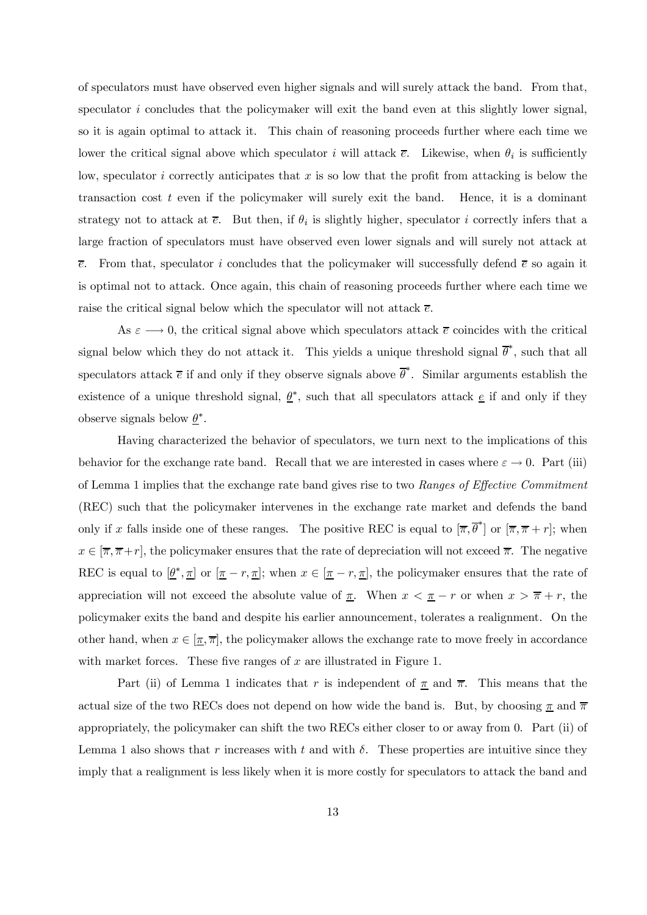of speculators must have observed even higher signals and will surely attack the band. From that, speculator $i$ concludes that the policymaker will exit the band even at this slightly lower signal, so it is again optimal to attack it. This chain of reasoning proceeds further where each time we lower the critical signal above which speculator $i$ will attack $\overline{e}$. Likewise, when $\theta_i$ is sufficiently low, speculator $i$ correctly anticipates that $x$ is so low that the profit from attacking is below the transaction cost $t$ even if the policymaker will surely exit the band. Hence, it is a dominant strategy not to attack at $\overline{e}$. But then, if $\theta_i$ is slightly higher, speculator $i$ correctly infers that a large fraction of speculators must have observed even lower signals and will surely not attack at $\overline{e}$. From that, speculator $i$ concludes that the policymaker will successfully defend $\overline{e}$ so again it is optimal not to attack. Once again, this chain of reasoning proceeds further where each time we raise the critical signal below which the speculator will not attack $\overline{e}$.

As $\varepsilon \longrightarrow 0$, the critical signal above which speculators attack $\overline{e}$ coincides with the critical signal below which they do not attack it. This yields a unique threshold signal $\overline{\theta}^*$, such that all speculators attack $\overline{e}$ if and only if they observe signals above $\overline{\theta}^*$. Similar arguments establish the existence of a unique threshold signal, $\underline{\theta}^*$, such that all speculators attack $\underline{e}$ if and only if they observe signals below $\underline{\theta}^*$.

Having characterized the behavior of speculators, we turn next to the implications of this behavior for the exchange rate band. Recall that we are interested in cases where $\varepsilon \to 0$. Part (iii) of Lemma 1 implies that the exchange rate band gives rise to two *Ranges of Effective Commitment* (REC) such that the policymaker intervenes in the exchange rate market and defends the band only if $x$ falls inside one of these ranges. The positive REC is equal to $[\overline{\pi}, \overline{\theta}^*]$ or $[\overline{\pi}, \overline{\pi} + r]$; when $x \in [\overline{\pi}, \overline{\pi} + r]$, the policymaker ensures that the rate of depreciation will not exceed $\overline{\pi}$. The negative REC is equal to $[\underline{\theta}^*, \underline{\pi}]$ or $[\underline{\pi} - r, \underline{\pi}]$; when $x \in [\underline{\pi} - r, \underline{\pi}]$, the policymaker ensures that the rate of appreciation will not exceed the absolute value of $\underline{\pi}$. When $x < \underline{\pi} - r$ or when $x > \overline{\pi} + r$, the policymaker exits the band and despite his earlier announcement, tolerates a realignment. On the other hand, when $x \in [\underline{\pi}, \overline{\pi}]$, the policymaker allows the exchange rate to move freely in accordance with market forces. These five ranges of $x$ are illustrated in Figure 1.

Part (ii) of Lemma 1 indicates that $r$ is independent of $\underline{\pi}$ and $\overline{\pi}$. This means that the actual size of the two RECs does not depend on how wide the band is. But, by choosing $\underline{\pi}$ and $\overline{\pi}$ appropriately, the policymaker can shift the two RECs either closer to or away from 0. Part (ii) of Lemma 1 also shows that $r$ increases with $t$ and with $\delta$. These properties are intuitive since they imply that a realignment is less likely when it is more costly for speculators to attack the band and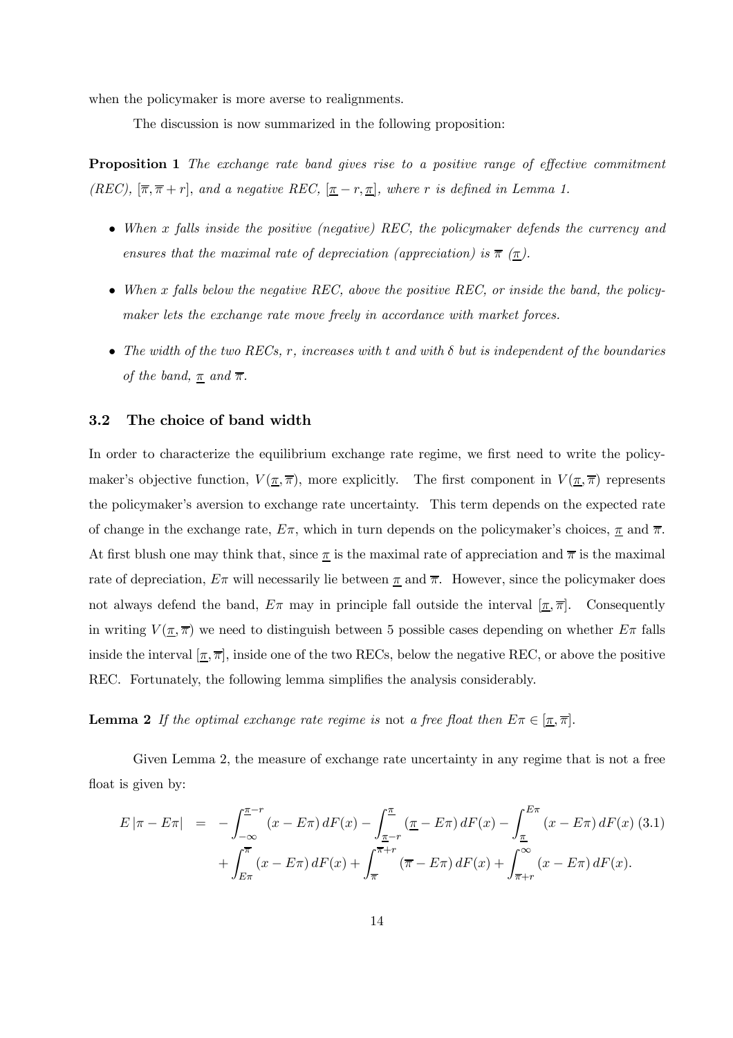when the policymaker is more averse to realignments.

The discussion is now summarized in the following proposition:

**Proposition 1** *The exchange rate band gives rise to a positive range of effective commitment (REC), $[\overline{\pi}, \overline{\pi}+r]$, and a negative REC, $[\underline{\pi}-r, \underline{\pi}]$, where $r$ is defined in Lemma 1.*

- *When $x$ falls inside the positive (negative) REC, the policymaker defends the currency and ensures that the maximal rate of depreciation (appreciation) is $\overline{\pi}$ ($\underline{\pi}$).*
- *When $x$ falls below the negative REC, above the positive REC, or inside the band, the policymaker lets the exchange rate move freely in accordance with market forces.*
- *The width of the two RECs, $r$, increases with $t$ and with $\delta$ but is independent of the boundaries of the band, $\underline{\pi}$ and $\overline{\pi}$.*

### 3.2 The choice of band width

In order to characterize the equilibrium exchange rate regime, we first need to write the policymaker's objective function, $V(\underline{\pi}, \overline{\pi})$, more explicitly. The first component in $V(\underline{\pi}, \overline{\pi})$ represents the policymaker's aversion to exchange rate uncertainty. This term depends on the expected rate of change in the exchange rate, $E\pi$, which in turn depends on the policymaker's choices, $\underline{\pi}$ and $\overline{\pi}$. At first blush one may think that, since $\underline{\pi}$ is the maximal rate of appreciation and $\overline{\pi}$ is the maximal rate of depreciation, $E\pi$ will necessarily lie between $\underline{\pi}$ and $\overline{\pi}$. However, since the policymaker does not always defend the band, $E\pi$ may in principle fall outside the interval $[\underline{\pi}, \overline{\pi}]$. Consequently in writing $V(\underline{\pi}, \overline{\pi})$ we need to distinguish between 5 possible cases depending on whether $E\pi$ falls inside the interval $[\underline{\pi}, \overline{\pi}]$, inside one of the two RECs, below the negative REC, or above the positive REC. Fortunately, the following lemma simplifies the analysis considerably.

**Lemma 2** *If the optimal exchange rate regime is* not *a free float then $E\pi \in [\underline{\pi}, \overline{\pi}]$.*

Given Lemma 2, the measure of exchange rate uncertainty in any regime that is not a free float is given by:

$$\begin{aligned} E\left|\pi - E\pi\right| &= -\int_{-\infty}^{\underline{\pi}-r} (x - E\pi)\, dF(x) - \int_{\underline{\pi}-r}^{\underline{\pi}} (\underline{\pi} - E\pi)\, dF(x) - \int_{\underline{\pi}}^{E\pi} (x - E\pi)\, dF(x) \\ &\quad + \int_{E\pi}^{\overline{\pi}} (x - E\pi)\, dF(x) + \int_{\overline{\pi}}^{\overline{\pi}+r} (\overline{\pi} - E\pi)\, dF(x) + \int_{\overline{\pi}+r}^{\infty} (x - E\pi)\, dF(x). \end{aligned} \tag{3.1}$$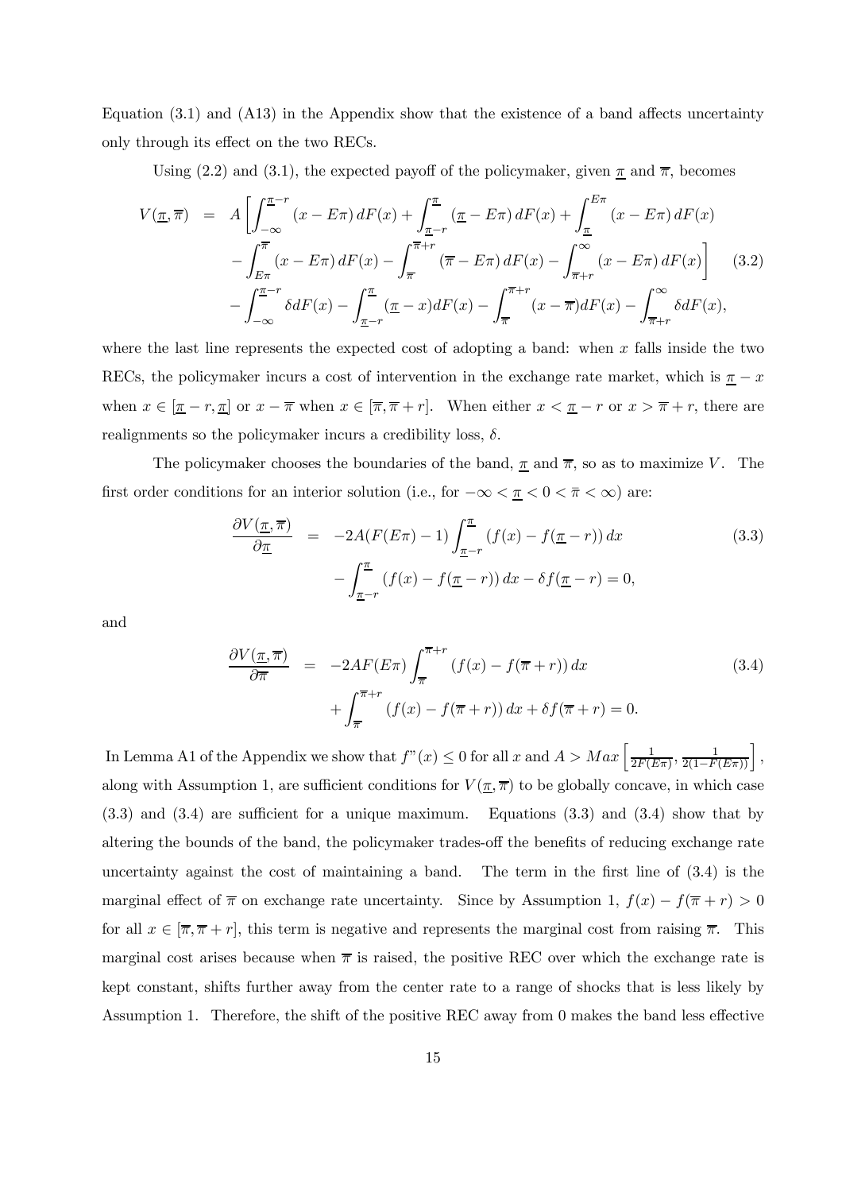Equation (3.1) and (A13) in the Appendix show that the existence of a band affects uncertainty only through its effect on the two RECs.

Using (2.2) and (3.1), the expected payoff of the policymaker, given $\underline{\pi}$ and $\overline{\pi}$, becomes

$$
\begin{aligned}
V(\underline{\pi},\overline{\pi}) &= A\left[\int_{-\infty}^{\underline{\pi}-r}(x-E\pi)\,dF(x)+\int_{\underline{\pi}-r}^{\underline{\pi}}(\underline{\pi}-E\pi)\,dF(x)+\int_{\underline{\pi}}^{E\pi}(x-E\pi)\,dF(x)\right. \\
&\quad \left.-\int_{E\pi}^{\overline{\pi}}(x-E\pi)\,dF(x)-\int_{\overline{\pi}}^{\overline{\pi}+r}(\overline{\pi}-E\pi)\,dF(x)-\int_{\overline{\pi}+r}^{\infty}(x-E\pi)\,dF(x)\right] \qquad (3.2) \\
&\quad -\int_{-\infty}^{\underline{\pi}-r}\delta dF(x)-\int_{\underline{\pi}-r}^{\underline{\pi}}(\underline{\pi}-x)dF(x)-\int_{\overline{\pi}}^{\overline{\pi}+r}(x-\overline{\pi})dF(x)-\int_{\overline{\pi}+r}^{\infty}\delta dF(x),
\end{aligned}
$$

where the last line represents the expected cost of adopting a band: when $x$ falls inside the two RECs, the policymaker incurs a cost of intervention in the exchange rate market, which is $\underline{\pi}-x$ when $x\in[\underline{\pi}-r,\underline{\pi}]$ or $x-\overline{\pi}$ when $x\in[\overline{\pi},\overline{\pi}+r]$. When either $x<\underline{\pi}-r$ or $x>\overline{\pi}+r$, there are realignments so the policymaker incurs a credibility loss, $\delta$.

The policymaker chooses the boundaries of the band, $\underline{\pi}$ and $\overline{\pi}$, so as to maximize $V$. The first order conditions for an interior solution (i.e., for $-\infty<\underline{\pi}<0<\bar{\pi}<\infty$) are:

$$
\begin{aligned}
\frac{\partial V(\underline{\pi},\overline{\pi})}{\partial \underline{\pi}} &= -2A(F(E\pi)-1)\int_{\underline{\pi}-r}^{\underline{\pi}}(f(x)-f(\underline{\pi}-r))\,dx \qquad (3.3) \\
&\quad -\int_{\underline{\pi}-r}^{\underline{\pi}}(f(x)-f(\underline{\pi}-r))\,dx-\delta f(\underline{\pi}-r)=0,
\end{aligned}
$$

and

$$
\begin{aligned}
\frac{\partial V(\underline{\pi},\overline{\pi})}{\partial \overline{\pi}} &= -2AF(E\pi)\int_{\overline{\pi}}^{\overline{\pi}+r}(f(x)-f(\overline{\pi}+r))\,dx \qquad (3.4) \\
&\quad +\int_{\overline{\pi}}^{\overline{\pi}+r}(f(x)-f(\overline{\pi}+r))\,dx+\delta f(\overline{\pi}+r)=0.
\end{aligned}
$$

In Lemma A1 of the Appendix we show that $f''(x)\leq 0$ for all $x$ and $A>Max\left[\frac{1}{2F(E\pi)},\frac{1}{2(1-F(E\pi))}\right]$, along with Assumption 1, are sufficient conditions for $V(\underline{\pi},\overline{\pi})$ to be globally concave, in which case (3.3) and (3.4) are sufficient for a unique maximum. Equations (3.3) and (3.4) show that by altering the bounds of the band, the policymaker trades-off the benefits of reducing exchange rate uncertainty against the cost of maintaining a band. The term in the first line of (3.4) is the marginal effect of $\overline{\pi}$ on exchange rate uncertainty. Since by Assumption 1, $f(x)-f(\overline{\pi}+r)>0$ for all $x\in[\overline{\pi},\overline{\pi}+r]$, this term is negative and represents the marginal cost from raising $\overline{\pi}$. This marginal cost arises because when $\overline{\pi}$ is raised, the positive REC over which the exchange rate is kept constant, shifts further away from the center rate to a range of shocks that is less likely by Assumption 1. Therefore, the shift of the positive REC away from 0 makes the band less effective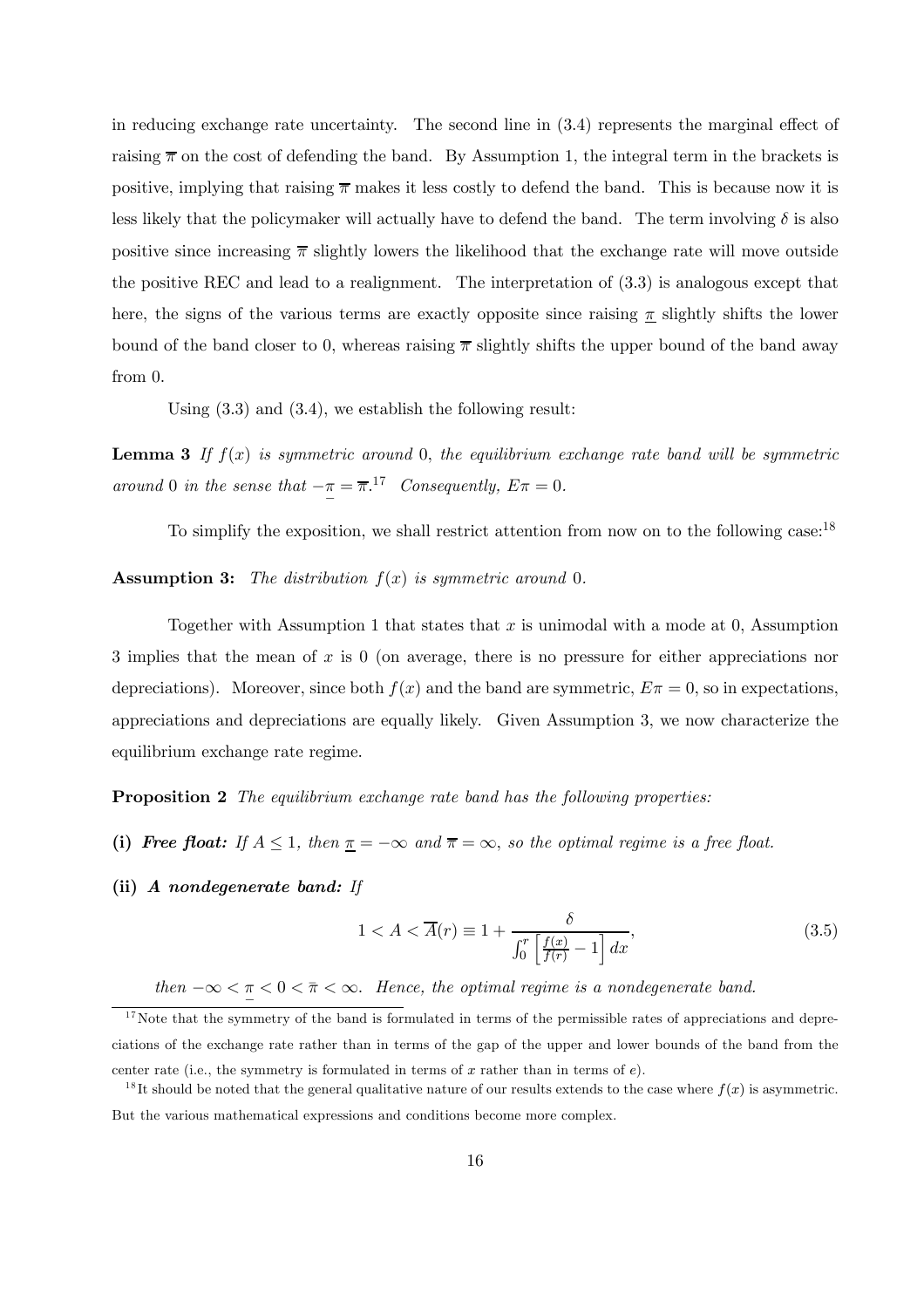in reducing exchange rate uncertainty. The second line in (3.4) represents the marginal effect of raising $\overline{\pi}$ on the cost of defending the band. By Assumption 1, the integral term in the brackets is positive, implying that raising $\overline{\pi}$ makes it less costly to defend the band. This is because now it is less likely that the policymaker will actually have to defend the band. The term involving $\delta$ is also positive since increasing $\overline{\pi}$ slightly lowers the likelihood that the exchange rate will move outside the positive REC and lead to a realignment. The interpretation of (3.3) is analogous except that here, the signs of the various terms are exactly opposite since raising $\underline{\pi}$ slightly shifts the lower bound of the band closer to 0, whereas raising $\overline{\pi}$ slightly shifts the upper bound of the band away from 0.

Using (3.3) and (3.4), we establish the following result:

**Lemma 3** *If $f(x)$ is symmetric around* 0*, the equilibrium exchange rate band will be symmetric around* 0 *in the sense that $-\underline{\pi} = \overline{\pi}$.*[17] *Consequently, $E\pi = 0$.*

To simplify the exposition, we shall restrict attention from now on to the following case:[18]

**Assumption 3:** *The distribution $f(x)$ is symmetric around* 0.

Together with Assumption 1 that states that $x$ is unimodal with a mode at 0, Assumption 3 implies that the mean of $x$ is 0 (on average, there is no pressure for either appreciations nor depreciations). Moreover, since both $f(x)$ and the band are symmetric, $E\pi = 0$, so in expectations, appreciations and depreciations are equally likely. Given Assumption 3, we now characterize the equilibrium exchange rate regime.

**Proposition 2** *The equilibrium exchange rate band has the following properties:*

**(i)** ***Free float:*** *If $A \leq 1$, then $\underline{\pi} = -\infty$ and $\overline{\pi} = \infty$, so the optimal regime is a free float.*

**(ii)** ***A nondegenerate band:*** *If*

$$1 < A < \overline{A}(r) \equiv 1 + \frac{\delta}{\int_0^r \left[\frac{f(x)}{f(r)} - 1\right] dx}, \tag{3.5}$$

*then $-\infty < \underline{\pi} < 0 < \bar{\pi} < \infty$. Hence, the optimal regime is a nondegenerate band.*

---

[17] Note that the symmetry of the band is formulated in terms of the permissible rates of appreciations and depreciations of the exchange rate rather than in terms of the gap of the upper and lower bounds of the band from the center rate (i.e., the symmetry is formulated in terms of $x$ rather than in terms of $e$).

[18] It should be noted that the general qualitative nature of our results extends to the case where $f(x)$ is asymmetric. But the various mathematical expressions and conditions become more complex.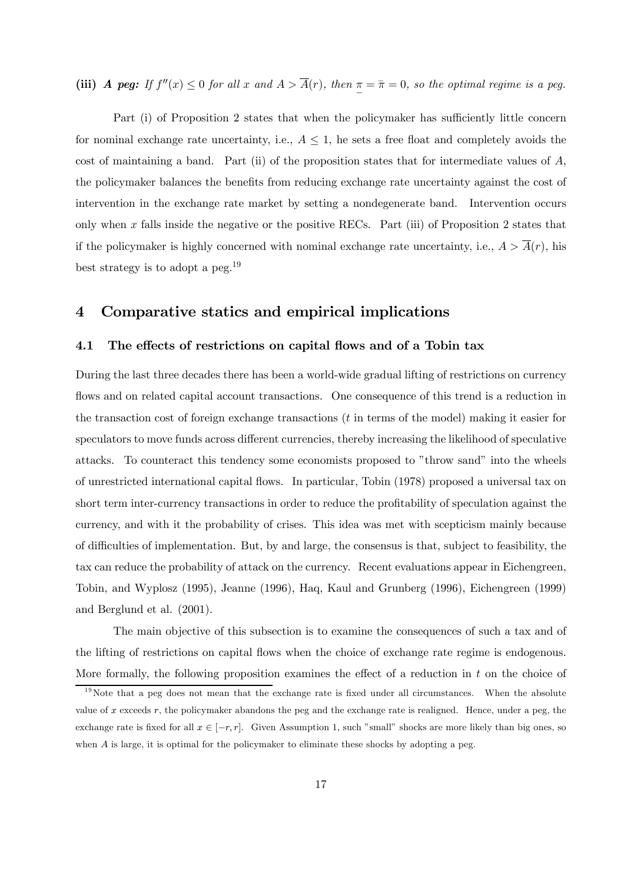**(iii)** ***A peg:*** *If $f''(x) \leq 0$ for all $x$ and $A > \overline{A}(r)$, then $\underline{\pi} = \bar{\pi} = 0$, so the optimal regime is a peg.*

Part (i) of Proposition 2 states that when the policymaker has sufficiently little concern for nominal exchange rate uncertainty, i.e., $A \leq 1$, he sets a free float and completely avoids the cost of maintaining a band. Part (ii) of the proposition states that for intermediate values of $A$, the policymaker balances the benefits from reducing exchange rate uncertainty against the cost of intervention in the exchange rate market by setting a nondegenerate band. Intervention occurs only when $x$ falls inside the negative or the positive RECs. Part (iii) of Proposition 2 states that if the policymaker is highly concerned with nominal exchange rate uncertainty, i.e., $A > \overline{A}(r)$, his best strategy is to adopt a peg.[19]

## 4 Comparative statics and empirical implications

### 4.1 The effects of restrictions on capital flows and of a Tobin tax

During the last three decades there has been a world-wide gradual lifting of restrictions on currency flows and on related capital account transactions. One consequence of this trend is a reduction in the transaction cost of foreign exchange transactions ($t$ in terms of the model) making it easier for speculators to move funds across different currencies, thereby increasing the likelihood of speculative attacks. To counteract this tendency some economists proposed to "throw sand" into the wheels of unrestricted international capital flows. In particular, Tobin (1978) proposed a universal tax on short term inter-currency transactions in order to reduce the profitability of speculation against the currency, and with it the probability of crises. This idea was met with scepticism mainly because of difficulties of implementation. But, by and large, the consensus is that, subject to feasibility, the tax can reduce the probability of attack on the currency. Recent evaluations appear in Eichengreen, Tobin, and Wyplosz (1995), Jeanne (1996), Haq, Kaul and Grunberg (1996), Eichengreen (1999) and Berglund et al. (2001).

The main objective of this subsection is to examine the consequences of such a tax and of the lifting of restrictions on capital flows when the choice of exchange rate regime is endogenous. More formally, the following proposition examines the effect of a reduction in $t$ on the choice of

[19] Note that a peg does not mean that the exchange rate is fixed under all circumstances. When the absolute value of $x$ exceeds $r$, the policymaker abandons the peg and the exchange rate is realigned. Hence, under a peg, the exchange rate is fixed for all $x \in [-r, r]$. Given Assumption 1, such "small" shocks are more likely than big ones, so when $A$ is large, it is optimal for the policymaker to eliminate these shocks by adopting a peg.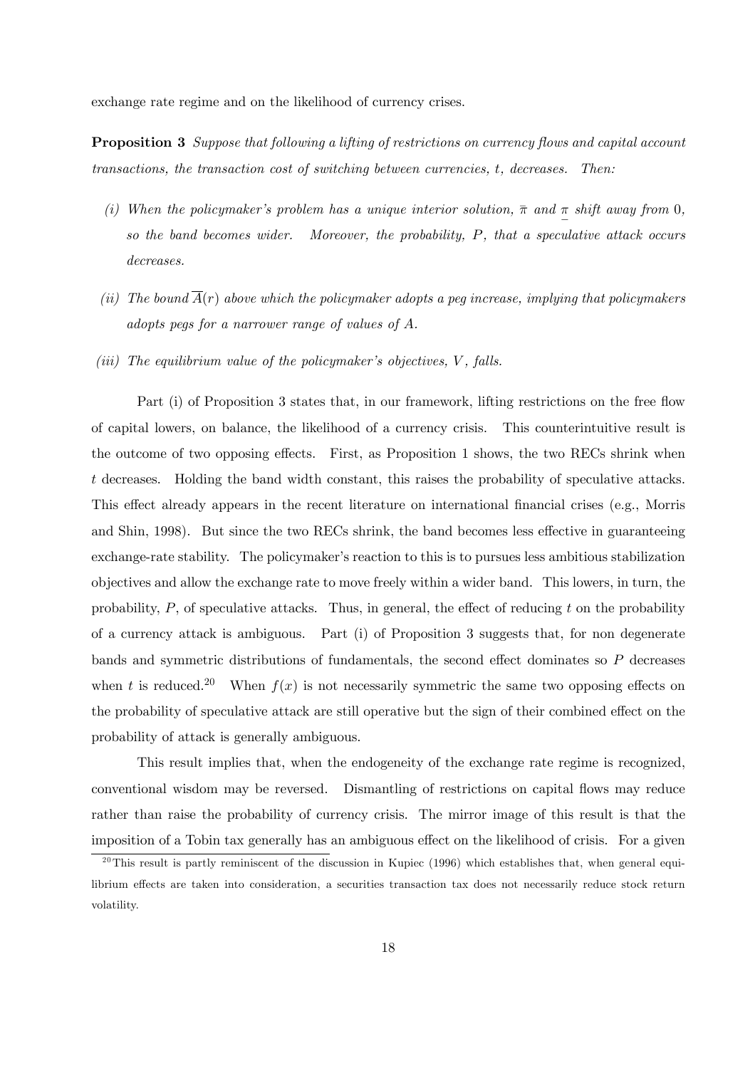exchange rate regime and on the likelihood of currency crises.

**Proposition 3** *Suppose that following a lifting of restrictions on currency flows and capital account transactions, the transaction cost of switching between currencies, $t$, decreases. Then:*

*(i) When the policymaker's problem has a unique interior solution, $\bar{\pi}$ and $\underline{\pi}$ shift away from 0, so the band becomes wider. Moreover, the probability, $P$, that a speculative attack occurs decreases.*

*(ii) The bound $\overline{A}(r)$ above which the policymaker adopts a peg increase, implying that policymakers adopts pegs for a narrower range of values of $A$.*

*(iii) The equilibrium value of the policymaker's objectives, $V$, falls.*

Part (i) of Proposition 3 states that, in our framework, lifting restrictions on the free flow of capital lowers, on balance, the likelihood of a currency crisis. This counterintuitive result is the outcome of two opposing effects. First, as Proposition 1 shows, the two RECs shrink when $t$ decreases. Holding the band width constant, this raises the probability of speculative attacks. This effect already appears in the recent literature on international financial crises (e.g., Morris and Shin, 1998). But since the two RECs shrink, the band becomes less effective in guaranteeing exchange-rate stability. The policymaker's reaction to this is to pursues less ambitious stabilization objectives and allow the exchange rate to move freely within a wider band. This lowers, in turn, the probability, $P$, of speculative attacks. Thus, in general, the effect of reducing $t$ on the probability of a currency attack is ambiguous. Part (i) of Proposition 3 suggests that, for non degenerate bands and symmetric distributions of fundamentals, the second effect dominates so $P$ decreases when $t$ is reduced.[20] When $f(x)$ is not necessarily symmetric the same two opposing effects on the probability of speculative attack are still operative but the sign of their combined effect on the probability of attack is generally ambiguous.

This result implies that, when the endogeneity of the exchange rate regime is recognized, conventional wisdom may be reversed. Dismantling of restrictions on capital flows may reduce rather than raise the probability of currency crisis. The mirror image of this result is that the imposition of a Tobin tax generally has an ambiguous effect on the likelihood of crisis. For a given

[20] This result is partly reminiscent of the discussion in Kupiec (1996) which establishes that, when general equilibrium effects are taken into consideration, a securities transaction tax does not necessarily reduce stock return volatility.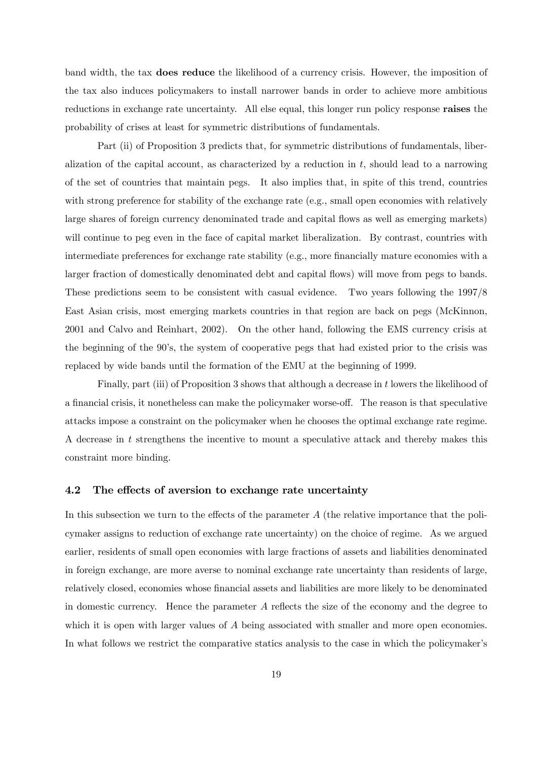band width, the tax **does reduce** the likelihood of a currency crisis. However, the imposition of the tax also induces policymakers to install narrower bands in order to achieve more ambitious reductions in exchange rate uncertainty. All else equal, this longer run policy response **raises** the probability of crises at least for symmetric distributions of fundamentals.

Part (ii) of Proposition 3 predicts that, for symmetric distributions of fundamentals, liberalization of the capital account, as characterized by a reduction in $t$, should lead to a narrowing of the set of countries that maintain pegs. It also implies that, in spite of this trend, countries with strong preference for stability of the exchange rate (e.g., small open economies with relatively large shares of foreign currency denominated trade and capital flows as well as emerging markets) will continue to peg even in the face of capital market liberalization. By contrast, countries with intermediate preferences for exchange rate stability (e.g., more financially mature economies with a larger fraction of domestically denominated debt and capital flows) will move from pegs to bands. These predictions seem to be consistent with casual evidence. Two years following the 1997/8 East Asian crisis, most emerging markets countries in that region are back on pegs (McKinnon, 2001 and Calvo and Reinhart, 2002). On the other hand, following the EMS currency crisis at the beginning of the 90's, the system of cooperative pegs that had existed prior to the crisis was replaced by wide bands until the formation of the EMU at the beginning of 1999.

Finally, part (iii) of Proposition 3 shows that although a decrease in $t$ lowers the likelihood of a financial crisis, it nonetheless can make the policymaker worse-off. The reason is that speculative attacks impose a constraint on the policymaker when he chooses the optimal exchange rate regime. A decrease in $t$ strengthens the incentive to mount a speculative attack and thereby makes this constraint more binding.

### 4.2 The effects of aversion to exchange rate uncertainty

In this subsection we turn to the effects of the parameter $A$ (the relative importance that the policymaker assigns to reduction of exchange rate uncertainty) on the choice of regime. As we argued earlier, residents of small open economies with large fractions of assets and liabilities denominated in foreign exchange, are more averse to nominal exchange rate uncertainty than residents of large, relatively closed, economies whose financial assets and liabilities are more likely to be denominated in domestic currency. Hence the parameter $A$ reflects the size of the economy and the degree to which it is open with larger values of $A$ being associated with smaller and more open economies. In what follows we restrict the comparative statics analysis to the case in which the policymaker's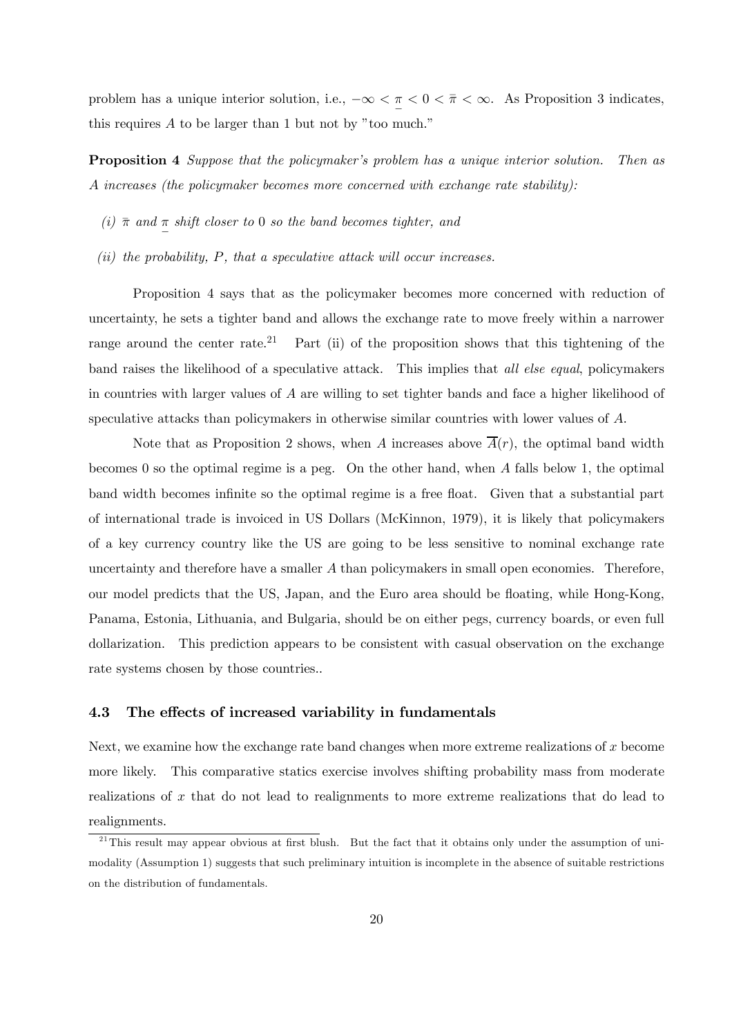problem has a unique interior solution, i.e., $-\infty < \underline{\pi} < 0 < \bar{\pi} < \infty$. As Proposition 3 indicates, this requires $A$ to be larger than 1 but not by "too much."

**Proposition 4** *Suppose that the policymaker's problem has a unique interior solution. Then as $A$ increases (the policymaker becomes more concerned with exchange rate stability):*

*(i) $\bar{\pi}$ and $\underline{\pi}$ shift closer to 0 so the band becomes tighter, and*

*(ii) the probability, $P$, that a speculative attack will occur increases.*

Proposition 4 says that as the policymaker becomes more concerned with reduction of uncertainty, he sets a tighter band and allows the exchange rate to move freely within a narrower range around the center rate.[21] Part (ii) of the proposition shows that this tightening of the band raises the likelihood of a speculative attack. This implies that *all else equal*, policymakers in countries with larger values of $A$ are willing to set tighter bands and face a higher likelihood of speculative attacks than policymakers in otherwise similar countries with lower values of $A$.

Note that as Proposition 2 shows, when $A$ increases above $\overline{A}(r)$, the optimal band width becomes 0 so the optimal regime is a peg. On the other hand, when $A$ falls below 1, the optimal band width becomes infinite so the optimal regime is a free float. Given that a substantial part of international trade is invoiced in US Dollars (McKinnon, 1979), it is likely that policymakers of a key currency country like the US are going to be less sensitive to nominal exchange rate uncertainty and therefore have a smaller $A$ than policymakers in small open economies. Therefore, our model predicts that the US, Japan, and the Euro area should be floating, while Hong-Kong, Panama, Estonia, Lithuania, and Bulgaria, should be on either pegs, currency boards, or even full dollarization. This prediction appears to be consistent with casual observation on the exchange rate systems chosen by those countries..

### 4.3 The effects of increased variability in fundamentals

Next, we examine how the exchange rate band changes when more extreme realizations of $x$ become more likely. This comparative statics exercise involves shifting probability mass from moderate realizations of $x$ that do not lead to realignments to more extreme realizations that do lead to realignments.

[21] This result may appear obvious at first blush. But the fact that it obtains only under the assumption of unimodality (Assumption 1) suggests that such preliminary intuition is incomplete in the absence of suitable restrictions on the distribution of fundamentals.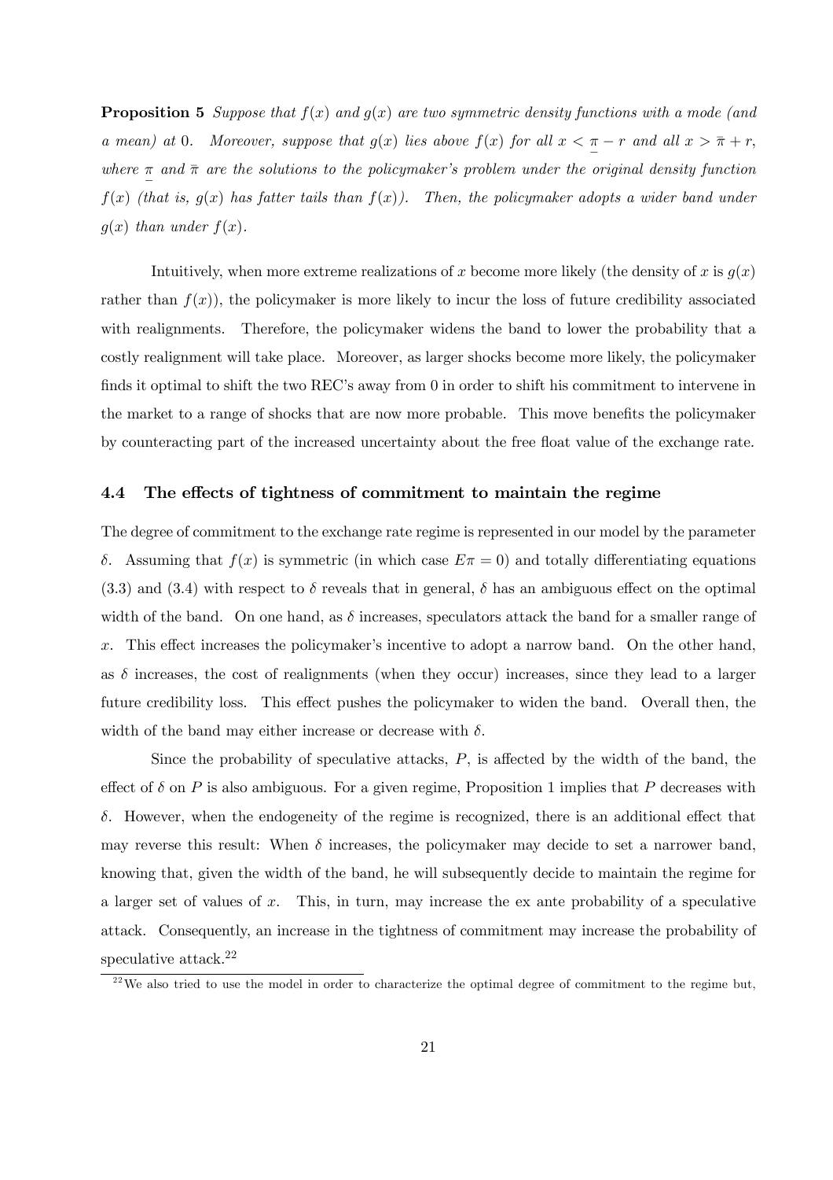**Proposition 5** *Suppose that $f(x)$ and $g(x)$ are two symmetric density functions with a mode (and a mean) at 0. Moreover, suppose that $g(x)$ lies above $f(x)$ for all $x < \underline{\pi} - r$ and all $x > \bar{\pi} + r$, where $\underline{\pi}$ and $\bar{\pi}$ are the solutions to the policymaker's problem under the original density function $f(x)$ (that is, $g(x)$ has fatter tails than $f(x)$). Then, the policymaker adopts a wider band under $g(x)$ than under $f(x)$.*

Intuitively, when more extreme realizations of $x$ become more likely (the density of $x$ is $g(x)$ rather than $f(x)$), the policymaker is more likely to incur the loss of future credibility associated with realignments. Therefore, the policymaker widens the band to lower the probability that a costly realignment will take place. Moreover, as larger shocks become more likely, the policymaker finds it optimal to shift the two REC's away from 0 in order to shift his commitment to intervene in the market to a range of shocks that are now more probable. This move benefits the policymaker by counteracting part of the increased uncertainty about the free float value of the exchange rate.

### 4.4 The effects of tightness of commitment to maintain the regime

The degree of commitment to the exchange rate regime is represented in our model by the parameter $\delta$. Assuming that $f(x)$ is symmetric (in which case $E\pi = 0$) and totally differentiating equations (3.3) and (3.4) with respect to $\delta$ reveals that in general, $\delta$ has an ambiguous effect on the optimal width of the band. On one hand, as $\delta$ increases, speculators attack the band for a smaller range of $x$. This effect increases the policymaker's incentive to adopt a narrow band. On the other hand, as $\delta$ increases, the cost of realignments (when they occur) increases, since they lead to a larger future credibility loss. This effect pushes the policymaker to widen the band. Overall then, the width of the band may either increase or decrease with $\delta$.

Since the probability of speculative attacks, $P$, is affected by the width of the band, the effect of $\delta$ on $P$ is also ambiguous. For a given regime, Proposition 1 implies that $P$ decreases with $\delta$. However, when the endogeneity of the regime is recognized, there is an additional effect that may reverse this result: When $\delta$ increases, the policymaker may decide to set a narrower band, knowing that, given the width of the band, he will subsequently decide to maintain the regime for a larger set of values of $x$. This, in turn, may increase the ex ante probability of a speculative attack. Consequently, an increase in the tightness of commitment may increase the probability of speculative attack.[22]

[22] We also tried to use the model in order to characterize the optimal degree of commitment to the regime but,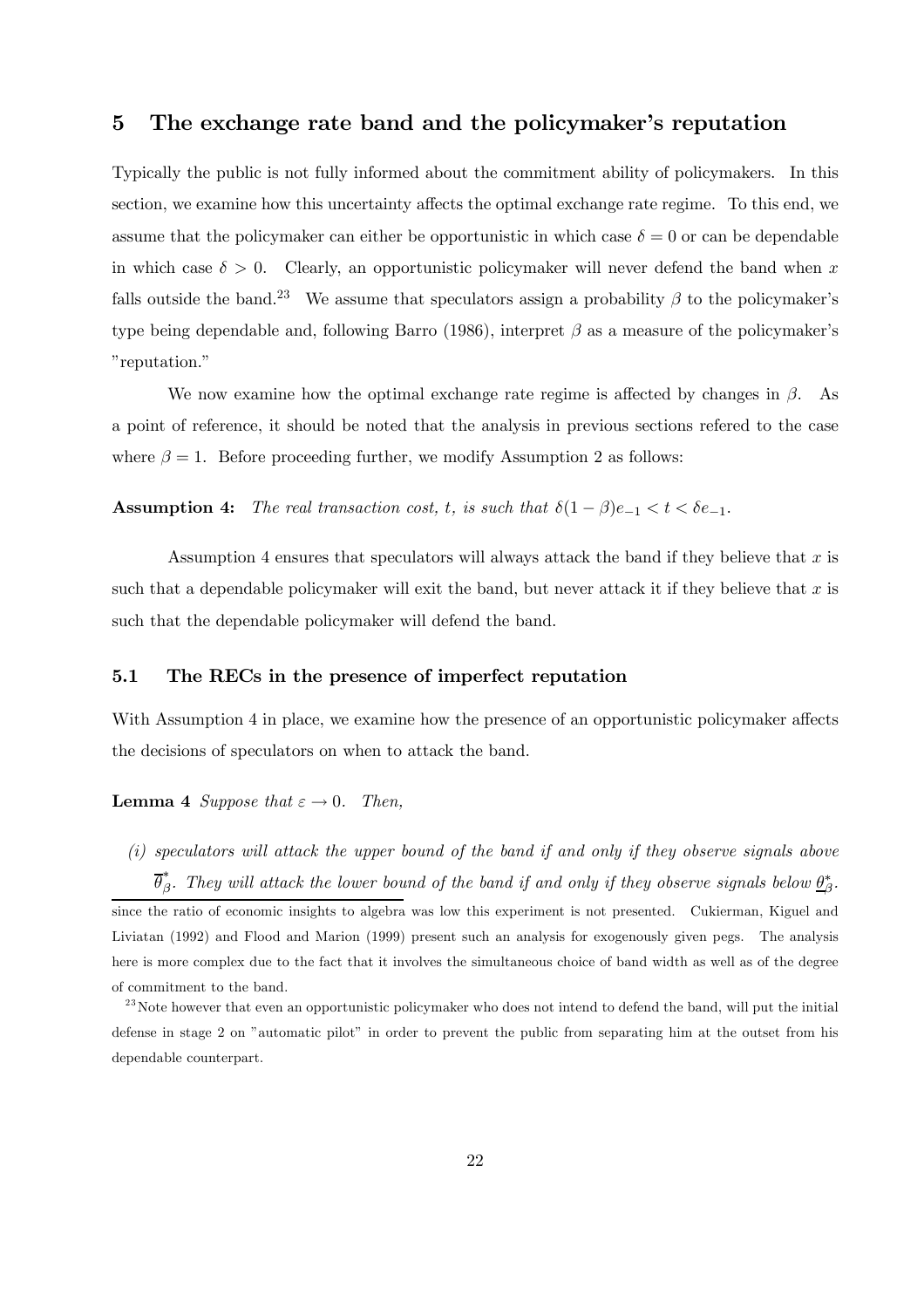## 5 The exchange rate band and the policymaker's reputation

Typically the public is not fully informed about the commitment ability of policymakers. In this section, we examine how this uncertainty affects the optimal exchange rate regime. To this end, we assume that the policymaker can either be opportunistic in which case $\delta = 0$ or can be dependable in which case $\delta > 0$. Clearly, an opportunistic policymaker will never defend the band when $x$ falls outside the band.[23] We assume that speculators assign a probability $\beta$ to the policymaker's type being dependable and, following Barro (1986), interpret $\beta$ as a measure of the policymaker's "reputation."

We now examine how the optimal exchange rate regime is affected by changes in $\beta$. As a point of reference, it should be noted that the analysis in previous sections refered to the case where $\beta = 1$. Before proceeding further, we modify Assumption 2 as follows:

**Assumption 4:** *The real transaction cost, $t$, is such that $\delta(1-\beta)e_{-1} < t < \delta e_{-1}$.*

Assumption 4 ensures that speculators will always attack the band if they believe that $x$ is such that a dependable policymaker will exit the band, but never attack it if they believe that $x$ is such that the dependable policymaker will defend the band.

### 5.1 The RECs in the presence of imperfect reputation

With Assumption 4 in place, we examine how the presence of an opportunistic policymaker affects the decisions of speculators on when to attack the band.

**Lemma 4** *Suppose that $\varepsilon \to 0$. Then,*

*(i) speculators will attack the upper bound of the band if and only if they observe signals above $\overline{\theta}^*_\beta$. They will attack the lower bound of the band if and only if they observe signals below $\underline{\theta}^*_\beta$.*

since the ratio of economic insights to algebra was low this experiment is not presented. Cukierman, Kiguel and Liviatan (1992) and Flood and Marion (1999) present such an analysis for exogenously given pegs. The analysis here is more complex due to the fact that it involves the simultaneous choice of band width as well as of the degree of commitment to the band.

[23] Note however that even an opportunistic policymaker who does not intend to defend the band, will put the initial defense in stage 2 on "automatic pilot" in order to prevent the public from separating him at the outset from his dependable counterpart.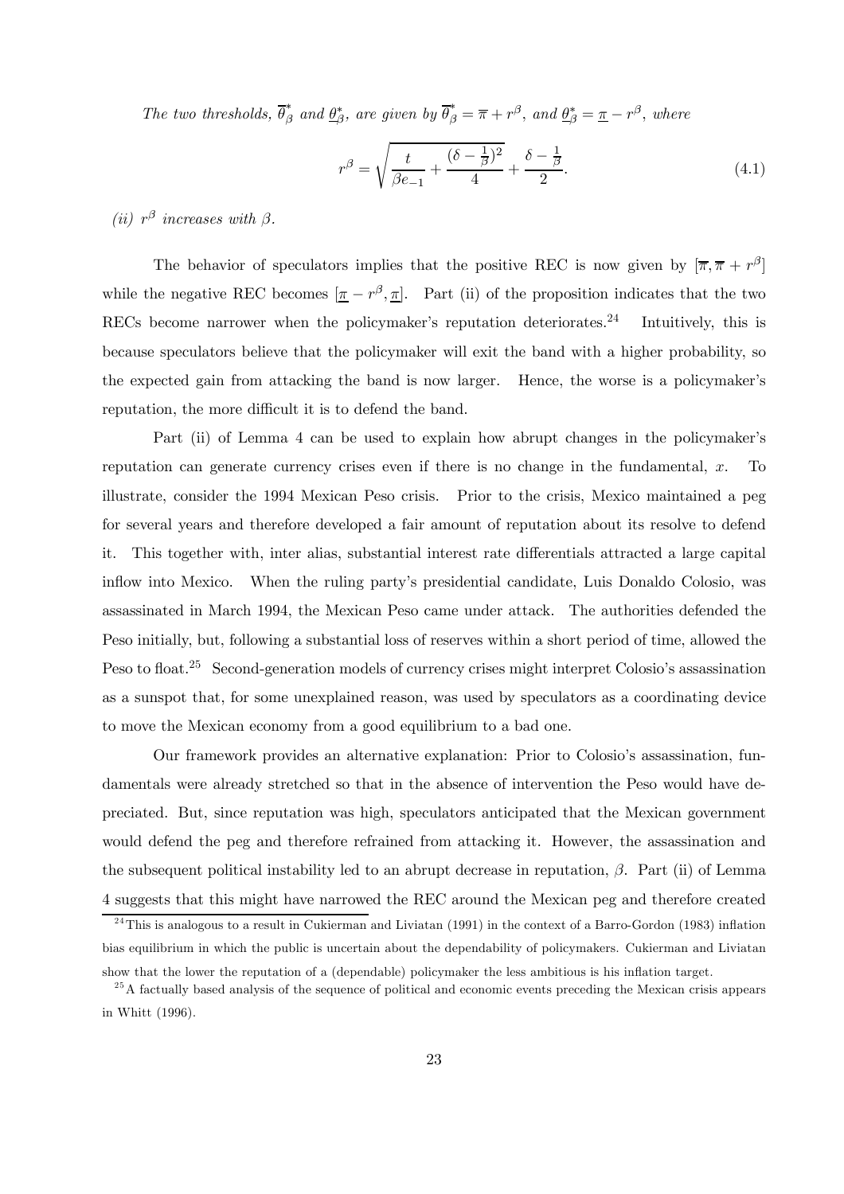*The two thresholds, $\overline{\theta}^*_\beta$ and $\underline{\theta}^*_\beta$, are given by $\overline{\theta}^*_\beta = \overline{\pi} + r^\beta$, and $\underline{\theta}^*_\beta = \underline{\pi} - r^\beta$, where*

$$r^\beta = \sqrt{\frac{t}{\beta e_{-1}} + \frac{(\delta - \frac{1}{\beta})^2}{4}} + \frac{\delta - \frac{1}{\beta}}{2}. \tag{4.1}$$

*(ii) $r^\beta$ increases with $\beta$.*

The behavior of speculators implies that the positive REC is now given by $[\overline{\pi}, \overline{\pi} + r^\beta]$ while the negative REC becomes $[\underline{\pi} - r^\beta, \underline{\pi}]$. Part (ii) of the proposition indicates that the two RECs become narrower when the policymaker's reputation deteriorates.[24] Intuitively, this is because speculators believe that the policymaker will exit the band with a higher probability, so the expected gain from attacking the band is now larger. Hence, the worse is a policymaker's reputation, the more difficult it is to defend the band.

Part (ii) of Lemma 4 can be used to explain how abrupt changes in the policymaker's reputation can generate currency crises even if there is no change in the fundamental, $x$. To illustrate, consider the 1994 Mexican Peso crisis. Prior to the crisis, Mexico maintained a peg for several years and therefore developed a fair amount of reputation about its resolve to defend it. This together with, inter alias, substantial interest rate differentials attracted a large capital inflow into Mexico. When the ruling party's presidential candidate, Luis Donaldo Colosio, was assassinated in March 1994, the Mexican Peso came under attack. The authorities defended the Peso initially, but, following a substantial loss of reserves within a short period of time, allowed the Peso to float.[25] Second-generation models of currency crises might interpret Colosio's assassination as a sunspot that, for some unexplained reason, was used by speculators as a coordinating device to move the Mexican economy from a good equilibrium to a bad one.

Our framework provides an alternative explanation: Prior to Colosio's assassination, fundamentals were already stretched so that in the absence of intervention the Peso would have depreciated. But, since reputation was high, speculators anticipated that the Mexican government would defend the peg and therefore refrained from attacking it. However, the assassination and the subsequent political instability led to an abrupt decrease in reputation, $\beta$. Part (ii) of Lemma 4 suggests that this might have narrowed the REC around the Mexican peg and therefore created

[24] This is analogous to a result in Cukierman and Liviatan (1991) in the context of a Barro-Gordon (1983) inflation bias equilibrium in which the public is uncertain about the dependability of policymakers. Cukierman and Liviatan show that the lower the reputation of a (dependable) policymaker the less ambitious is his inflation target.

[25] A factually based analysis of the sequence of political and economic events preceding the Mexican crisis appears in Whitt (1996).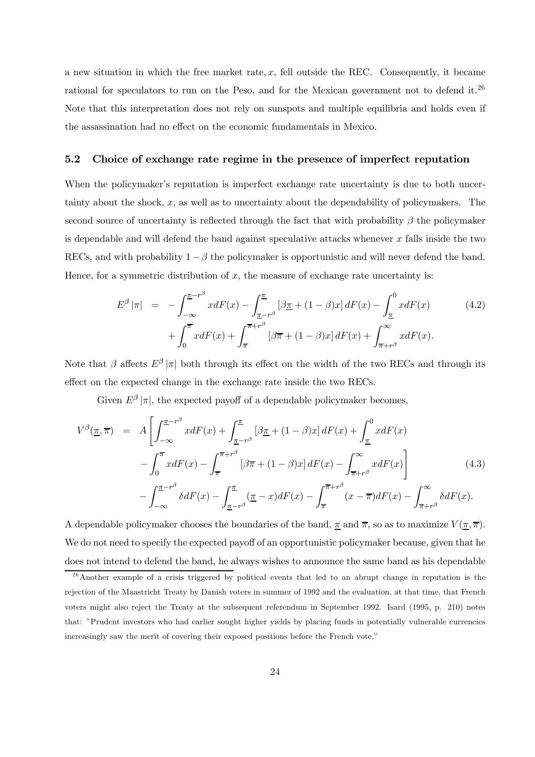a new situation in which the free market rate, $x$, fell outside the REC. Consequently, it became rational for speculators to run on the Peso, and for the Mexican government not to defend it.[26] Note that this interpretation does not rely on sunspots and multiple equilibria and holds even if the assassination had no effect on the economic fundamentals in Mexico.

### 5.2 Choice of exchange rate regime in the presence of imperfect reputation

When the policymaker's reputation is imperfect exchange rate uncertainty is due to both uncertainty about the shock, $x$, as well as to uncertainty about the dependability of policymakers. The second source of uncertainty is reflected through the fact that with probability $\beta$ the policymaker is dependable and will defend the band against speculative attacks whenever $x$ falls inside the two RECs, and with probability $1-\beta$ the policymaker is opportunistic and will never defend the band. Hence, for a symmetric distribution of $x$, the measure of exchange rate uncertainty is:

$$
\begin{aligned}
E^{\beta}|\pi| \;=\; & -\int_{-\infty}^{\underline{\pi}-r^{\beta}} x dF(x) - \int_{\underline{\pi}-r^{\beta}}^{\underline{\pi}} \left[\beta\underline{\pi} + (1-\beta)x\right] dF(x) - \int_{\underline{\pi}}^{0} x dF(x) \\
& + \int_{0}^{\overline{\pi}} x dF(x) + \int_{\overline{\pi}}^{\overline{\pi}+r^{\beta}} \left[\beta\overline{\pi} + (1-\beta)x\right] dF(x) + \int_{\overline{\pi}+r^{\beta}}^{\infty} x dF(x).
\end{aligned} \tag{4.2}
$$

Note that $\beta$ affects $E^{\beta}|\pi|$ both through its effect on the width of the two RECs and through its effect on the expected change in the exchange rate inside the two RECs.

Given $E^{\beta}|\pi|$, the expected payoff of a dependable policymaker becomes,

$$
\begin{aligned}
V^{\beta}(\underline{\pi}, \overline{\pi}) \;=\; & A\left[\int_{-\infty}^{\underline{\pi}-r^{\beta}} x dF(x) + \int_{\underline{\pi}-r^{\beta}}^{\underline{\pi}} \left[\beta\underline{\pi} + (1-\beta)x\right] dF(x) + \int_{\underline{\pi}}^{0} x dF(x) \right. \\
& \left. - \int_{0}^{\overline{\pi}} x dF(x) - \int_{\overline{\pi}}^{\overline{\pi}+r^{\beta}} \left[\beta\overline{\pi} + (1-\beta)x\right] dF(x) - \int_{\overline{\pi}+r^{\beta}}^{\infty} x dF(x)\right] \\
& - \int_{-\infty}^{\underline{\pi}-r^{\beta}} \delta dF(x) - \int_{\underline{\pi}-r^{\beta}}^{\underline{\pi}} (\underline{\pi} - x) dF(x) - \int_{\overline{\pi}}^{\overline{\pi}+r^{\beta}} (x - \overline{\pi}) dF(x) - \int_{\overline{\pi}+r^{\beta}}^{\infty} \delta dF(x).
\end{aligned} \tag{4.3}
$$

A dependable policymaker chooses the boundaries of the band, $\underline{\pi}$ and $\overline{\pi}$, so as to maximize $V(\underline{\pi}, \overline{\pi})$. We do not need to specify the expected payoff of an opportunistic policymaker because, given that he does not intend to defend the band, he always wishes to announce the same band as his dependable

[26] Another example of a crisis triggered by political events that led to an abrupt change in reputation is the rejection of the Maastricht Treaty by Danish voters in summer of 1992 and the evaluation, at that time, that French voters might also reject the Treaty at the subsequent referendum in September 1992. Isard (1995, p. 210) notes that: "Prudent investors who had earlier sought higher yields by placing funds in potentially vulnerable currencies increasingly saw the merit of covering their exposed positions before the French vote."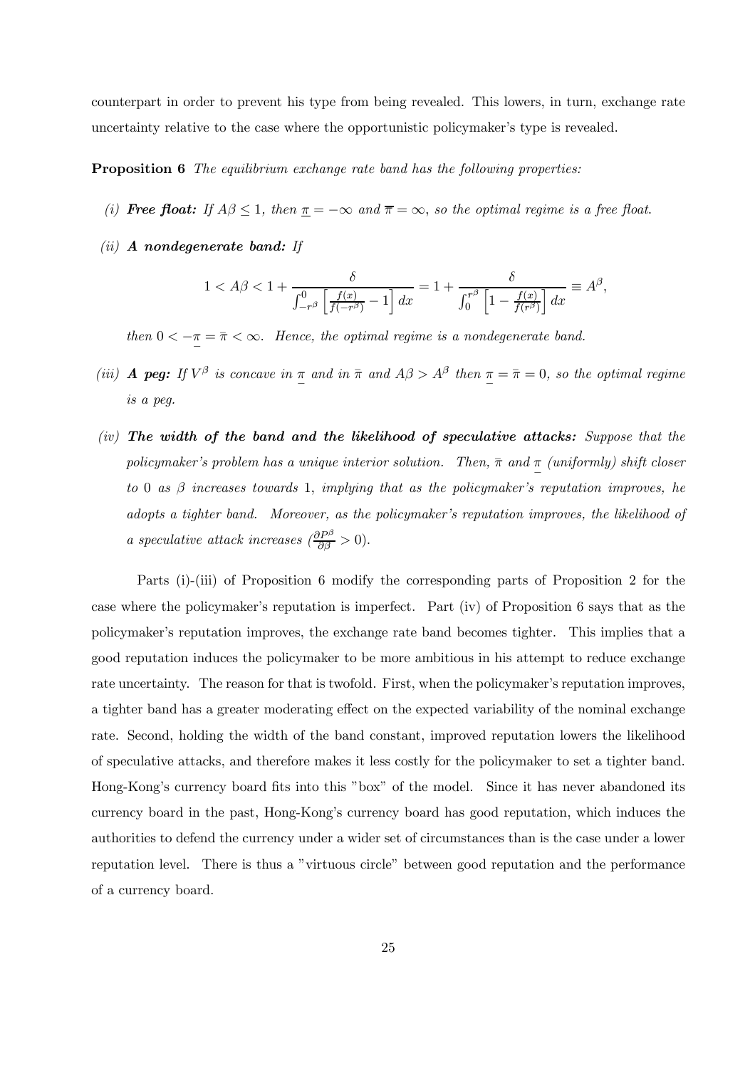counterpart in order to prevent his type from being revealed. This lowers, in turn, exchange rate uncertainty relative to the case where the opportunistic policymaker's type is revealed.

**Proposition 6** *The equilibrium exchange rate band has the following properties:*

*(i)* ***Free float:*** *If $A\beta \leq 1$, then $\underline{\pi} = -\infty$ and $\overline{\pi} = \infty$, so the optimal regime is a free float.*

*(ii)* ***A nondegenerate band:*** *If*

$$1 < A\beta < 1 + \frac{\delta}{\int_{-r^{\beta}}^{0} \left[\frac{f(x)}{f(-r^{\beta})} - 1\right] dx} = 1 + \frac{\delta}{\int_{0}^{r^{\beta}} \left[1 - \frac{f(x)}{f(r^{\beta})}\right] dx} \equiv A^{\beta},$$

*then $0 < -\underline{\pi} = \bar{\pi} < \infty$. Hence, the optimal regime is a nondegenerate band.*

*(iii)* ***A peg:*** *If $V^{\beta}$ is concave in $\underline{\pi}$ and in $\bar{\pi}$ and $A\beta > A^{\beta}$ then $\underline{\pi} = \bar{\pi} = 0$, so the optimal regime is a peg.*

*(iv)* ***The width of the band and the likelihood of speculative attacks:*** *Suppose that the policymaker's problem has a unique interior solution. Then, $\bar{\pi}$ and $\underline{\pi}$ (uniformly) shift closer to 0 as $\beta$ increases towards 1, implying that as the policymaker's reputation improves, he adopts a tighter band. Moreover, as the policymaker's reputation improves, the likelihood of a speculative attack increases ($\frac{\partial P^{\beta}}{\partial \beta} > 0$).*

Parts (i)-(iii) of Proposition 6 modify the corresponding parts of Proposition 2 for the case where the policymaker's reputation is imperfect. Part (iv) of Proposition 6 says that as the policymaker's reputation improves, the exchange rate band becomes tighter. This implies that a good reputation induces the policymaker to be more ambitious in his attempt to reduce exchange rate uncertainty. The reason for that is twofold. First, when the policymaker's reputation improves, a tighter band has a greater moderating effect on the expected variability of the nominal exchange rate. Second, holding the width of the band constant, improved reputation lowers the likelihood of speculative attacks, and therefore makes it less costly for the policymaker to set a tighter band. Hong-Kong's currency board fits into this "box" of the model. Since it has never abandoned its currency board in the past, Hong-Kong's currency board has good reputation, which induces the authorities to defend the currency under a wider set of circumstances than is the case under a lower reputation level. There is thus a "virtuous circle" between good reputation and the performance of a currency board.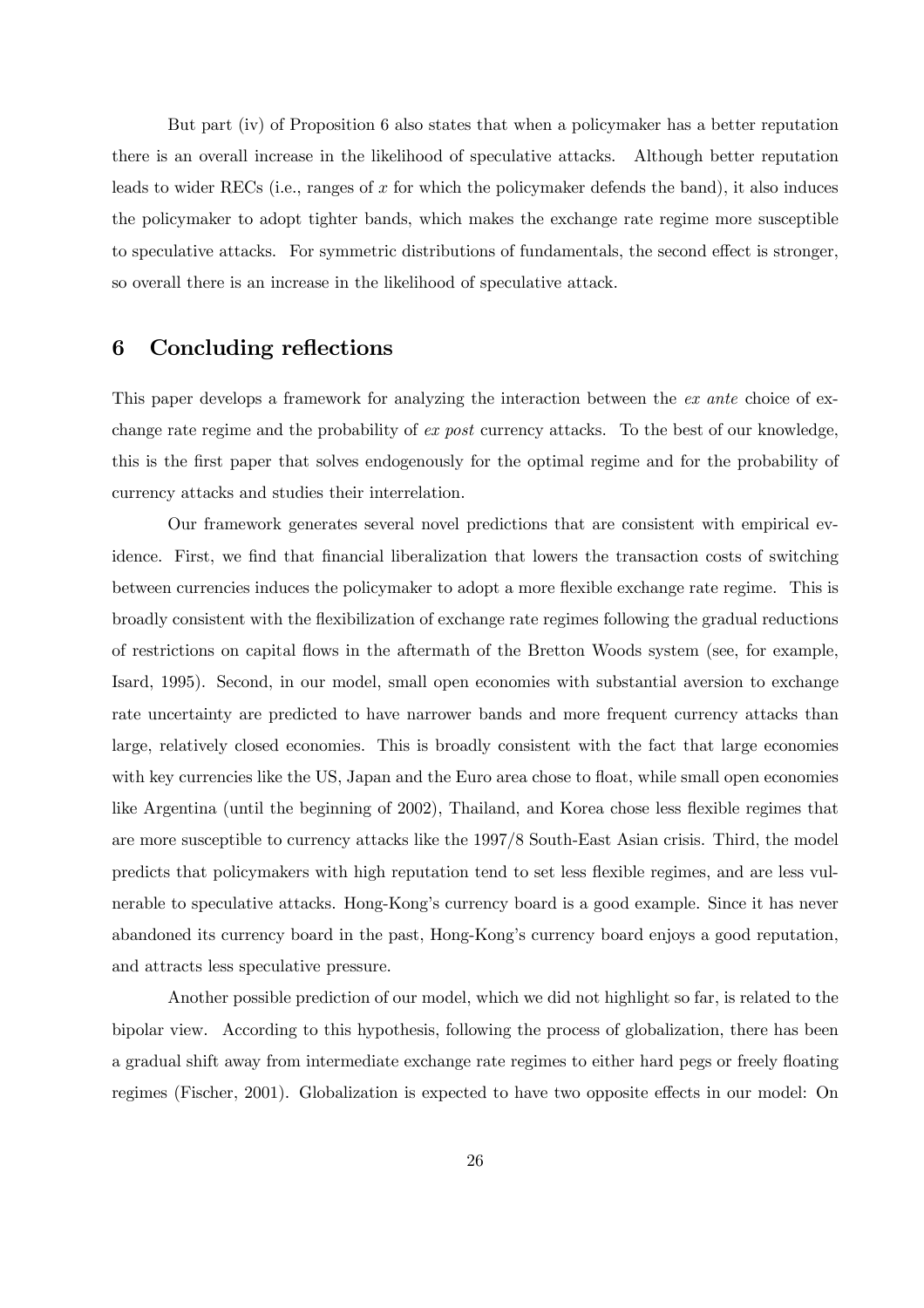But part (iv) of Proposition 6 also states that when a policymaker has a better reputation there is an overall increase in the likelihood of speculative attacks. Although better reputation leads to wider RECs (i.e., ranges of $x$ for which the policymaker defends the band), it also induces the policymaker to adopt tighter bands, which makes the exchange rate regime more susceptible to speculative attacks. For symmetric distributions of fundamentals, the second effect is stronger, so overall there is an increase in the likelihood of speculative attack.

# 6 Concluding reflections

This paper develops a framework for analyzing the interaction between the *ex ante* choice of exchange rate regime and the probability of *ex post* currency attacks. To the best of our knowledge, this is the first paper that solves endogenously for the optimal regime and for the probability of currency attacks and studies their interrelation.

Our framework generates several novel predictions that are consistent with empirical evidence. First, we find that financial liberalization that lowers the transaction costs of switching between currencies induces the policymaker to adopt a more flexible exchange rate regime. This is broadly consistent with the flexibilization of exchange rate regimes following the gradual reductions of restrictions on capital flows in the aftermath of the Bretton Woods system (see, for example, Isard, 1995). Second, in our model, small open economies with substantial aversion to exchange rate uncertainty are predicted to have narrower bands and more frequent currency attacks than large, relatively closed economies. This is broadly consistent with the fact that large economies with key currencies like the US, Japan and the Euro area chose to float, while small open economies like Argentina (until the beginning of 2002), Thailand, and Korea chose less flexible regimes that are more susceptible to currency attacks like the 1997/8 South-East Asian crisis. Third, the model predicts that policymakers with high reputation tend to set less flexible regimes, and are less vulnerable to speculative attacks. Hong-Kong's currency board is a good example. Since it has never abandoned its currency board in the past, Hong-Kong's currency board enjoys a good reputation, and attracts less speculative pressure.

Another possible prediction of our model, which we did not highlight so far, is related to the bipolar view. According to this hypothesis, following the process of globalization, there has been a gradual shift away from intermediate exchange rate regimes to either hard pegs or freely floating regimes (Fischer, 2001). Globalization is expected to have two opposite effects in our model: On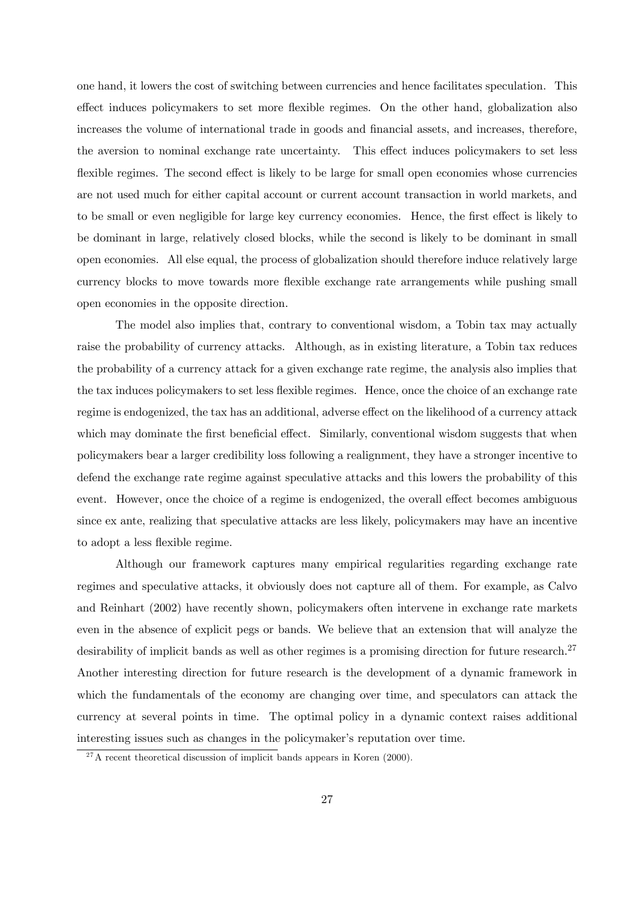one hand, it lowers the cost of switching between currencies and hence facilitates speculation. This effect induces policymakers to set more flexible regimes. On the other hand, globalization also increases the volume of international trade in goods and financial assets, and increases, therefore, the aversion to nominal exchange rate uncertainty. This effect induces policymakers to set less flexible regimes. The second effect is likely to be large for small open economies whose currencies are not used much for either capital account or current account transaction in world markets, and to be small or even negligible for large key currency economies. Hence, the first effect is likely to be dominant in large, relatively closed blocks, while the second is likely to be dominant in small open economies. All else equal, the process of globalization should therefore induce relatively large currency blocks to move towards more flexible exchange rate arrangements while pushing small open economies in the opposite direction.

The model also implies that, contrary to conventional wisdom, a Tobin tax may actually raise the probability of currency attacks. Although, as in existing literature, a Tobin tax reduces the probability of a currency attack for a given exchange rate regime, the analysis also implies that the tax induces policymakers to set less flexible regimes. Hence, once the choice of an exchange rate regime is endogenized, the tax has an additional, adverse effect on the likelihood of a currency attack which may dominate the first beneficial effect. Similarly, conventional wisdom suggests that when policymakers bear a larger credibility loss following a realignment, they have a stronger incentive to defend the exchange rate regime against speculative attacks and this lowers the probability of this event. However, once the choice of a regime is endogenized, the overall effect becomes ambiguous since ex ante, realizing that speculative attacks are less likely, policymakers may have an incentive to adopt a less flexible regime.

Although our framework captures many empirical regularities regarding exchange rate regimes and speculative attacks, it obviously does not capture all of them. For example, as Calvo and Reinhart (2002) have recently shown, policymakers often intervene in exchange rate markets even in the absence of explicit pegs or bands. We believe that an extension that will analyze the desirability of implicit bands as well as other regimes is a promising direction for future research.[27] Another interesting direction for future research is the development of a dynamic framework in which the fundamentals of the economy are changing over time, and speculators can attack the currency at several points in time. The optimal policy in a dynamic context raises additional interesting issues such as changes in the policymaker's reputation over time.

[27] A recent theoretical discussion of implicit bands appears in Koren (2000).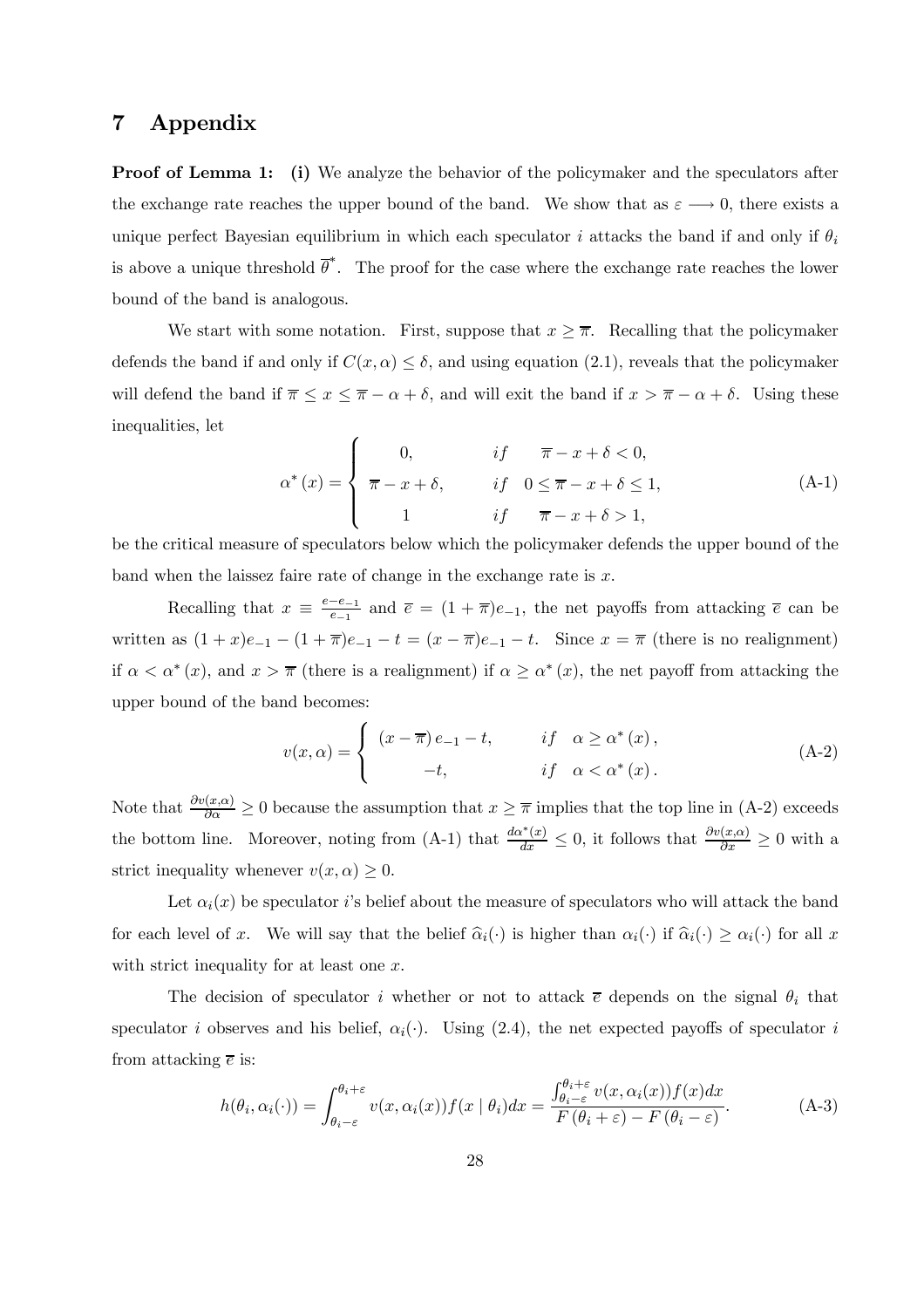# 7 Appendix

**Proof of Lemma 1: (i)** We analyze the behavior of the policymaker and the speculators after the exchange rate reaches the upper bound of the band. We show that as $\varepsilon \longrightarrow 0$, there exists a unique perfect Bayesian equilibrium in which each speculator $i$ attacks the band if and only if $\theta_i$ is above a unique threshold $\overline{\theta}^*$. The proof for the case where the exchange rate reaches the lower bound of the band is analogous.

We start with some notation. First, suppose that $x \geq \overline{\pi}$. Recalling that the policymaker defends the band if and only if $C(x,\alpha) \leq \delta$, and using equation (2.1), reveals that the policymaker will defend the band if $\overline{\pi} \leq x \leq \overline{\pi} - \alpha + \delta$, and will exit the band if $x > \overline{\pi} - \alpha + \delta$. Using these inequalities, let

$$\alpha^*(x) = \begin{cases} 0, & if \quad \overline{\pi} - x + \delta < 0, \\ \overline{\pi} - x + \delta, & if \quad 0 \leq \overline{\pi} - x + \delta \leq 1, \\ 1 & if \quad \overline{\pi} - x + \delta > 1, \end{cases} \tag{A-1}$$

be the critical measure of speculators below which the policymaker defends the upper bound of the band when the laissez faire rate of change in the exchange rate is $x$.

Recalling that $x \equiv \frac{e - e_{-1}}{e_{-1}}$ and $\overline{e} = (1+\overline{\pi})e_{-1}$, the net payoffs from attacking $\overline{e}$ can be written as $(1+x)e_{-1} - (1+\overline{\pi})e_{-1} - t = (x - \overline{\pi})e_{-1} - t$. Since $x = \overline{\pi}$ (there is no realignment) if $\alpha < \alpha^*(x)$, and $x > \overline{\pi}$ (there is a realignment) if $\alpha \geq \alpha^*(x)$, the net payoff from attacking the upper bound of the band becomes:

$$v(x,\alpha) = \begin{cases} (x - \overline{\pi})e_{-1} - t, & if \quad \alpha \geq \alpha^*(x), \\ -t, & if \quad \alpha < \alpha^*(x). \end{cases} \tag{A-2}$$

Note that $\frac{\partial v(x,\alpha)}{\partial \alpha} \geq 0$ because the assumption that $x \geq \overline{\pi}$ implies that the top line in (A-2) exceeds the bottom line. Moreover, noting from (A-1) that $\frac{d\alpha^*(x)}{dx} \leq 0$, it follows that $\frac{\partial v(x,\alpha)}{\partial x} \geq 0$ with a strict inequality whenever $v(x,\alpha) \geq 0$.

Let $\alpha_i(x)$ be speculator $i$'s belief about the measure of speculators who will attack the band for each level of $x$. We will say that the belief $\widehat{\alpha}_i(\cdot)$ is higher than $\alpha_i(\cdot)$ if $\widehat{\alpha}_i(\cdot) \geq \alpha_i(\cdot)$ for all $x$ with strict inequality for at least one $x$.

The decision of speculator $i$ whether or not to attack $\overline{e}$ depends on the signal $\theta_i$ that speculator $i$ observes and his belief, $\alpha_i(\cdot)$. Using (2.4), the net expected payoffs of speculator $i$ from attacking $\overline{e}$ is:

$$h(\theta_i, \alpha_i(\cdot)) = \int_{\theta_i - \varepsilon}^{\theta_i + \varepsilon} v(x, \alpha_i(x)) f(x \mid \theta_i) dx = \frac{\int_{\theta_i - \varepsilon}^{\theta_i + \varepsilon} v(x, \alpha_i(x)) f(x) dx}{F(\theta_i + \varepsilon) - F(\theta_i - \varepsilon)}. \tag{A-3}$$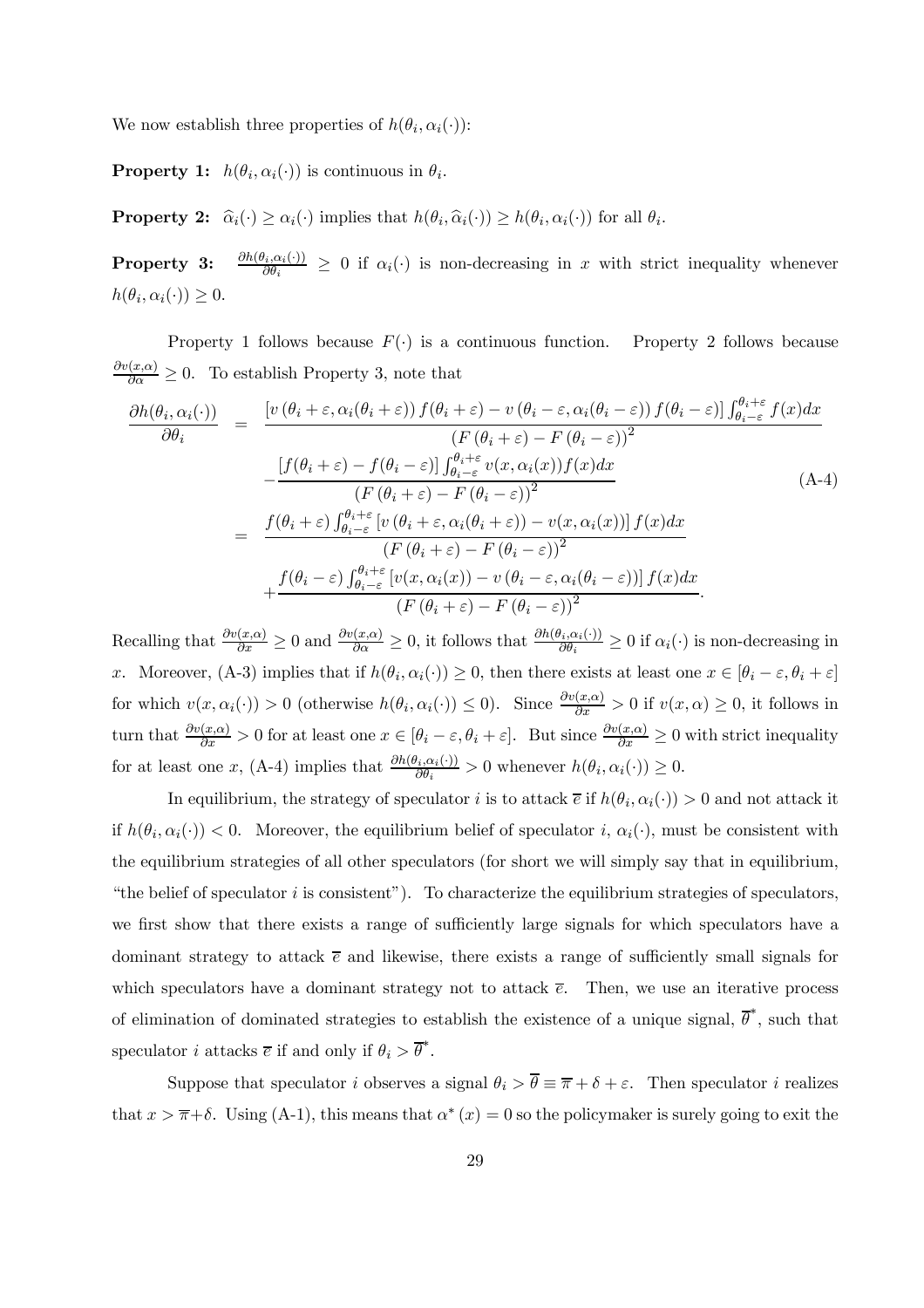We now establish three properties of $h(\theta_i, \alpha_i(\cdot))$:

**Property 1:** $h(\theta_i, \alpha_i(\cdot))$ is continuous in $\theta_i$.

**Property 2:** $\widehat{\alpha}_i(\cdot) \geq \alpha_i(\cdot)$ implies that $h(\theta_i, \widehat{\alpha}_i(\cdot)) \geq h(\theta_i, \alpha_i(\cdot))$ for all $\theta_i$.

**Property 3:** $\frac{\partial h(\theta_i, \alpha_i(\cdot))}{\partial \theta_i} \geq 0$ if $\alpha_i(\cdot)$ is non-decreasing in $x$ with strict inequality whenever $h(\theta_i, \alpha_i(\cdot)) \geq 0$.

Property 1 follows because $F(\cdot)$ is a continuous function. Property 2 follows because $\frac{\partial v(x,\alpha)}{\partial \alpha} \geq 0$. To establish Property 3, note that

$$
\begin{aligned}
\frac{\partial h(\theta_i, \alpha_i(\cdot))}{\partial \theta_i} &= \frac{\left[v\left(\theta_i+\varepsilon, \alpha_i(\theta_i+\varepsilon)\right) f(\theta_i+\varepsilon) - v\left(\theta_i-\varepsilon, \alpha_i(\theta_i-\varepsilon)\right) f(\theta_i-\varepsilon)\right] \int_{\theta_i-\varepsilon}^{\theta_i+\varepsilon} f(x)dx}{\left(F\left(\theta_i+\varepsilon\right) - F\left(\theta_i-\varepsilon\right)\right)^2} \\
&\quad - \frac{\left[f(\theta_i+\varepsilon) - f(\theta_i-\varepsilon)\right] \int_{\theta_i-\varepsilon}^{\theta_i+\varepsilon} v(x, \alpha_i(x)) f(x)dx}{\left(F\left(\theta_i+\varepsilon\right) - F\left(\theta_i-\varepsilon\right)\right)^2} \qquad \text{(A-4)} \\
&= \frac{f(\theta_i+\varepsilon) \int_{\theta_i-\varepsilon}^{\theta_i+\varepsilon} \left[v\left(\theta_i+\varepsilon, \alpha_i(\theta_i+\varepsilon)\right) - v(x, \alpha_i(x))\right] f(x)dx}{\left(F\left(\theta_i+\varepsilon\right) - F\left(\theta_i-\varepsilon\right)\right)^2} \\
&\quad + \frac{f(\theta_i-\varepsilon) \int_{\theta_i-\varepsilon}^{\theta_i+\varepsilon} \left[v(x, \alpha_i(x)) - v\left(\theta_i-\varepsilon, \alpha_i(\theta_i-\varepsilon)\right)\right] f(x)dx}{\left(F\left(\theta_i+\varepsilon\right) - F\left(\theta_i-\varepsilon\right)\right)^2}.
\end{aligned}
$$

Recalling that $\frac{\partial v(x,\alpha)}{\partial x} \geq 0$ and $\frac{\partial v(x,\alpha)}{\partial \alpha} \geq 0$, it follows that $\frac{\partial h(\theta_i, \alpha_i(\cdot))}{\partial \theta_i} \geq 0$ if $\alpha_i(\cdot)$ is non-decreasing in $x$. Moreover, (A-3) implies that if $h(\theta_i, \alpha_i(\cdot)) \geq 0$, then there exists at least one $x \in [\theta_i - \varepsilon, \theta_i + \varepsilon]$ for which $v(x, \alpha_i(\cdot)) > 0$ (otherwise $h(\theta_i, \alpha_i(\cdot)) \leq 0$). Since $\frac{\partial v(x,\alpha)}{\partial x} > 0$ if $v(x, \alpha) \geq 0$, it follows in turn that $\frac{\partial v(x,\alpha)}{\partial x} > 0$ for at least one $x \in [\theta_i - \varepsilon, \theta_i + \varepsilon]$. But since $\frac{\partial v(x,\alpha)}{\partial x} \geq 0$ with strict inequality for at least one $x$, (A-4) implies that $\frac{\partial h(\theta_i, \alpha_i(\cdot))}{\partial \theta_i} > 0$ whenever $h(\theta_i, \alpha_i(\cdot)) \geq 0$.

In equilibrium, the strategy of speculator $i$ is to attack $\overline{e}$ if $h(\theta_i, \alpha_i(\cdot)) > 0$ and not attack it if $h(\theta_i, \alpha_i(\cdot)) < 0$. Moreover, the equilibrium belief of speculator $i$, $\alpha_i(\cdot)$, must be consistent with the equilibrium strategies of all other speculators (for short we will simply say that in equilibrium, "the belief of speculator $i$ is consistent"). To characterize the equilibrium strategies of speculators, we first show that there exists a range of sufficiently large signals for which speculators have a dominant strategy to attack $\overline{e}$ and likewise, there exists a range of sufficiently small signals for which speculators have a dominant strategy not to attack $\overline{e}$. Then, we use an iterative process of elimination of dominated strategies to establish the existence of a unique signal, $\overline{\theta}^*$, such that speculator $i$ attacks $\overline{e}$ if and only if $\theta_i > \overline{\theta}^*$.

Suppose that speculator $i$ observes a signal $\theta_i > \overline{\theta} \equiv \overline{\pi} + \delta + \varepsilon$. Then speculator $i$ realizes that $x > \overline{\pi} + \delta$. Using (A-1), this means that $\alpha^*(x) = 0$ so the policymaker is surely going to exit the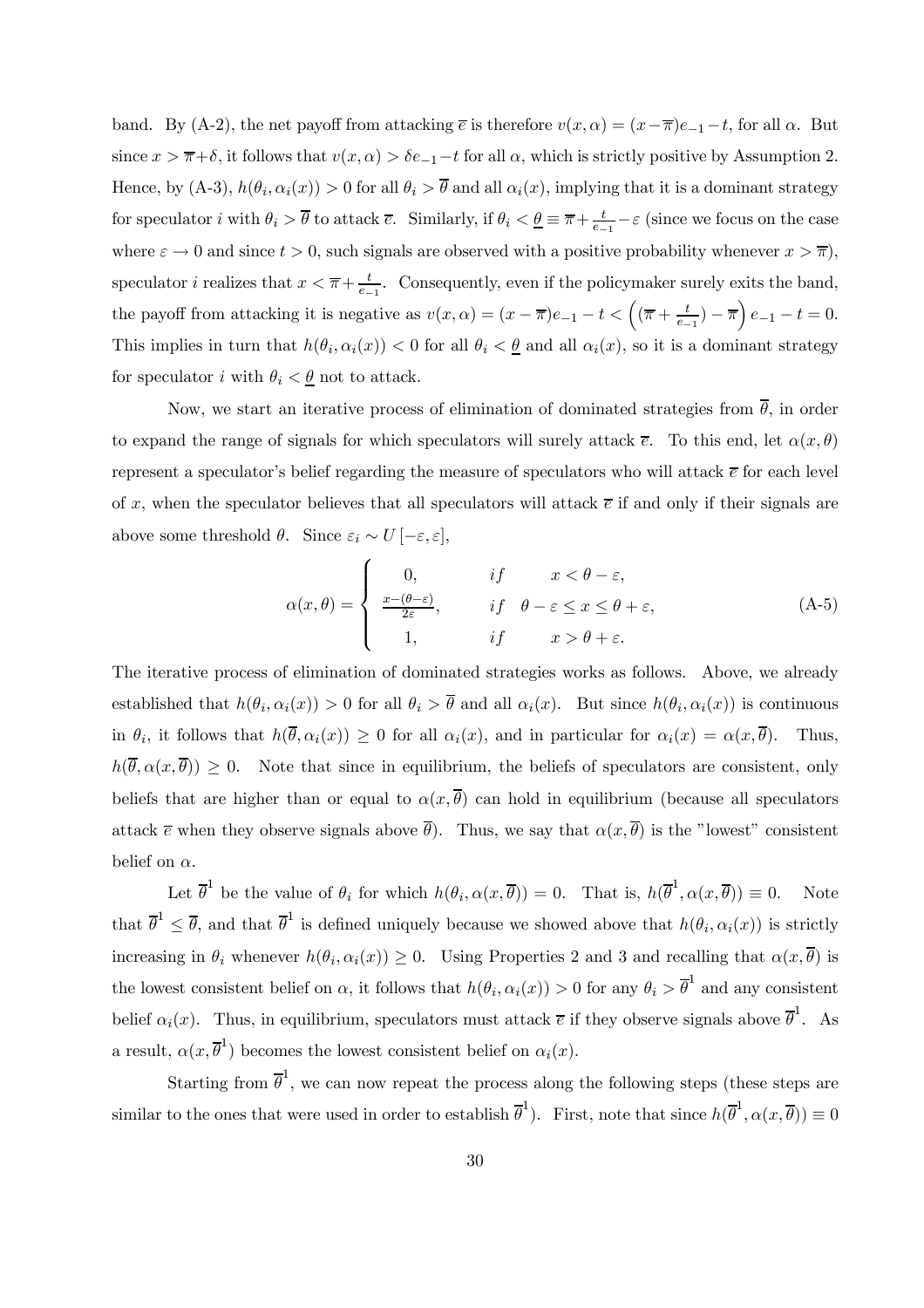band. By (A-2), the net payoff from attacking $\overline{e}$ is therefore $v(x, \alpha) = (x - \overline{\pi})e_{-1} - t$, for all $\alpha$. But since $x > \overline{\pi} + \delta$, it follows that $v(x, \alpha) > \delta e_{-1} - t$ for all $\alpha$, which is strictly positive by Assumption 2. Hence, by (A-3), $h(\theta_i, \alpha_i(x)) > 0$ for all $\theta_i > \overline{\theta}$ and all $\alpha_i(x)$, implying that it is a dominant strategy for speculator $i$ with $\theta_i > \overline{\theta}$ to attack $\overline{e}$. Similarly, if $\theta_i < \underline{\theta} \equiv \overline{\pi} + \frac{t}{e_{-1}} - \varepsilon$ (since we focus on the case where $\varepsilon \to 0$ and since $t > 0$, such signals are observed with a positive probability whenever $x > \overline{\pi}$), speculator $i$ realizes that $x < \overline{\pi} + \frac{t}{e_{-1}}$. Consequently, even if the policymaker surely exits the band, the payoff from attacking it is negative as $v(x, \alpha) = (x - \overline{\pi})e_{-1} - t < \left( (\overline{\pi} + \frac{t}{e_{-1}}) - \overline{\pi} \right) e_{-1} - t = 0$. This implies in turn that $h(\theta_i, \alpha_i(x)) < 0$ for all $\theta_i < \underline{\theta}$ and all $\alpha_i(x)$, so it is a dominant strategy for speculator $i$ with $\theta_i < \underline{\theta}$ not to attack.

Now, we start an iterative process of elimination of dominated strategies from $\overline{\theta}$, in order to expand the range of signals for which speculators will surely attack $\overline{e}$. To this end, let $\alpha(x, \theta)$ represent a speculator's belief regarding the measure of speculators who will attack $\overline{e}$ for each level of $x$, when the speculator believes that all speculators will attack $\overline{e}$ if and only if their signals are above some threshold $\theta$. Since $\varepsilon_i \sim U[-\varepsilon, \varepsilon]$,

$$\alpha(x, \theta) = \begin{cases} 0, & if \quad x < \theta - \varepsilon, \\ \frac{x - (\theta - \varepsilon)}{2\varepsilon}, & if \quad \theta - \varepsilon \leq x \leq \theta + \varepsilon, \\ 1, & if \quad x > \theta + \varepsilon. \end{cases} \tag{A-5}$$

The iterative process of elimination of dominated strategies works as follows. Above, we already established that $h(\theta_i, \alpha_i(x)) > 0$ for all $\theta_i > \overline{\theta}$ and all $\alpha_i(x)$. But since $h(\theta_i, \alpha_i(x))$ is continuous in $\theta_i$, it follows that $h(\overline{\theta}, \alpha_i(x)) \geq 0$ for all $\alpha_i(x)$, and in particular for $\alpha_i(x) = \alpha(x, \overline{\theta})$. Thus, $h(\overline{\theta}, \alpha(x, \overline{\theta})) \geq 0$. Note that since in equilibrium, the beliefs of speculators are consistent, only beliefs that are higher than or equal to $\alpha(x, \overline{\theta})$ can hold in equilibrium (because all speculators attack $\overline{e}$ when they observe signals above $\overline{\theta}$). Thus, we say that $\alpha(x, \overline{\theta})$ is the "lowest" consistent belief on $\alpha$.

Let $\overline{\theta}^1$ be the value of $\theta_i$ for which $h(\theta_i, \alpha(x, \overline{\theta})) = 0$. That is, $h(\overline{\theta}^1, \alpha(x, \overline{\theta})) \equiv 0$. Note that $\overline{\theta}^1 \leq \overline{\theta}$, and that $\overline{\theta}^1$ is defined uniquely because we showed above that $h(\theta_i, \alpha_i(x))$ is strictly increasing in $\theta_i$ whenever $h(\theta_i, \alpha_i(x)) \geq 0$. Using Properties 2 and 3 and recalling that $\alpha(x, \overline{\theta})$ is the lowest consistent belief on $\alpha$, it follows that $h(\theta_i, \alpha_i(x)) > 0$ for any $\theta_i > \overline{\theta}^1$ and any consistent belief $\alpha_i(x)$. Thus, in equilibrium, speculators must attack $\overline{e}$ if they observe signals above $\overline{\theta}^1$. As a result, $\alpha(x, \overline{\theta}^1)$ becomes the lowest consistent belief on $\alpha_i(x)$.

Starting from $\overline{\theta}^1$, we can now repeat the process along the following steps (these steps are similar to the ones that were used in order to establish $\overline{\theta}^1$). First, note that since $h(\overline{\theta}^1, \alpha(x, \overline{\theta})) \equiv 0$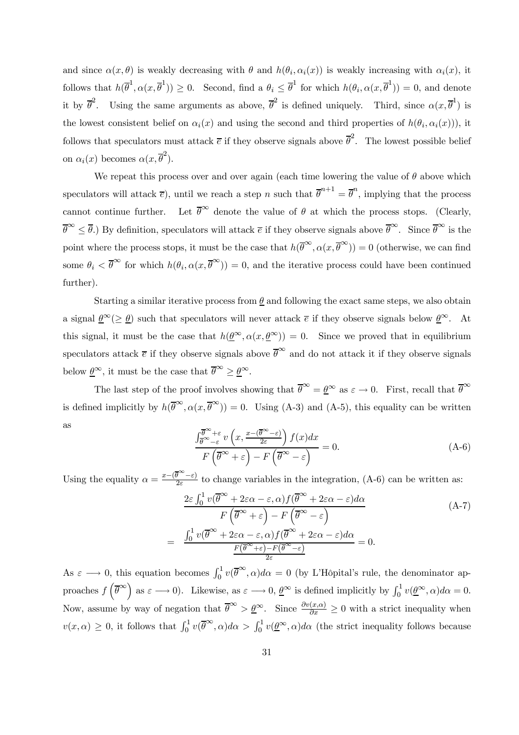and since $\alpha(x,\theta)$ is weakly decreasing with $\theta$ and $h(\theta_i, \alpha_i(x))$ is weakly increasing with $\alpha_i(x)$, it follows that $h(\overline{\theta}^1, \alpha(x, \overline{\theta}^1)) \geq 0$. Second, find a $\theta_i \leq \overline{\theta}^1$ for which $h(\theta_i, \alpha(x, \overline{\theta}^1)) = 0$, and denote it by $\overline{\theta}^2$. Using the same arguments as above, $\overline{\theta}^2$ is defined uniquely. Third, since $\alpha(x, \overline{\theta}^1)$ is the lowest consistent belief on $\alpha_i(x)$ and using the second and third properties of $h(\theta_i, \alpha_i(x)))$, it follows that speculators must attack $\overline{e}$ if they observe signals above $\overline{\theta}^2$. The lowest possible belief on $\alpha_i(x)$ becomes $\alpha(x, \overline{\theta}^2)$.

We repeat this process over and over again (each time lowering the value of $\theta$ above which speculators will attack $\overline{e}$), until we reach a step $n$ such that $\overline{\theta}^{n+1} = \overline{\theta}^n$, implying that the process cannot continue further. Let $\overline{\theta}^\infty$ denote the value of $\theta$ at which the process stops. (Clearly, $\overline{\theta}^\infty \leq \overline{\theta}$.) By definition, speculators will attack $\overline{e}$ if they observe signals above $\overline{\theta}^\infty$. Since $\overline{\theta}^\infty$ is the point where the process stops, it must be the case that $h(\overline{\theta}^\infty, \alpha(x, \overline{\theta}^\infty)) = 0$ (otherwise, we can find some $\theta_i < \overline{\theta}^\infty$ for which $h(\theta_i, \alpha(x, \overline{\theta}^\infty)) = 0$, and the iterative process could have been continued further).

Starting a similar iterative process from $\underline{\theta}$ and following the exact same steps, we also obtain a signal $\underline{\theta}^\infty (\geq \underline{\theta})$ such that speculators will never attack $\overline{e}$ if they observe signals below $\underline{\theta}^\infty$. At this signal, it must be the case that $h(\underline{\theta}^\infty, \alpha(x, \underline{\theta}^\infty)) = 0$. Since we proved that in equilibrium speculators attack $\overline{e}$ if they observe signals above $\overline{\theta}^\infty$ and do not attack it if they observe signals below $\underline{\theta}^\infty$, it must be the case that $\overline{\theta}^\infty \geq \underline{\theta}^\infty$.

The last step of the proof involves showing that $\overline{\theta}^\infty = \underline{\theta}^\infty$ as $\varepsilon \to 0$. First, recall that $\overline{\theta}^\infty$ is defined implicitly by $h(\overline{\theta}^\infty, \alpha(x, \overline{\theta}^\infty)) = 0$. Using (A-3) and (A-5), this equality can be written as

$$\frac{\int_{\overline{\theta}^\infty - \varepsilon}^{\overline{\theta}^\infty + \varepsilon} v\left(x, \frac{x - (\overline{\theta}^\infty - \varepsilon)}{2\varepsilon}\right) f(x) dx}{F\left(\overline{\theta}^\infty + \varepsilon\right) - F\left(\overline{\theta}^\infty - \varepsilon\right)} = 0. \tag{A-6}$$

Using the equality $\alpha = \frac{x - (\overline{\theta}^\infty - \varepsilon)}{2\varepsilon}$ to change variables in the integration, (A-6) can be written as:

$$\begin{aligned} & \frac{2\varepsilon \int_0^1 v(\overline{\theta}^\infty + 2\varepsilon\alpha - \varepsilon, \alpha) f(\overline{\theta}^\infty + 2\varepsilon\alpha - \varepsilon) d\alpha}{F\left(\overline{\theta}^\infty + \varepsilon\right) - F\left(\overline{\theta}^\infty - \varepsilon\right)} \\ = \; & \frac{\int_0^1 v(\overline{\theta}^\infty + 2\varepsilon\alpha - \varepsilon, \alpha) f(\overline{\theta}^\infty + 2\varepsilon\alpha - \varepsilon) d\alpha}{\frac{F\left(\overline{\theta}^\infty + \varepsilon\right) - F\left(\overline{\theta}^\infty - \varepsilon\right)}{2\varepsilon}} = 0. \end{aligned} \tag{A-7}$$

As $\varepsilon \longrightarrow 0$, this equation becomes $\int_0^1 v(\overline{\theta}^\infty, \alpha) d\alpha = 0$ (by L'Hôpital's rule, the denominator approaches $f\left(\overline{\theta}^\infty\right)$ as $\varepsilon \longrightarrow 0$). Likewise, as $\varepsilon \longrightarrow 0$, $\underline{\theta}^\infty$ is defined implicitly by $\int_0^1 v(\underline{\theta}^\infty, \alpha) d\alpha = 0$. Now, assume by way of negation that $\overline{\theta}^\infty > \underline{\theta}^\infty$. Since $\frac{\partial v(x,\alpha)}{\partial x} \geq 0$ with a strict inequality when $v(x, \alpha) \geq 0$, it follows that $\int_0^1 v(\overline{\theta}^\infty, \alpha) d\alpha > \int_0^1 v(\underline{\theta}^\infty, \alpha) d\alpha$ (the strict inequality follows because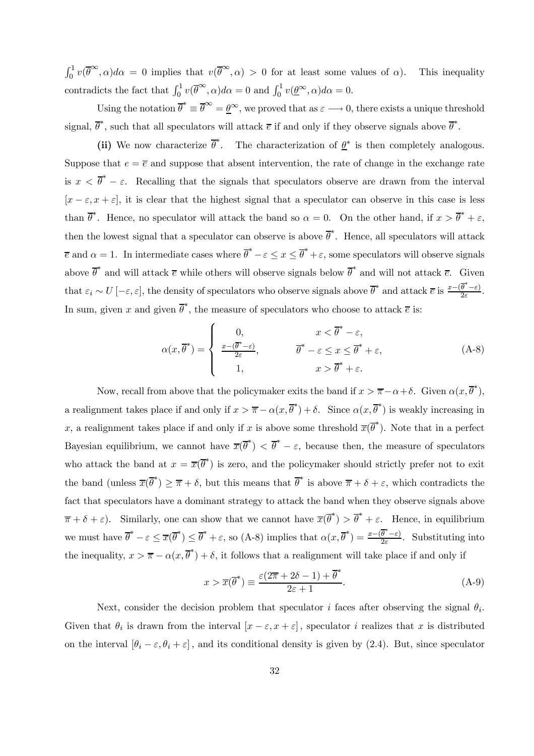$\int_0^1 v(\overline{\theta}^{\infty}, \alpha)d\alpha = 0$ implies that $v(\overline{\theta}^{\infty}, \alpha) > 0$ for at least some values of $\alpha$). This inequality contradicts the fact that $\int_0^1 v(\overline{\theta}^{\infty}, \alpha)d\alpha = 0$ and $\int_0^1 v(\underline{\theta}^{\infty}, \alpha)d\alpha = 0$.

Using the notation $\overline{\theta}^* \equiv \overline{\theta}^{\infty} = \underline{\theta}^{\infty}$, we proved that as $\varepsilon \longrightarrow 0$, there exists a unique threshold signal, $\overline{\theta}^*$, such that all speculators will attack $\overline{e}$ if and only if they observe signals above $\overline{\theta}^*$.

**(ii)** We now characterize $\overline{\theta}^*$. The characterization of $\underline{\theta}^*$ is then completely analogous. Suppose that $e = \overline{e}$ and suppose that absent intervention, the rate of change in the exchange rate is $x < \overline{\theta}^* - \varepsilon$. Recalling that the signals that speculators observe are drawn from the interval $[x - \varepsilon, x + \varepsilon]$, it is clear that the highest signal that a speculator can observe in this case is less than $\overline{\theta}^*$. Hence, no speculator will attack the band so $\alpha = 0$. On the other hand, if $x > \overline{\theta}^* + \varepsilon$, then the lowest signal that a speculator can observe is above $\overline{\theta}^*$. Hence, all speculators will attack $\overline{e}$ and $\alpha = 1$. In intermediate cases where $\overline{\theta}^* - \varepsilon \le x \le \overline{\theta}^* + \varepsilon$, some speculators will observe signals above $\overline{\theta}^*$ and will attack $\overline{e}$ while others will observe signals below $\overline{\theta}^*$ and will not attack $\overline{e}$. Given that $\varepsilon_i \sim U[-\varepsilon, \varepsilon]$, the density of speculators who observe signals above $\overline{\theta}^*$ and attack $\overline{e}$ is $\frac{x - (\overline{\theta}^* - \varepsilon)}{2\varepsilon}$. In sum, given $x$ and given $\overline{\theta}^*$, the measure of speculators who choose to attack $\overline{e}$ is:

$$\alpha(x, \overline{\theta}^*) = \begin{cases} 0, & x < \overline{\theta}^* - \varepsilon, \\ \frac{x - (\overline{\theta}^* - \varepsilon)}{2\varepsilon}, & \overline{\theta}^* - \varepsilon \le x \le \overline{\theta}^* + \varepsilon, \\ 1, & x > \overline{\theta}^* + \varepsilon. \end{cases} \tag{A-8}$$

Now, recall from above that the policymaker exits the band if $x > \overline{\pi} - \alpha + \delta$. Given $\alpha(x, \overline{\theta}^*)$, a realignment takes place if and only if $x > \overline{\pi} - \alpha(x, \overline{\theta}^*) + \delta$. Since $\alpha(x, \overline{\theta}^*)$ is weakly increasing in $x$, a realignment takes place if and only if $x$ is above some threshold $\overline{x}(\overline{\theta}^*)$. Note that in a perfect Bayesian equilibrium, we cannot have $\overline{x}(\overline{\theta}^*) < \overline{\theta}^* - \varepsilon$, because then, the measure of speculators who attack the band at $x = \overline{x}(\overline{\theta}^*)$ is zero, and the policymaker should strictly prefer not to exit the band (unless $\overline{x}(\overline{\theta}^*) \ge \overline{\pi} + \delta$, but this means that $\overline{\theta}^*$ is above $\overline{\pi} + \delta + \varepsilon$, which contradicts the fact that speculators have a dominant strategy to attack the band when they observe signals above $\overline{\pi} + \delta + \varepsilon$). Similarly, one can show that we cannot have $\overline{x}(\overline{\theta}^*) > \overline{\theta}^* + \varepsilon$. Hence, in equilibrium we must have $\overline{\theta}^* - \varepsilon \le \overline{x}(\overline{\theta}^*) \le \overline{\theta}^* + \varepsilon$, so (A-8) implies that $\alpha(x, \overline{\theta}^*) = \frac{x - (\overline{\theta}^* - \varepsilon)}{2\varepsilon}$. Substituting into the inequality, $x > \overline{\pi} - \alpha(x, \overline{\theta}^*) + \delta$, it follows that a realignment will take place if and only if

$$x > \overline{x}(\overline{\theta}^*) \equiv \frac{\varepsilon(2\overline{\pi} + 2\delta - 1) + \overline{\theta}^*}{2\varepsilon + 1}. \tag{A-9}$$

Next, consider the decision problem that speculator $i$ faces after observing the signal $\theta_i$. Given that $\theta_i$ is drawn from the interval $[x - \varepsilon, x + \varepsilon]$, speculator $i$ realizes that $x$ is distributed on the interval $[\theta_i - \varepsilon, \theta_i + \varepsilon]$, and its conditional density is given by (2.4). But, since speculator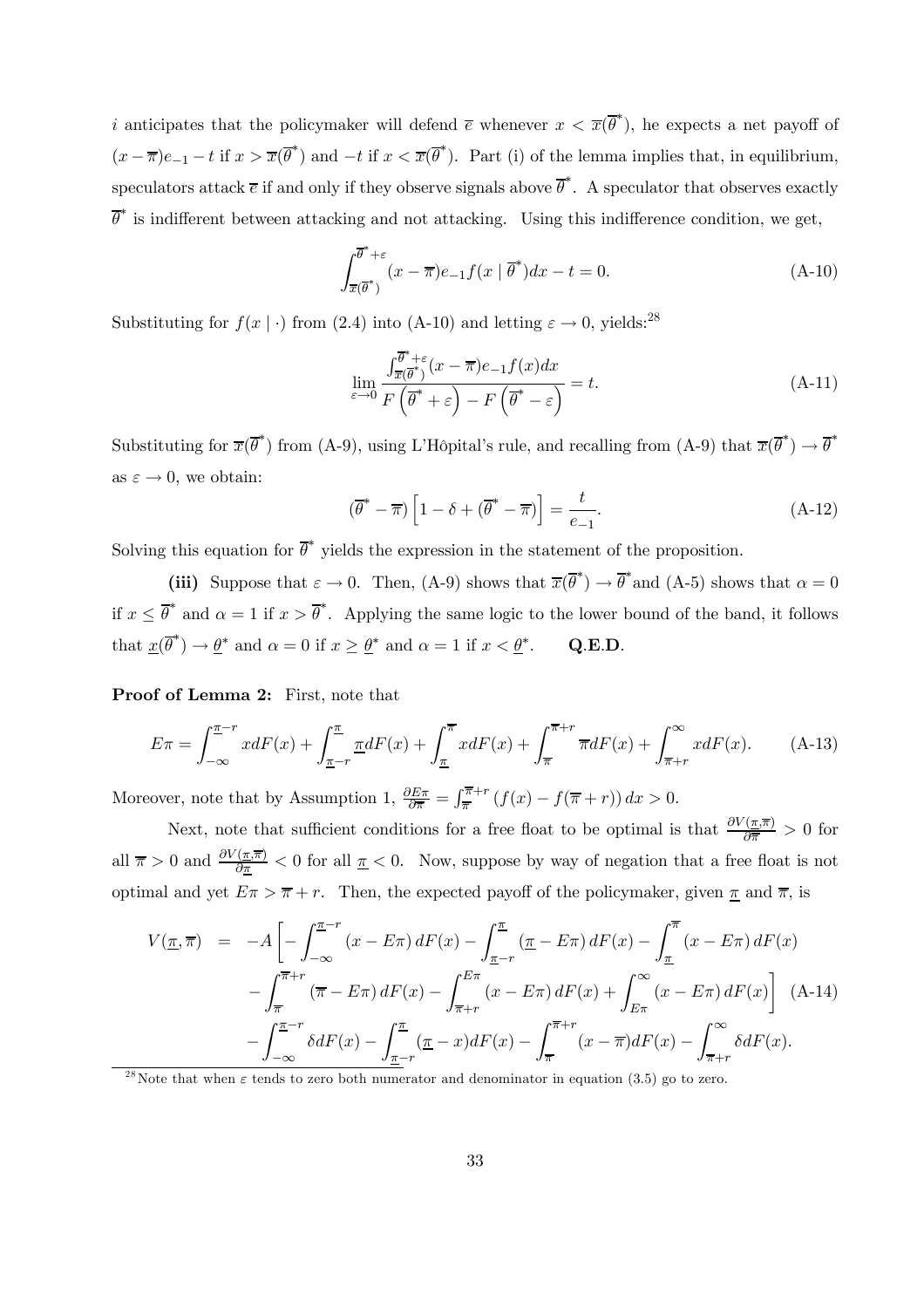$i$ anticipates that the policymaker will defend $\overline{e}$ whenever $x < \overline{x}(\overline{\theta}^*)$, he expects a net payoff of $(x - \overline{\pi})e_{-1} - t$ if $x > \overline{x}(\overline{\theta}^*)$ and $-t$ if $x < \overline{x}(\overline{\theta}^*)$. Part (i) of the lemma implies that, in equilibrium, speculators attack $\overline{e}$ if and only if they observe signals above $\overline{\theta}^*$. A speculator that observes exactly $\overline{\theta}^*$ is indifferent between attacking and not attacking. Using this indifference condition, we get,

$$\int_{\overline{x}(\overline{\theta}^*)}^{\overline{\theta}^*+\varepsilon} (x - \overline{\pi})e_{-1} f(x \mid \overline{\theta}^*)dx - t = 0. \tag{A-10}$$

Substituting for $f(x \mid \cdot)$ from (2.4) into (A-10) and letting $\varepsilon \to 0$, yields:[28]

$$\lim_{\varepsilon \to 0} \frac{\int_{\overline{x}(\overline{\theta}^*)}^{\overline{\theta}^*+\varepsilon} (x - \overline{\pi})e_{-1} f(x)dx}{F\left(\overline{\theta}^* + \varepsilon\right) - F\left(\overline{\theta}^* - \varepsilon\right)} = t. \tag{A-11}$$

Substituting for $\overline{x}(\overline{\theta}^*)$ from (A-9), using L'Hôpital's rule, and recalling from (A-9) that $\overline{x}(\overline{\theta}^*) \to \overline{\theta}^*$ as $\varepsilon \to 0$, we obtain:

$$(\overline{\theta}^* - \overline{\pi})\left[1 - \delta + (\overline{\theta}^* - \overline{\pi})\right] = \frac{t}{e_{-1}}. \tag{A-12}$$

Solving this equation for $\overline{\theta}^*$ yields the expression in the statement of the proposition.

**(iii)** Suppose that $\varepsilon \to 0$. Then, (A-9) shows that $\overline{x}(\overline{\theta}^*) \to \overline{\theta}^*$ and (A-5) shows that $\alpha = 0$ if $x \leq \overline{\theta}^*$ and $\alpha = 1$ if $x > \overline{\theta}^*$. Applying the same logic to the lower bound of the band, it follows that $\underline{x}(\overline{\theta}^*) \to \underline{\theta}^*$ and $\alpha = 0$ if $x \geq \underline{\theta}^*$ and $\alpha = 1$ if $x < \underline{\theta}^*$. **Q.E.D.**

**Proof of Lemma 2:** First, note that

$$E\pi = \int_{-\infty}^{\underline{\pi}-r} xdF(x) + \int_{\underline{\pi}-r}^{\underline{\pi}} \underline{\pi}dF(x) + \int_{\underline{\pi}}^{\overline{\pi}} xdF(x) + \int_{\overline{\pi}}^{\overline{\pi}+r} \overline{\pi}dF(x) + \int_{\overline{\pi}+r}^{\infty} xdF(x). \tag{A-13}$$

Moreover, note that by Assumption 1, $\frac{\partial E\pi}{\partial \overline{\pi}} = \int_{\overline{\pi}}^{\overline{\pi}+r} (f(x) - f(\overline{\pi} + r))\, dx > 0$.

Next, note that sufficient conditions for a free float to be optimal is that $\frac{\partial V(\underline{\pi},\overline{\pi})}{\partial \overline{\pi}} > 0$ for all $\overline{\pi} > 0$ and $\frac{\partial V(\underline{\pi},\overline{\pi})}{\partial \underline{\pi}} < 0$ for all $\underline{\pi} < 0$. Now, suppose by way of negation that a free float is not optimal and yet $E\pi > \overline{\pi} + r$. Then, the expected payoff of the policymaker, given $\underline{\pi}$ and $\overline{\pi}$, is

$$\begin{aligned} V(\underline{\pi},\overline{\pi}) \;=\; & -A\left[-\int_{-\infty}^{\underline{\pi}-r}(x - E\pi)\, dF(x) - \int_{\underline{\pi}-r}^{\underline{\pi}}(\underline{\pi} - E\pi)\, dF(x) - \int_{\underline{\pi}}^{\overline{\pi}}(x - E\pi)\, dF(x) \right. \\ & \left. -\int_{\overline{\pi}}^{\overline{\pi}+r}(\overline{\pi} - E\pi)\, dF(x) - \int_{\overline{\pi}+r}^{E\pi}(x - E\pi)\, dF(x) + \int_{E\pi}^{\infty}(x - E\pi)\, dF(x)\right] \\ & -\int_{-\infty}^{\underline{\pi}-r}\delta dF(x) - \int_{\underline{\pi}-r}^{\underline{\pi}}(\underline{\pi} - x)dF(x) - \int_{\overline{\pi}}^{\overline{\pi}+r}(x - \overline{\pi})dF(x) - \int_{\overline{\pi}+r}^{\infty}\delta dF(x). \end{aligned} \tag{A-14}$$

[28] Note that when $\varepsilon$ tends to zero both numerator and denominator in equation (3.5) go to zero.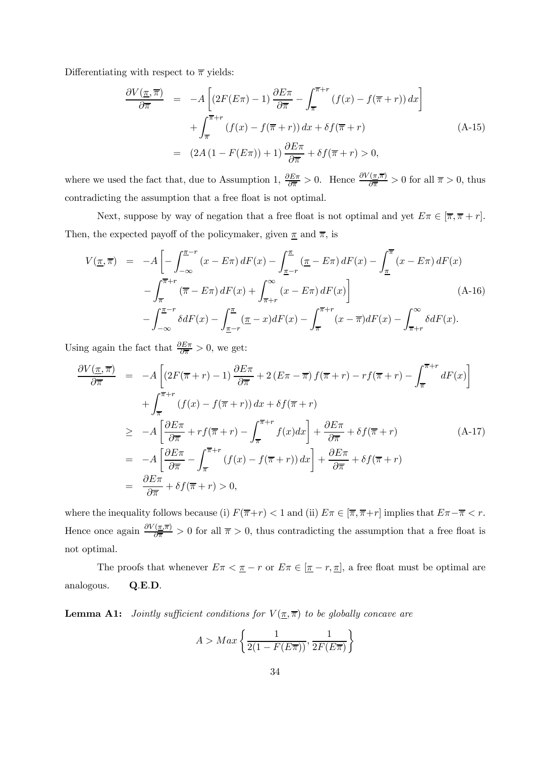Differentiating with respect to $\overline{\pi}$ yields:

$$
\begin{aligned}
\frac{\partial V(\underline{\pi},\overline{\pi})}{\partial \overline{\pi}} &= -A\left[\left(2F(E\pi)-1\right)\frac{\partial E\pi}{\partial \overline{\pi}} - \int_{\overline{\pi}}^{\overline{\pi}+r}\left(f(x)-f(\overline{\pi}+r)\right)dx\right] \\
&\quad + \int_{\overline{\pi}}^{\overline{\pi}+r}\left(f(x)-f(\overline{\pi}+r)\right)dx + \delta f(\overline{\pi}+r) \\
&= \left(2A\left(1-F(E\pi)\right)+1\right)\frac{\partial E\pi}{\partial \overline{\pi}} + \delta f(\overline{\pi}+r) > 0,
\end{aligned}
\tag{A-15}
$$

where we used the fact that, due to Assumption 1, $\frac{\partial E\pi}{\partial \overline{\pi}} > 0$. Hence $\frac{\partial V(\underline{\pi},\overline{\pi})}{\partial \overline{\pi}} > 0$ for all $\overline{\pi} > 0$, thus contradicting the assumption that a free float is not optimal.

Next, suppose by way of negation that a free float is not optimal and yet $E\pi \in [\overline{\pi}, \overline{\pi}+r]$. Then, the expected payoff of the policymaker, given $\underline{\pi}$ and $\overline{\pi}$, is

$$
\begin{aligned}
V(\underline{\pi},\overline{\pi}) &= -A\left[-\int_{-\infty}^{\underline{\pi}-r}(x-E\pi)\,dF(x) - \int_{\underline{\pi}-r}^{\underline{\pi}}(\underline{\pi}-E\pi)\,dF(x) - \int_{\underline{\pi}}^{\overline{\pi}}(x-E\pi)\,dF(x)\right. \\
&\quad \left. - \int_{\overline{\pi}}^{\overline{\pi}+r}(\overline{\pi}-E\pi)\,dF(x) + \int_{\overline{\pi}+r}^{\infty}(x-E\pi)\,dF(x)\right] \\
&\quad - \int_{-\infty}^{\underline{\pi}-r}\delta dF(x) - \int_{\underline{\pi}-r}^{\underline{\pi}}(\underline{\pi}-x)dF(x) - \int_{\overline{\pi}}^{\overline{\pi}+r}(x-\overline{\pi})dF(x) - \int_{\overline{\pi}+r}^{\infty}\delta dF(x).
\end{aligned}
\tag{A-16}
$$

Using again the fact that $\frac{\partial E\pi}{\partial \overline{\pi}} > 0$, we get:

$$
\begin{aligned}
\frac{\partial V(\underline{\pi},\overline{\pi})}{\partial \overline{\pi}} &= -A\left[\left(2F(\overline{\pi}+r)-1\right)\frac{\partial E\pi}{\partial \overline{\pi}} + 2\left(E\pi-\overline{\pi}\right)f(\overline{\pi}+r) - rf(\overline{\pi}+r) - \int_{\overline{\pi}}^{\overline{\pi}+r}dF(x)\right] \\
&\quad + \int_{\overline{\pi}}^{\overline{\pi}+r}\left(f(x)-f(\overline{\pi}+r)\right)dx + \delta f(\overline{\pi}+r) \\
&\geq -A\left[\frac{\partial E\pi}{\partial \overline{\pi}} + rf(\overline{\pi}+r) - \int_{\overline{\pi}}^{\overline{\pi}+r}f(x)dx\right] + \frac{\partial E\pi}{\partial \overline{\pi}} + \delta f(\overline{\pi}+r) \\
&= -A\left[\frac{\partial E\pi}{\partial \overline{\pi}} - \int_{\overline{\pi}}^{\overline{\pi}+r}\left(f(x)-f(\overline{\pi}+r)\right)dx\right] + \frac{\partial E\pi}{\partial \overline{\pi}} + \delta f(\overline{\pi}+r) \\
&= \frac{\partial E\pi}{\partial \overline{\pi}} + \delta f(\overline{\pi}+r) > 0,
\end{aligned}
\tag{A-17}
$$

where the inequality follows because (i) $F(\overline{\pi}+r) < 1$ and (ii) $E\pi \in [\overline{\pi}, \overline{\pi}+r]$ implies that $E\pi - \overline{\pi} < r$. Hence once again $\frac{\partial V(\underline{\pi},\overline{\pi})}{\partial \overline{\pi}} > 0$ for all $\overline{\pi} > 0$, thus contradicting the assumption that a free float is not optimal.

The proofs that whenever $E\pi < \underline{\pi} - r$ or $E\pi \in [\underline{\pi} - r, \underline{\pi}]$, a free float must be optimal are analogous. **Q.E.D.**

**Lemma A1:** *Jointly sufficient conditions for $V(\underline{\pi},\overline{\pi})$ to be globally concave are*

$$
A > Max\left\{\frac{1}{2(1-F(E\overline{\pi}))}, \frac{1}{2F(E\overline{\pi})}\right\}
$$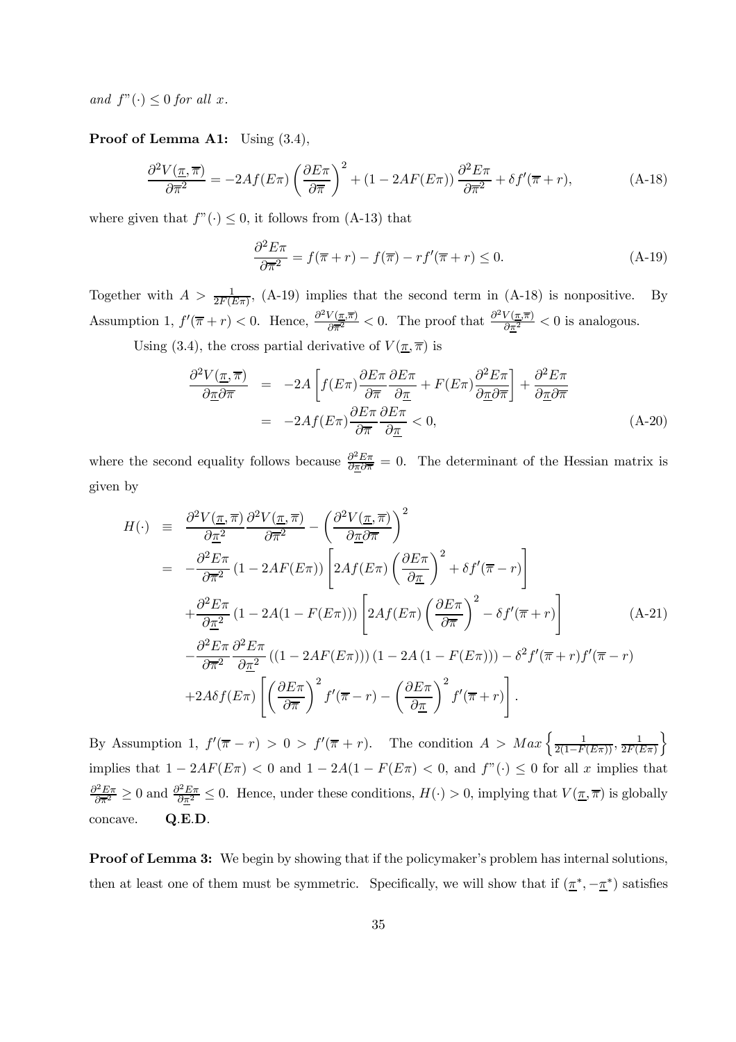*and* $f"(\cdot) \leq 0$ *for all* $x$.

**Proof of Lemma A1:** Using (3.4),

$$\frac{\partial^2 V(\underline{\pi},\overline{\pi})}{\partial \overline{\pi}^2} = -2Af(E\pi)\left(\frac{\partial E\pi}{\partial \overline{\pi}}\right)^2 + (1-2AF(E\pi))\frac{\partial^2 E\pi}{\partial \overline{\pi}^2} + \delta f'(\overline{\pi}+r), \tag{A-18}$$

where given that $f"(\cdot) \leq 0$, it follows from (A-13) that

$$\frac{\partial^2 E\pi}{\partial \overline{\pi}^2} = f(\overline{\pi}+r) - f(\overline{\pi}) - rf'(\overline{\pi}+r) \leq 0. \tag{A-19}$$

Together with $A > \frac{1}{2F(E\pi)}$, (A-19) implies that the second term in (A-18) is nonpositive. By Assumption 1, $f'(\overline{\pi}+r) < 0$. Hence, $\frac{\partial^2 V(\underline{\pi},\overline{\pi})}{\partial \overline{\pi}^2} < 0$. The proof that $\frac{\partial^2 V(\underline{\pi},\overline{\pi})}{\partial \underline{\pi}^2} < 0$ is analogous.

Using (3.4), the cross partial derivative of $V(\underline{\pi},\overline{\pi})$ is

$$\begin{aligned}
\frac{\partial^2 V(\underline{\pi},\overline{\pi})}{\partial \underline{\pi}\partial \overline{\pi}} &= -2A\left[f(E\pi)\frac{\partial E\pi}{\partial \overline{\pi}}\frac{\partial E\pi}{\partial \underline{\pi}} + F(E\pi)\frac{\partial^2 E\pi}{\partial \underline{\pi}\partial \overline{\pi}}\right] + \frac{\partial^2 E\pi}{\partial \underline{\pi}\partial \overline{\pi}} \\
&= -2Af(E\pi)\frac{\partial E\pi}{\partial \overline{\pi}}\frac{\partial E\pi}{\partial \underline{\pi}} < 0,
\end{aligned} \tag{A-20}$$

where the second equality follows because $\frac{\partial^2 E\pi}{\partial \underline{\pi}\partial \overline{\pi}} = 0$. The determinant of the Hessian matrix is given by

$$\begin{aligned}
H(\cdot) &\equiv \frac{\partial^2 V(\underline{\pi},\overline{\pi})}{\partial \underline{\pi}^2}\frac{\partial^2 V(\underline{\pi},\overline{\pi})}{\partial \overline{\pi}^2} - \left(\frac{\partial^2 V(\underline{\pi},\overline{\pi})}{\partial \underline{\pi}\partial \overline{\pi}}\right)^2 \\
&= -\frac{\partial^2 E\pi}{\partial \overline{\pi}^2}(1-2AF(E\pi))\left[2Af(E\pi)\left(\frac{\partial E\pi}{\partial \underline{\pi}}\right)^2 + \delta f'(\overline{\pi}-r)\right] \\
&\quad + \frac{\partial^2 E\pi}{\partial \underline{\pi}^2}(1-2A(1-F(E\pi)))\left[2Af(E\pi)\left(\frac{\partial E\pi}{\partial \overline{\pi}}\right)^2 - \delta f'(\overline{\pi}+r)\right] \\
&\quad - \frac{\partial^2 E\pi}{\partial \overline{\pi}^2}\frac{\partial^2 E\pi}{\partial \underline{\pi}^2}((1-2AF(E\pi)))(1-2A(1-F(E\pi))) - \delta^2 f'(\overline{\pi}+r)f'(\overline{\pi}-r) \\
&\quad + 2A\delta f(E\pi)\left[\left(\frac{\partial E\pi}{\partial \overline{\pi}}\right)^2 f'(\overline{\pi}-r) - \left(\frac{\partial E\pi}{\partial \underline{\pi}}\right)^2 f'(\overline{\pi}+r)\right].
\end{aligned} \tag{A-21}$$

By Assumption 1, $f'(\overline{\pi}-r) > 0 > f'(\overline{\pi}+r)$. The condition $A > Max\left\{\frac{1}{2(1-F(E\pi))}, \frac{1}{2F(E\pi)}\right\}$ implies that $1-2AF(E\pi) < 0$ and $1-2A(1-F(E\pi) < 0$, and $f"(\cdot) \leq 0$ for all $x$ implies that $\frac{\partial^2 E\pi}{\partial \overline{\pi}^2} \geq 0$ and $\frac{\partial^2 E\pi}{\partial \underline{\pi}^2} \leq 0$. Hence, under these conditions, $H(\cdot) > 0$, implying that $V(\underline{\pi},\overline{\pi})$ is globally concave. **Q.E.D.**

**Proof of Lemma 3:** We begin by showing that if the policymaker's problem has internal solutions, then at least one of them must be symmetric. Specifically, we will show that if $(\underline{\pi}^*, -\underline{\pi}^*)$ satisfies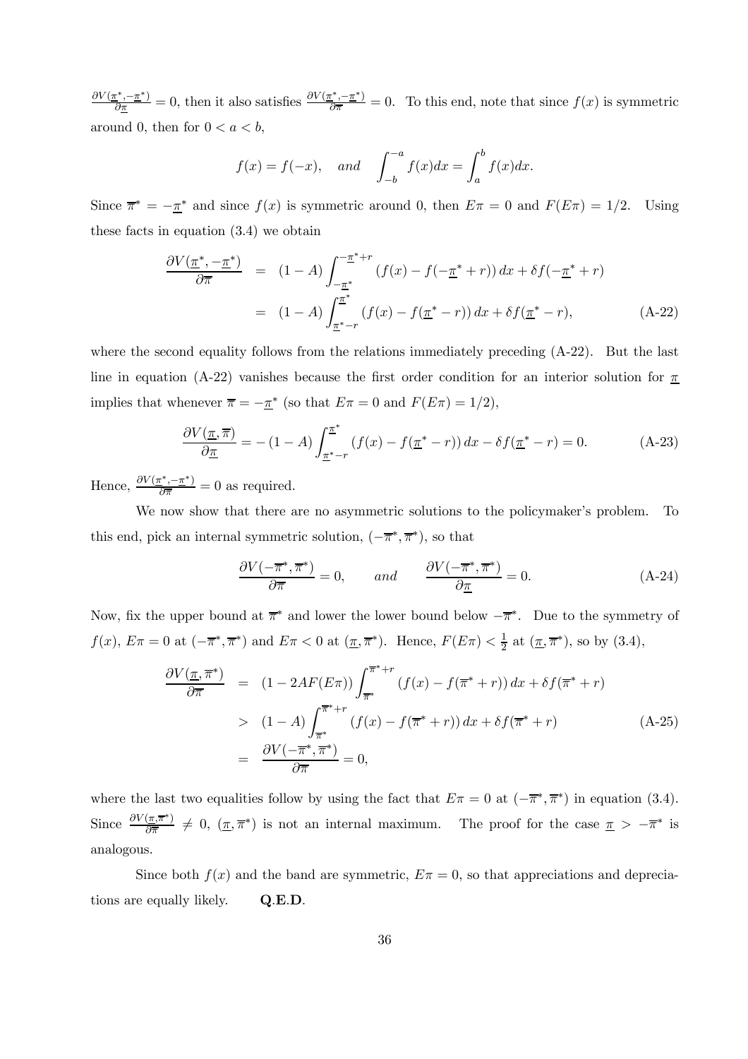$\frac{\partial V(\underline{\pi}^*, -\underline{\pi}^*)}{\partial \underline{\pi}} = 0$, then it also satisfies $\frac{\partial V(\underline{\pi}^*, -\underline{\pi}^*)}{\partial \overline{\pi}} = 0$. To this end, note that since $f(x)$ is symmetric around 0, then for $0 < a < b$,

$$f(x) = f(-x), \quad and \quad \int_{-b}^{-a} f(x)dx = \int_{a}^{b} f(x)dx.$$

Since $\overline{\pi}^* = -\underline{\pi}^*$ and since $f(x)$ is symmetric around 0, then $E\pi = 0$ and $F(E\pi) = 1/2$. Using these facts in equation (3.4) we obtain

$$\begin{aligned}
\frac{\partial V(\underline{\pi}^*, -\underline{\pi}^*)}{\partial \overline{\pi}} &= (1-A) \int_{-\underline{\pi}^*}^{-\underline{\pi}^*+r} \left(f(x) - f(-\underline{\pi}^* + r)\right) dx + \delta f(-\underline{\pi}^* + r) \\
&= (1-A) \int_{\underline{\pi}^*-r}^{\underline{\pi}^*} \left(f(x) - f(\underline{\pi}^* - r)\right) dx + \delta f(\underline{\pi}^* - r), \qquad \text{(A-22)}
\end{aligned}$$

where the second equality follows from the relations immediately preceding (A-22). But the last line in equation (A-22) vanishes because the first order condition for an interior solution for $\underline{\pi}$ implies that whenever $\overline{\pi} = -\underline{\pi}^*$ (so that $E\pi = 0$ and $F(E\pi) = 1/2$),

$$\frac{\partial V(\underline{\pi}, \overline{\pi})}{\partial \underline{\pi}} = -(1-A) \int_{\underline{\pi}^*-r}^{\underline{\pi}^*} \left(f(x) - f(\underline{\pi}^* - r)\right) dx - \delta f(\underline{\pi}^* - r) = 0. \qquad \text{(A-23)}$$

Hence, $\frac{\partial V(\underline{\pi}^*, -\underline{\pi}^*)}{\partial \overline{\pi}} = 0$ as required.

We now show that there are no asymmetric solutions to the policymaker's problem. To this end, pick an internal symmetric solution, $(-\overline{\pi}^*, \overline{\pi}^*)$, so that

$$\frac{\partial V(-\overline{\pi}^*, \overline{\pi}^*)}{\partial \overline{\pi}} = 0, \qquad and \qquad \frac{\partial V(-\overline{\pi}^*, \overline{\pi}^*)}{\partial \underline{\pi}} = 0. \qquad \text{(A-24)}$$

Now, fix the upper bound at $\overline{\pi}^*$ and lower the lower bound below $-\overline{\pi}^*$. Due to the symmetry of $f(x)$, $E\pi = 0$ at $(-\overline{\pi}^*, \overline{\pi}^*)$ and $E\pi < 0$ at $(\underline{\pi}, \overline{\pi}^*)$. Hence, $F(E\pi) < \frac{1}{2}$ at $(\underline{\pi}, \overline{\pi}^*)$, so by (3.4),

$$\begin{aligned}
\frac{\partial V(\underline{\pi}, \overline{\pi}^*)}{\partial \overline{\pi}} &= (1 - 2AF(E\pi)) \int_{\overline{\pi}^*}^{\overline{\pi}^*+r} \left(f(x) - f(\overline{\pi}^* + r)\right) dx + \delta f(\overline{\pi}^* + r) \\
&> (1-A) \int_{\overline{\pi}^*}^{\overline{\pi}^*+r} \left(f(x) - f(\overline{\pi}^* + r)\right) dx + \delta f(\overline{\pi}^* + r) \qquad \text{(A-25)} \\
&= \frac{\partial V(-\overline{\pi}^*, \overline{\pi}^*)}{\partial \overline{\pi}} = 0,
\end{aligned}$$

where the last two equalities follow by using the fact that $E\pi = 0$ at $(-\overline{\pi}^*, \overline{\pi}^*)$ in equation (3.4). Since $\frac{\partial V(\underline{\pi}, \overline{\pi}^*)}{\partial \overline{\pi}} \neq 0$, $(\underline{\pi}, \overline{\pi}^*)$ is not an internal maximum. The proof for the case $\underline{\pi} > -\overline{\pi}^*$ is analogous.

Since both $f(x)$ and the band are symmetric, $E\pi = 0$, so that appreciations and depreciations are equally likely. **Q.E.D.**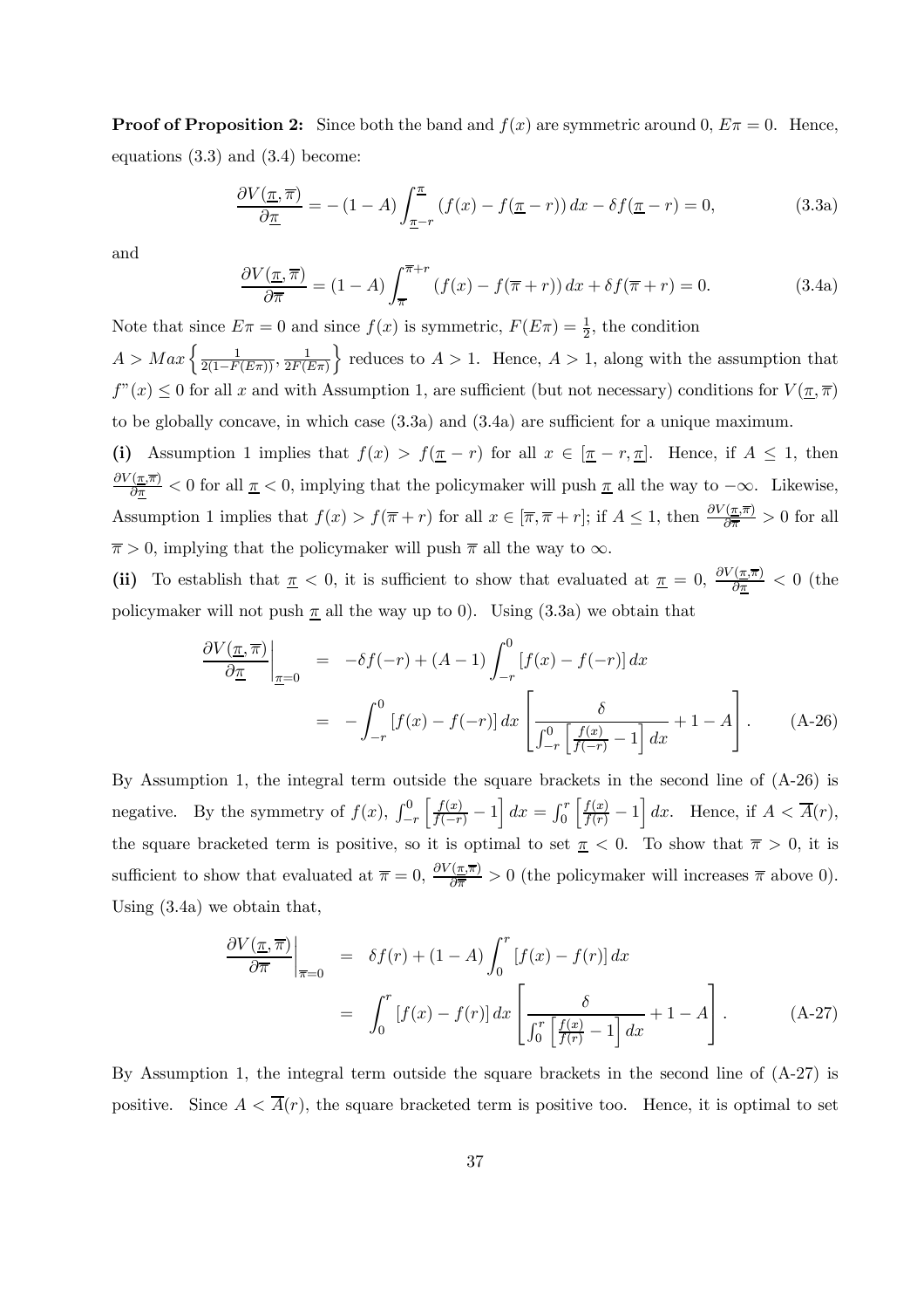**Proof of Proposition 2:** Since both the band and $f(x)$ are symmetric around 0, $E\pi = 0$. Hence, equations (3.3) and (3.4) become:

$$\frac{\partial V(\underline{\pi}, \overline{\pi})}{\partial \underline{\pi}} = -(1-A)\int_{\underline{\pi}-r}^{\underline{\pi}} \left(f(x) - f(\underline{\pi}-r)\right) dx - \delta f(\underline{\pi}-r) = 0, \tag{3.3a}$$

and

$$\frac{\partial V(\underline{\pi}, \overline{\pi})}{\partial \overline{\pi}} = (1-A)\int_{\overline{\pi}}^{\overline{\pi}+r} \left(f(x) - f(\overline{\pi}+r)\right) dx + \delta f(\overline{\pi}+r) = 0. \tag{3.4a}$$

Note that since $E\pi = 0$ and since $f(x)$ is symmetric, $F(E\pi) = \frac{1}{2}$, the condition $A > Max\left\{\frac{1}{2(1-F(E\pi))}, \frac{1}{2F(E\pi)}\right\}$ reduces to $A > 1$. Hence, $A > 1$, along with the assumption that $f"(x) \leq 0$ for all $x$ and with Assumption 1, are sufficient (but not necessary) conditions for $V(\underline{\pi}, \overline{\pi})$ to be globally concave, in which case (3.3a) and (3.4a) are sufficient for a unique maximum.

**(i)** Assumption 1 implies that $f(x) > f(\underline{\pi} - r)$ for all $x \in [\underline{\pi} - r, \underline{\pi}]$. Hence, if $A \leq 1$, then $\frac{\partial V(\underline{\pi}, \overline{\pi})}{\partial \underline{\pi}} < 0$ for all $\underline{\pi} < 0$, implying that the policymaker will push $\underline{\pi}$ all the way to $-\infty$. Likewise, Assumption 1 implies that $f(x) > f(\overline{\pi} + r)$ for all $x \in [\overline{\pi}, \overline{\pi} + r]$; if $A \leq 1$, then $\frac{\partial V(\underline{\pi}, \overline{\pi})}{\partial \overline{\pi}} > 0$ for all $\overline{\pi} > 0$, implying that the policymaker will push $\overline{\pi}$ all the way to $\infty$.

**(ii)** To establish that $\underline{\pi} < 0$, it is sufficient to show that evaluated at $\underline{\pi} = 0$, $\frac{\partial V(\underline{\pi}, \overline{\pi})}{\partial \underline{\pi}} < 0$ (the policymaker will not push $\underline{\pi}$ all the way up to 0). Using (3.3a) we obtain that

$$\begin{aligned}
\left.\frac{\partial V(\underline{\pi}, \overline{\pi})}{\partial \underline{\pi}}\right|_{\underline{\pi}=0} &= -\delta f(-r) + (A-1)\int_{-r}^{0} [f(x) - f(-r)]\, dx \\
&= -\int_{-r}^{0} [f(x) - f(-r)]\, dx \left[\frac{\delta}{\int_{-r}^{0}\left[\frac{f(x)}{f(-r)} - 1\right] dx} + 1 - A\right].
\end{aligned} \tag{A-26}$$

By Assumption 1, the integral term outside the square brackets in the second line of (A-26) is negative. By the symmetry of $f(x)$, $\int_{-r}^{0}\left[\frac{f(x)}{f(-r)} - 1\right] dx = \int_{0}^{r}\left[\frac{f(x)}{f(r)} - 1\right] dx$. Hence, if $A < \overline{A}(r)$, the square bracketed term is positive, so it is optimal to set $\underline{\pi} < 0$. To show that $\overline{\pi} > 0$, it is sufficient to show that evaluated at $\overline{\pi} = 0$, $\frac{\partial V(\underline{\pi}, \overline{\pi})}{\partial \overline{\pi}} > 0$ (the policymaker will increases $\overline{\pi}$ above 0). Using (3.4a) we obtain that,

$$\begin{aligned}
\left.\frac{\partial V(\underline{\pi}, \overline{\pi})}{\partial \overline{\pi}}\right|_{\overline{\pi}=0} &= \delta f(r) + (1-A)\int_{0}^{r} [f(x) - f(r)]\, dx \\
&= \int_{0}^{r} [f(x) - f(r)]\, dx \left[\frac{\delta}{\int_{0}^{r}\left[\frac{f(x)}{f(r)} - 1\right] dx} + 1 - A\right].
\end{aligned} \tag{A-27}$$

By Assumption 1, the integral term outside the square brackets in the second line of (A-27) is positive. Since $A < \overline{A}(r)$, the square bracketed term is positive too. Hence, it is optimal to set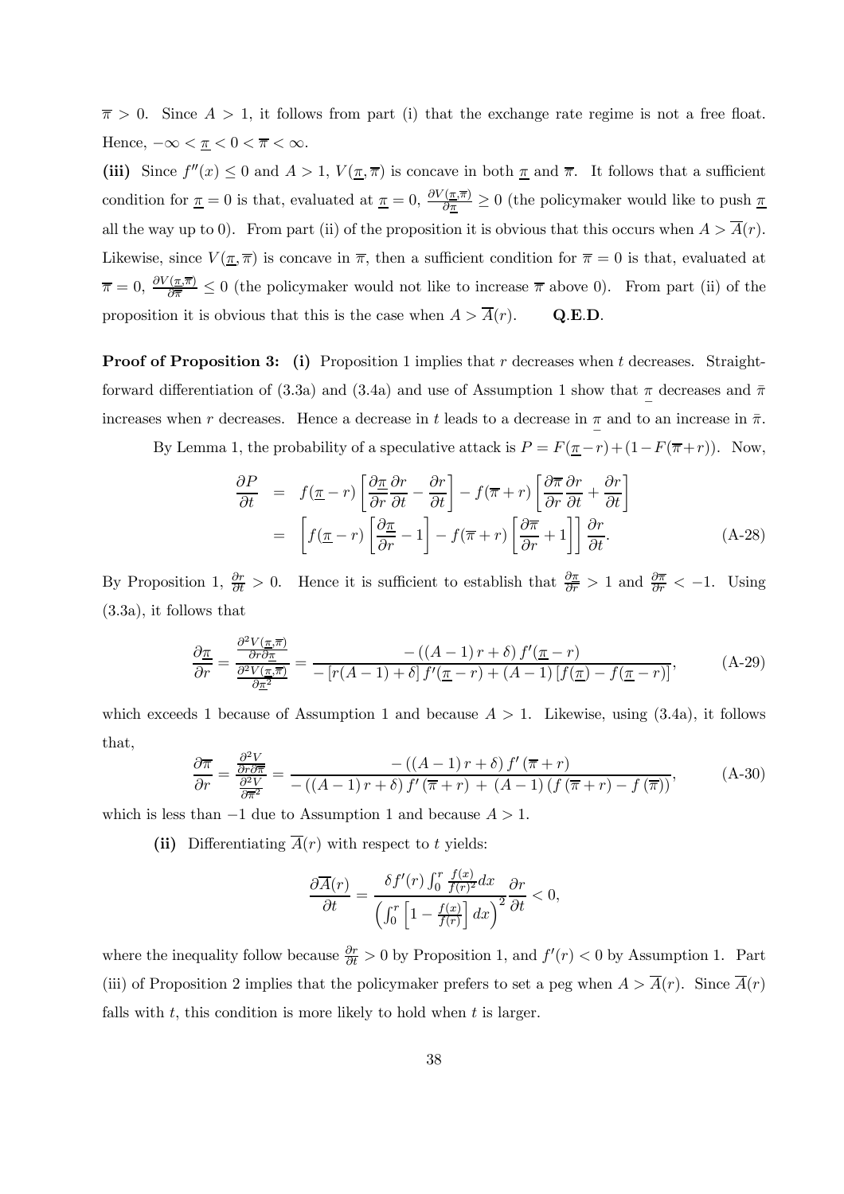$\overline{\pi} > 0$. Since $A > 1$, it follows from part (i) that the exchange rate regime is not a free float. Hence, $-\infty < \underline{\pi} < 0 < \overline{\pi} < \infty$.

**(iii)** Since $f''(x) \leq 0$ and $A > 1$, $V(\underline{\pi}, \overline{\pi})$ is concave in both $\underline{\pi}$ and $\overline{\pi}$. It follows that a sufficient condition for $\underline{\pi} = 0$ is that, evaluated at $\underline{\pi} = 0$, $\frac{\partial V(\underline{\pi},\overline{\pi})}{\partial \underline{\pi}} \geq 0$ (the policymaker would like to push $\underline{\pi}$ all the way up to 0). From part (ii) of the proposition it is obvious that this occurs when $A > \overline{A}(r)$. Likewise, since $V(\underline{\pi}, \overline{\pi})$ is concave in $\overline{\pi}$, then a sufficient condition for $\overline{\pi} = 0$ is that, evaluated at $\overline{\pi} = 0$, $\frac{\partial V(\underline{\pi},\overline{\pi})}{\partial \overline{\pi}} \leq 0$ (the policymaker would not like to increase $\overline{\pi}$ above 0). From part (ii) of the proposition it is obvious that this is the case when $A > \overline{A}(r)$. **Q.E.D.**

**Proof of Proposition 3: (i)** Proposition 1 implies that $r$ decreases when $t$ decreases. Straightforward differentiation of (3.3a) and (3.4a) and use of Assumption 1 show that $\underline{\pi}$ decreases and $\bar{\pi}$ increases when $r$ decreases. Hence a decrease in $t$ leads to a decrease in $\underline{\pi}$ and to an increase in $\bar{\pi}$.

By Lemma 1, the probability of a speculative attack is $P = F(\underline{\pi} - r) + (1 - F(\overline{\pi} + r))$. Now,

$$\begin{aligned} \frac{\partial P}{\partial t} &= f(\underline{\pi} - r)\left[\frac{\partial \underline{\pi}}{\partial r}\frac{\partial r}{\partial t} - \frac{\partial r}{\partial t}\right] - f(\overline{\pi} + r)\left[\frac{\partial \overline{\pi}}{\partial r}\frac{\partial r}{\partial t} + \frac{\partial r}{\partial t}\right] \\ &= \left[f(\underline{\pi} - r)\left[\frac{\partial \underline{\pi}}{\partial r} - 1\right] - f(\overline{\pi} + r)\left[\frac{\partial \overline{\pi}}{\partial r} + 1\right]\right]\frac{\partial r}{\partial t}. \end{aligned} \tag{A-28}$$

By Proposition 1, $\frac{\partial r}{\partial t} > 0$. Hence it is sufficient to establish that $\frac{\partial \underline{\pi}}{\partial r} > 1$ and $\frac{\partial \overline{\pi}}{\partial r} < -1$. Using (3.3a), it follows that

$$\frac{\partial \underline{\pi}}{\partial r} = \frac{\frac{\partial^2 V(\underline{\pi},\overline{\pi})}{\partial r \partial \underline{\pi}}}{\frac{\partial^2 V(\underline{\pi},\overline{\pi})}{\partial \underline{\pi}^2}} = \frac{-\left((A-1)r + \delta\right) f'(\underline{\pi} - r)}{-\left[r(A-1) + \delta\right] f'(\underline{\pi} - r) + (A-1)\left[f(\underline{\pi}) - f(\underline{\pi} - r)\right]}, \tag{A-29}$$

which exceeds 1 because of Assumption 1 and because $A > 1$. Likewise, using (3.4a), it follows that,

$$\frac{\partial \overline{\pi}}{\partial r} = \frac{\frac{\partial^2 V}{\partial r \partial \overline{\pi}}}{\frac{\partial^2 V}{\partial \overline{\pi}^2}} = \frac{-\left((A-1)r + \delta\right) f'\left(\overline{\pi} + r\right)}{-\left((A-1)r + \delta\right) f'\left(\overline{\pi} + r\right) + (A-1)\left(f\left(\overline{\pi} + r\right) - f\left(\overline{\pi}\right)\right)}, \tag{A-30}$$

which is less than $-1$ due to Assumption 1 and because $A > 1$.

**(ii)** Differentiating $\overline{A}(r)$ with respect to $t$ yields:

$$\frac{\partial \overline{A}(r)}{\partial t} = \frac{\delta f'(r) \int_0^r \frac{f(x)}{f(r)^2} dx}{\left(\int_0^r \left[1 - \frac{f(x)}{f(r)}\right] dx\right)^2} \frac{\partial r}{\partial t} < 0,$$

where the inequality follow because $\frac{\partial r}{\partial t} > 0$ by Proposition 1, and $f'(r) < 0$ by Assumption 1. Part (iii) of Proposition 2 implies that the policymaker prefers to set a peg when $A > \overline{A}(r)$. Since $\overline{A}(r)$ falls with $t$, this condition is more likely to hold when $t$ is larger.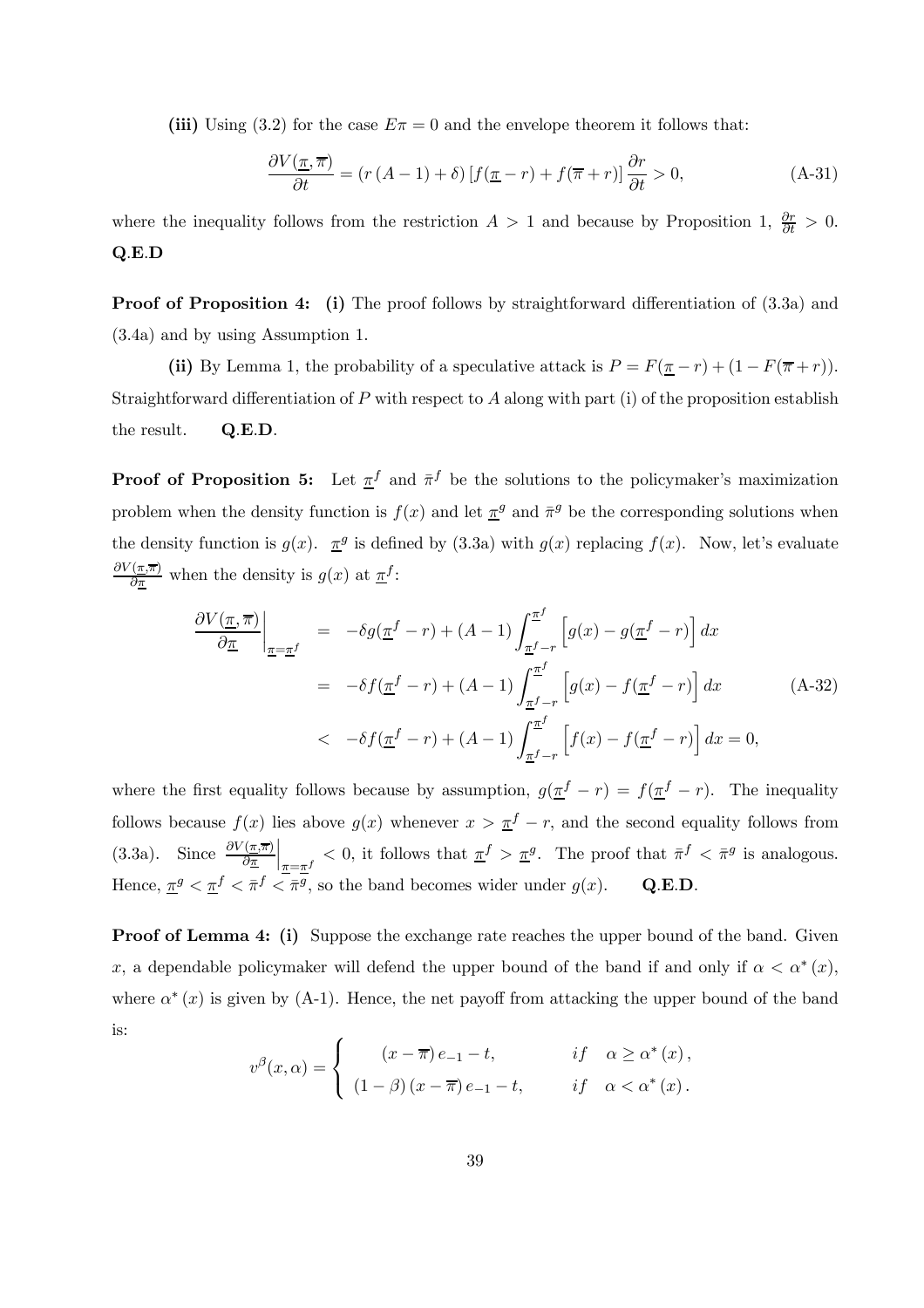**(iii)** Using (3.2) for the case $E\pi = 0$ and the envelope theorem it follows that:

$$\frac{\partial V(\underline{\pi}, \overline{\pi})}{\partial t} = \left(r\left(A-1\right)+\delta\right)\left[f(\underline{\pi}-r)+f(\overline{\pi}+r)\right]\frac{\partial r}{\partial t} > 0, \tag{A-31}$$

where the inequality follows from the restriction $A > 1$ and because by Proposition 1, $\frac{\partial r}{\partial t} > 0$. **Q.E.D**

**Proof of Proposition 4:** **(i)** The proof follows by straightforward differentiation of (3.3a) and (3.4a) and by using Assumption 1.

**(ii)** By Lemma 1, the probability of a speculative attack is $P = F(\underline{\pi}-r) + (1 - F(\overline{\pi}+r))$. Straightforward differentiation of $P$ with respect to $A$ along with part (i) of the proposition establish the result. **Q.E.D.**

**Proof of Proposition 5:** Let $\underline{\pi}^f$ and $\bar{\pi}^f$ be the solutions to the policymaker's maximization problem when the density function is $f(x)$ and let $\underline{\pi}^g$ and $\bar{\pi}^g$ be the corresponding solutions when the density function is $g(x)$. $\underline{\pi}^g$ is defined by (3.3a) with $g(x)$ replacing $f(x)$. Now, let's evaluate $\frac{\partial V(\underline{\pi},\overline{\pi})}{\partial \underline{\pi}}$ when the density is $g(x)$ at $\underline{\pi}^f$:

$$\begin{aligned}
\left.\frac{\partial V(\underline{\pi}, \overline{\pi})}{\partial \underline{\pi}}\right|_{\underline{\pi}=\underline{\pi}^f} &= -\delta g(\underline{\pi}^f - r) + (A-1)\int_{\underline{\pi}^f - r}^{\underline{\pi}^f}\left[g(x) - g(\underline{\pi}^f - r)\right]dx \\
&= -\delta f(\underline{\pi}^f - r) + (A-1)\int_{\underline{\pi}^f - r}^{\underline{\pi}^f}\left[g(x) - f(\underline{\pi}^f - r)\right]dx \\
&< -\delta f(\underline{\pi}^f - r) + (A-1)\int_{\underline{\pi}^f - r}^{\underline{\pi}^f}\left[f(x) - f(\underline{\pi}^f - r)\right]dx = 0,
\end{aligned} \tag{A-32}$$

where the first equality follows because by assumption, $g(\underline{\pi}^f - r) = f(\underline{\pi}^f - r)$. The inequality follows because $f(x)$ lies above $g(x)$ whenever $x > \underline{\pi}^f - r$, and the second equality follows from (3.3a). Since $\left.\frac{\partial V(\underline{\pi},\overline{\pi})}{\partial \underline{\pi}}\right|_{\underline{\pi}=\underline{\pi}^f} < 0$, it follows that $\underline{\pi}^f > \underline{\pi}^g$. The proof that $\bar{\pi}^f < \bar{\pi}^g$ is analogous. Hence, $\underline{\pi}^g < \underline{\pi}^f < \bar{\pi}^f < \bar{\pi}^g$, so the band becomes wider under $g(x)$. **Q.E.D.**

**Proof of Lemma 4:** **(i)** Suppose the exchange rate reaches the upper bound of the band. Given $x$, a dependable policymaker will defend the upper bound of the band if and only if $\alpha < \alpha^*(x)$, where $\alpha^*(x)$ is given by (A-1). Hence, the net payoff from attacking the upper bound of the band is:

$$v^{\beta}(x, \alpha) = \begin{cases} (x - \overline{\pi})\, e_{-1} - t, & if \quad \alpha \geq \alpha^*(x), \\ (1-\beta)(x - \overline{\pi})\, e_{-1} - t, & if \quad \alpha < \alpha^*(x). \end{cases}$$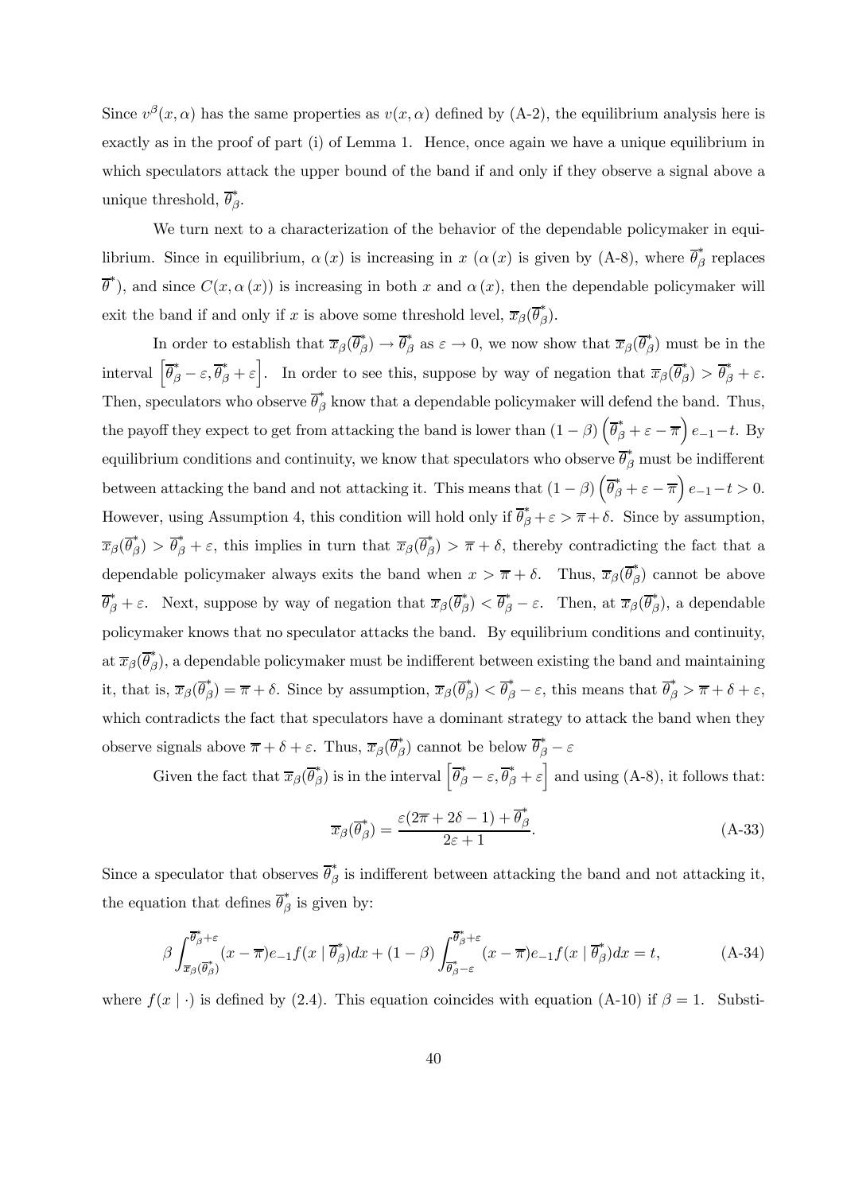Since $v^{\beta}(x, \alpha)$ has the same properties as $v(x, \alpha)$ defined by (A-2), the equilibrium analysis here is exactly as in the proof of part (i) of Lemma 1. Hence, once again we have a unique equilibrium in which speculators attack the upper bound of the band if and only if they observe a signal above a unique threshold, $\overline{\theta}^*_{\beta}$.

We turn next to a characterization of the behavior of the dependable policymaker in equilibrium. Since in equilibrium, $\alpha(x)$ is increasing in $x$ ($\alpha(x)$ is given by (A-8), where $\overline{\theta}^*_{\beta}$ replaces $\overline{\theta}^*$), and since $C(x, \alpha(x))$ is increasing in both $x$ and $\alpha(x)$, then the dependable policymaker will exit the band if and only if $x$ is above some threshold level, $\overline{x}_{\beta}(\overline{\theta}^*_{\beta})$.

In order to establish that $\overline{x}_{\beta}(\overline{\theta}^*_{\beta}) \to \overline{\theta}^*_{\beta}$ as $\varepsilon \to 0$, we now show that $\overline{x}_{\beta}(\overline{\theta}^*_{\beta})$ must be in the interval $\left[\overline{\theta}^*_{\beta} - \varepsilon, \overline{\theta}^*_{\beta} + \varepsilon\right]$. In order to see this, suppose by way of negation that $\overline{x}_{\beta}(\overline{\theta}^*_{\beta}) > \overline{\theta}^*_{\beta} + \varepsilon$. Then, speculators who observe $\overline{\theta}^*_{\beta}$ know that a dependable policymaker will defend the band. Thus, the payoff they expect to get from attacking the band is lower than $(1-\beta)\left(\overline{\theta}^*_{\beta} + \varepsilon - \overline{\pi}\right)e_{-1} - t$. By equilibrium conditions and continuity, we know that speculators who observe $\overline{\theta}^*_{\beta}$ must be indifferent between attacking the band and not attacking it. This means that $(1-\beta)\left(\overline{\theta}^*_{\beta} + \varepsilon - \overline{\pi}\right)e_{-1} - t > 0$. However, using Assumption 4, this condition will hold only if $\overline{\theta}^*_{\beta} + \varepsilon > \overline{\pi} + \delta$. Since by assumption, $\overline{x}_{\beta}(\overline{\theta}^*_{\beta}) > \overline{\theta}^*_{\beta} + \varepsilon$, this implies in turn that $\overline{x}_{\beta}(\overline{\theta}^*_{\beta}) > \overline{\pi} + \delta$, thereby contradicting the fact that a dependable policymaker always exits the band when $x > \overline{\pi} + \delta$. Thus, $\overline{x}_{\beta}(\overline{\theta}^*_{\beta})$ cannot be above $\overline{\theta}^*_{\beta} + \varepsilon$. Next, suppose by way of negation that $\overline{x}_{\beta}(\overline{\theta}^*_{\beta}) < \overline{\theta}^*_{\beta} - \varepsilon$. Then, at $\overline{x}_{\beta}(\overline{\theta}^*_{\beta})$, a dependable policymaker knows that no speculator attacks the band. By equilibrium conditions and continuity, at $\overline{x}_{\beta}(\overline{\theta}^*_{\beta})$, a dependable policymaker must be indifferent between existing the band and maintaining it, that is, $\overline{x}_{\beta}(\overline{\theta}^*_{\beta}) = \overline{\pi} + \delta$. Since by assumption, $\overline{x}_{\beta}(\overline{\theta}^*_{\beta}) < \overline{\theta}^*_{\beta} - \varepsilon$, this means that $\overline{\theta}^*_{\beta} > \overline{\pi} + \delta + \varepsilon$, which contradicts the fact that speculators have a dominant strategy to attack the band when they observe signals above $\overline{\pi} + \delta + \varepsilon$. Thus, $\overline{x}_{\beta}(\overline{\theta}^*_{\beta})$ cannot be below $\overline{\theta}^*_{\beta} - \varepsilon$

Given the fact that $\overline{x}_{\beta}(\overline{\theta}^*_{\beta})$ is in the interval $\left[\overline{\theta}^*_{\beta} - \varepsilon, \overline{\theta}^*_{\beta} + \varepsilon\right]$ and using (A-8), it follows that:

$$\overline{x}_{\beta}(\overline{\theta}^*_{\beta}) = \frac{\varepsilon(2\overline{\pi} + 2\delta - 1) + \overline{\theta}^*_{\beta}}{2\varepsilon + 1}. \tag{A-33}$$

Since a speculator that observes $\overline{\theta}^*_{\beta}$ is indifferent between attacking the band and not attacking it, the equation that defines $\overline{\theta}^*_{\beta}$ is given by:

$$\beta \int_{\overline{x}_{\beta}(\overline{\theta}^*_{\beta})}^{\overline{\theta}^*_{\beta}+\varepsilon} (x - \overline{\pi}) e_{-1} f(x \mid \overline{\theta}^*_{\beta}) dx + (1-\beta) \int_{\overline{\theta}^*_{\beta}-\varepsilon}^{\overline{\theta}^*_{\beta}+\varepsilon} (x - \overline{\pi}) e_{-1} f(x \mid \overline{\theta}^*_{\beta}) dx = t, \tag{A-34}$$

where $f(x \mid \cdot)$ is defined by (2.4). This equation coincides with equation (A-10) if $\beta = 1$. Substi-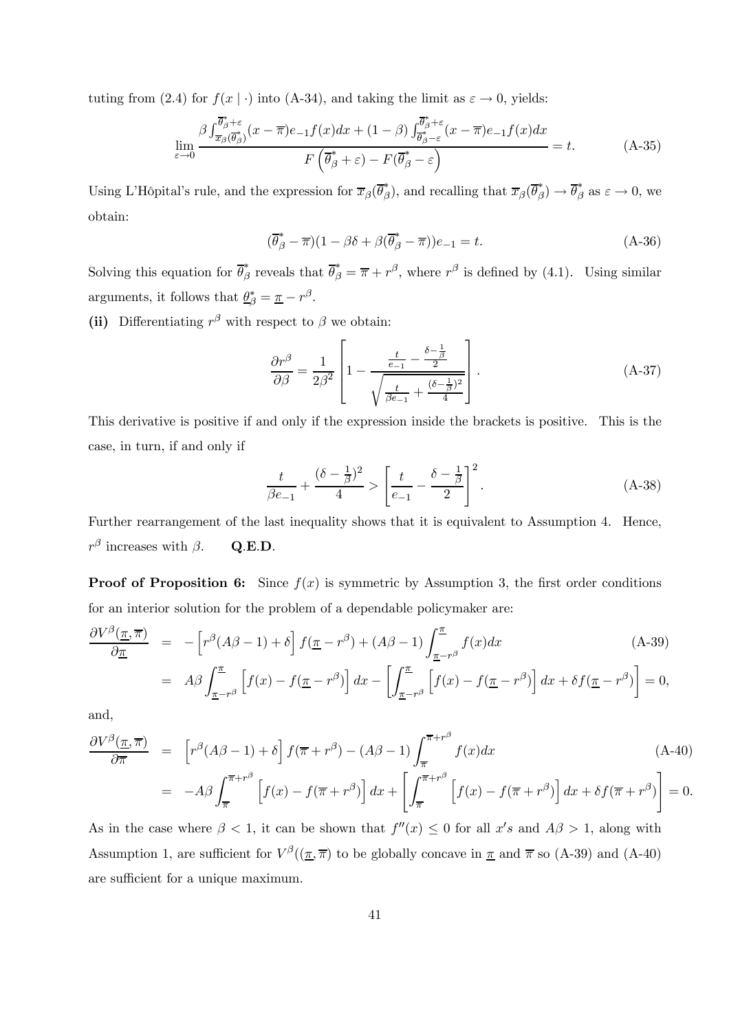tuting from (2.4) for $f(x \mid \cdot)$ into (A-34), and taking the limit as $\varepsilon \to 0$, yields:

$$\lim_{\varepsilon \to 0} \frac{\beta \int_{\overline{x}_\beta(\overline{\theta}^*_\beta)}^{\overline{\theta}^*_\beta + \varepsilon} (x - \overline{\pi}) e_{-1} f(x) dx + (1-\beta) \int_{\overline{\theta}^*_\beta - \varepsilon}^{\overline{\theta}^*_\beta + \varepsilon} (x - \overline{\pi}) e_{-1} f(x) dx}{F\left(\overline{\theta}^*_\beta + \varepsilon\right) - F(\overline{\theta}^*_\beta - \varepsilon\Big)} = t. \tag{A-35}$$

Using L'Hôpital's rule, and the expression for $\overline{x}_\beta(\overline{\theta}^*_\beta)$, and recalling that $\overline{x}_\beta(\overline{\theta}^*_\beta) \to \overline{\theta}^*_\beta$ as $\varepsilon \to 0$, we obtain:

$$(\overline{\theta}^*_\beta - \overline{\pi})(1 - \beta\delta + \beta(\overline{\theta}^*_\beta - \overline{\pi})) e_{-1} = t. \tag{A-36}$$

Solving this equation for $\overline{\theta}^*_\beta$ reveals that $\overline{\theta}^*_\beta = \overline{\pi} + r^\beta$, where $r^\beta$ is defined by (4.1). Using similar arguments, it follows that $\underline{\theta}^*_\beta = \underline{\pi} - r^\beta$.

**(ii)** Differentiating $r^\beta$ with respect to $\beta$ we obtain:

$$\frac{\partial r^\beta}{\partial \beta} = \frac{1}{2\beta^2} \left[ 1 - \frac{\frac{t}{e_{-1}} - \frac{\delta - \frac{1}{\beta}}{2}}{\sqrt{\frac{t}{\beta e_{-1}} + \frac{(\delta - \frac{1}{\beta})^2}{4}}} \right]. \tag{A-37}$$

This derivative is positive if and only if the expression inside the brackets is positive. This is the case, in turn, if and only if

$$\frac{t}{\beta e_{-1}} + \frac{(\delta - \frac{1}{\beta})^2}{4} > \left[ \frac{t}{e_{-1}} - \frac{\delta - \frac{1}{\beta}}{2} \right]^2. \tag{A-38}$$

Further rearrangement of the last inequality shows that it is equivalent to Assumption 4. Hence, $r^\beta$ increases with $\beta$. **Q.E.D.**

**Proof of Proposition 6:** Since $f(x)$ is symmetric by Assumption 3, the first order conditions for an interior solution for the problem of a dependable policymaker are:

$$\begin{aligned}
\frac{\partial V^\beta(\underline{\pi}, \overline{\pi})}{\partial \underline{\pi}} &= -\left[ r^\beta (A\beta - 1) + \delta \right] f(\underline{\pi} - r^\beta) + (A\beta - 1) \int_{\underline{\pi} - r^\beta}^{\underline{\pi}} f(x) dx \qquad \text{(A-39)} \\
&= A\beta \int_{\underline{\pi} - r^\beta}^{\underline{\pi}} \left[ f(x) - f(\underline{\pi} - r^\beta) \right] dx - \left[ \int_{\underline{\pi} - r^\beta}^{\underline{\pi}} \left[ f(x) - f(\underline{\pi} - r^\beta) \right] dx + \delta f(\underline{\pi} - r^\beta) \right] = 0,
\end{aligned}$$

and,

$$\begin{aligned}
\frac{\partial V^\beta(\underline{\pi}, \overline{\pi})}{\partial \overline{\pi}} &= \left[ r^\beta (A\beta - 1) + \delta \right] f(\overline{\pi} + r^\beta) - (A\beta - 1) \int_{\overline{\pi}}^{\overline{\pi} + r^\beta} f(x) dx \qquad \text{(A-40)} \\
&= -A\beta \int_{\overline{\pi}}^{\overline{\pi} + r^\beta} \left[ f(x) - f(\overline{\pi} + r^\beta) \right] dx + \left[ \int_{\overline{\pi}}^{\overline{\pi} + r^\beta} \left[ f(x) - f(\overline{\pi} + r^\beta) \right] dx + \delta f(\overline{\pi} + r^\beta) \right] = 0.
\end{aligned}$$

As in the case where $\beta < 1$, it can be shown that $f''(x) \leq 0$ for all $x's$ and $A\beta > 1$, along with Assumption 1, are sufficient for $V^\beta((\underline{\pi}, \overline{\pi})$ to be globally concave in $\underline{\pi}$ and $\overline{\pi}$ so (A-39) and (A-40) are sufficient for a unique maximum.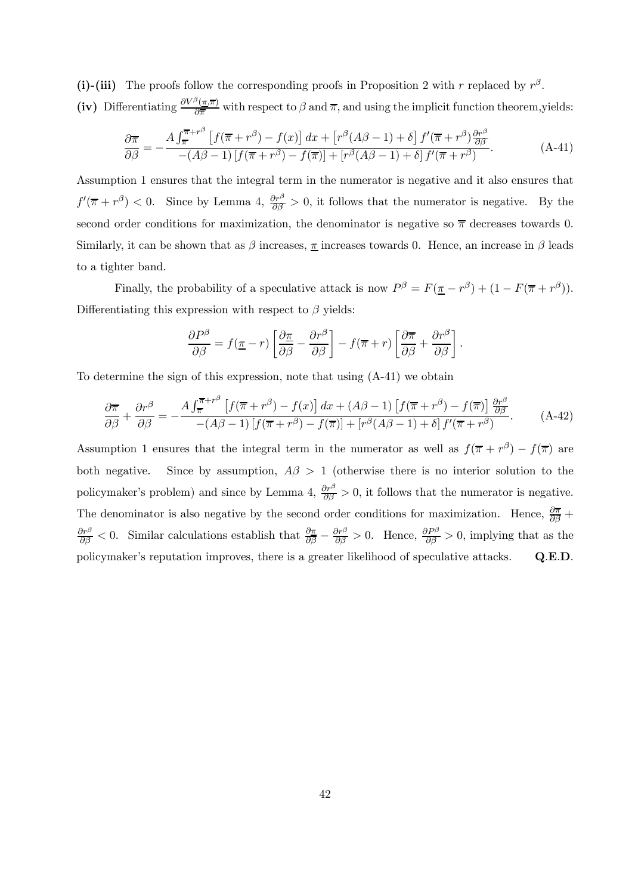**(i)-(iii)** The proofs follow the corresponding proofs in Proposition 2 with $r$ replaced by $r^\beta$.

**(iv)** Differentiating $\frac{\partial V^\beta(\underline{\pi},\overline{\pi})}{\partial \overline{\pi}}$ with respect to $\beta$ and $\overline{\pi}$, and using the implicit function theorem,yields:

$$\frac{\partial \overline{\pi}}{\partial \beta} = -\frac{A\int_{\overline{\pi}}^{\overline{\pi}+r^\beta}\left[f(\overline{\pi}+r^\beta)-f(x)\right]dx + \left[r^\beta(A\beta-1)+\delta\right]f'(\overline{\pi}+r^\beta)\frac{\partial r^\beta}{\partial \beta}}{-(A\beta-1)\left[f(\overline{\pi}+r^\beta)-f(\overline{\pi})\right]+\left[r^\beta(A\beta-1)+\delta\right]f'(\overline{\pi}+r^\beta)}. \tag{A-41}$$

Assumption 1 ensures that the integral term in the numerator is negative and it also ensures that $f'(\overline{\pi}+r^\beta)<0$. Since by Lemma 4, $\frac{\partial r^\beta}{\partial \beta}>0$, it follows that the numerator is negative. By the second order conditions for maximization, the denominator is negative so $\overline{\pi}$ decreases towards 0. Similarly, it can be shown that as $\beta$ increases, $\underline{\pi}$ increases towards 0. Hence, an increase in $\beta$ leads to a tighter band.

Finally, the probability of a speculative attack is now $P^\beta = F(\underline{\pi}-r^\beta)+(1-F(\overline{\pi}+r^\beta))$. Differentiating this expression with respect to $\beta$ yields:

$$\frac{\partial P^\beta}{\partial \beta} = f(\underline{\pi}-r)\left[\frac{\partial \underline{\pi}}{\partial \beta}-\frac{\partial r^\beta}{\partial \beta}\right] - f(\overline{\pi}+r)\left[\frac{\partial \overline{\pi}}{\partial \beta}+\frac{\partial r^\beta}{\partial \beta}\right].$$

To determine the sign of this expression, note that using (A-41) we obtain

$$\frac{\partial \overline{\pi}}{\partial \beta}+\frac{\partial r^\beta}{\partial \beta} = -\frac{A\int_{\overline{\pi}}^{\overline{\pi}+r^\beta}\left[f(\overline{\pi}+r^\beta)-f(x)\right]dx + (A\beta-1)\left[f(\overline{\pi}+r^\beta)-f(\overline{\pi})\right]\frac{\partial r^\beta}{\partial \beta}}{-(A\beta-1)\left[f(\overline{\pi}+r^\beta)-f(\overline{\pi})\right]+\left[r^\beta(A\beta-1)+\delta\right]f'(\overline{\pi}+r^\beta)}. \tag{A-42}$$

Assumption 1 ensures that the integral term in the numerator as well as $f(\overline{\pi}+r^\beta)-f(\overline{\pi})$ are both negative. Since by assumption, $A\beta>1$ (otherwise there is no interior solution to the policymaker's problem) and since by Lemma 4, $\frac{\partial r^\beta}{\partial \beta}>0$, it follows that the numerator is negative. The denominator is also negative by the second order conditions for maximization. Hence, $\frac{\partial \overline{\pi}}{\partial \beta}+\frac{\partial r^\beta}{\partial \beta}<0$. Similar calculations establish that $\frac{\partial \underline{\pi}}{\partial \beta}-\frac{\partial r^\beta}{\partial \beta}>0$. Hence, $\frac{\partial P^\beta}{\partial \beta}>0$, implying that as the policymaker's reputation improves, there is a greater likelihood of speculative attacks. **Q.E.D.**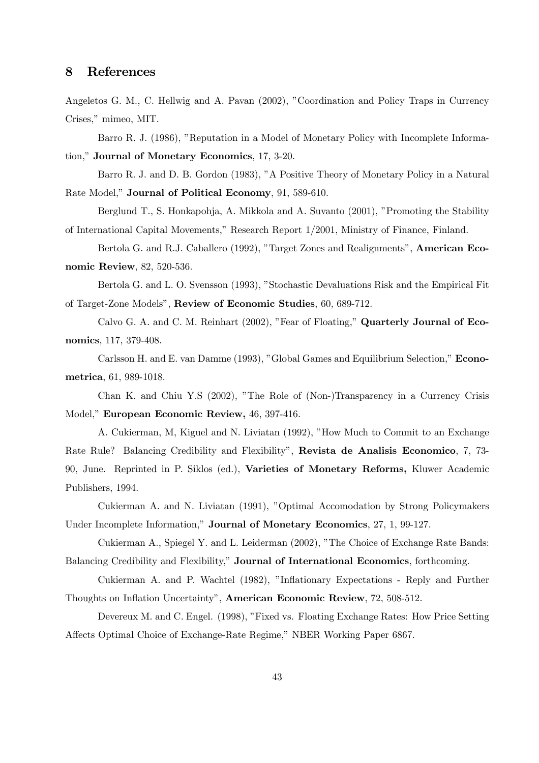## 8 References

Angeletos G. M., C. Hellwig and A. Pavan (2002), "Coordination and Policy Traps in Currency Crises," mimeo, MIT.

Barro R. J. (1986), "Reputation in a Model of Monetary Policy with Incomplete Information," **Journal of Monetary Economics**, 17, 3-20.

Barro R. J. and D. B. Gordon (1983), "A Positive Theory of Monetary Policy in a Natural Rate Model," **Journal of Political Economy**, 91, 589-610.

Berglund T., S. Honkapohja, A. Mikkola and A. Suvanto (2001), "Promoting the Stability of International Capital Movements," Research Report 1/2001, Ministry of Finance, Finland.

Bertola G. and R.J. Caballero (1992), "Target Zones and Realignments", **American Economic Review**, 82, 520-536.

Bertola G. and L. O. Svensson (1993), "Stochastic Devaluations Risk and the Empirical Fit of Target-Zone Models", **Review of Economic Studies**, 60, 689-712.

Calvo G. A. and C. M. Reinhart (2002), "Fear of Floating," **Quarterly Journal of Economics**, 117, 379-408.

Carlsson H. and E. van Damme (1993), "Global Games and Equilibrium Selection," **Econometrica**, 61, 989-1018.

Chan K. and Chiu Y.S (2002), "The Role of (Non-)Transparency in a Currency Crisis Model," **European Economic Review,** 46, 397-416.

A. Cukierman, M, Kiguel and N. Liviatan (1992), "How Much to Commit to an Exchange Rate Rule? Balancing Credibility and Flexibility", **Revista de Analisis Economico**, 7, 73-90, June. Reprinted in P. Siklos (ed.), **Varieties of Monetary Reforms,** Kluwer Academic Publishers, 1994.

Cukierman A. and N. Liviatan (1991), "Optimal Accomodation by Strong Policymakers Under Incomplete Information," **Journal of Monetary Economics**, 27, 1, 99-127.

Cukierman A., Spiegel Y. and L. Leiderman (2002), "The Choice of Exchange Rate Bands: Balancing Credibility and Flexibility," **Journal of International Economics**, forthcoming.

Cukierman A. and P. Wachtel (1982), "Inflationary Expectations - Reply and Further Thoughts on Inflation Uncertainty", **American Economic Review**, 72, 508-512.

Devereux M. and C. Engel. (1998), "Fixed vs. Floating Exchange Rates: How Price Setting Affects Optimal Choice of Exchange-Rate Regime," NBER Working Paper 6867.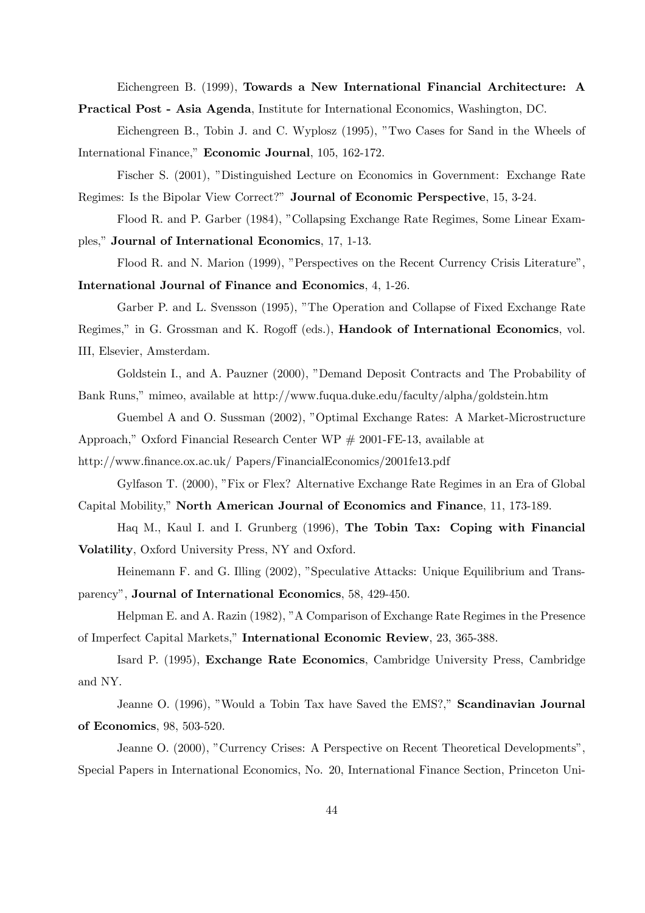Eichengreen B. (1999), **Towards a New International Financial Architecture: A Practical Post - Asia Agenda**, Institute for International Economics, Washington, DC.

Eichengreen B., Tobin J. and C. Wyplosz (1995), "Two Cases for Sand in the Wheels of International Finance," **Economic Journal**, 105, 162-172.

Fischer S. (2001), "Distinguished Lecture on Economics in Government: Exchange Rate Regimes: Is the Bipolar View Correct?" **Journal of Economic Perspective**, 15, 3-24.

Flood R. and P. Garber (1984), "Collapsing Exchange Rate Regimes, Some Linear Examples," **Journal of International Economics**, 17, 1-13.

Flood R. and N. Marion (1999), "Perspectives on the Recent Currency Crisis Literature", **International Journal of Finance and Economics**, 4, 1-26.

Garber P. and L. Svensson (1995), "The Operation and Collapse of Fixed Exchange Rate Regimes," in G. Grossman and K. Rogoff (eds.), **Handook of International Economics**, vol. III, Elsevier, Amsterdam.

Goldstein I., and A. Pauzner (2000), "Demand Deposit Contracts and The Probability of Bank Runs," mimeo, available at http://www.fuqua.duke.edu/faculty/alpha/goldstein.htm

Guembel A and O. Sussman (2002), "Optimal Exchange Rates: A Market-Microstructure Approach," Oxford Financial Research Center WP # 2001-FE-13, available at http://www.finance.ox.ac.uk/ Papers/FinancialEconomics/2001fe13.pdf

Gylfason T. (2000), "Fix or Flex? Alternative Exchange Rate Regimes in an Era of Global Capital Mobility," **North American Journal of Economics and Finance**, 11, 173-189.

Haq M., Kaul I. and I. Grunberg (1996), **The Tobin Tax: Coping with Financial Volatility**, Oxford University Press, NY and Oxford.

Heinemann F. and G. Illing (2002), "Speculative Attacks: Unique Equilibrium and Transparency", **Journal of International Economics**, 58, 429-450.

Helpman E. and A. Razin (1982), "A Comparison of Exchange Rate Regimes in the Presence of Imperfect Capital Markets," **International Economic Review**, 23, 365-388.

Isard P. (1995), **Exchange Rate Economics**, Cambridge University Press, Cambridge and NY.

Jeanne O. (1996), "Would a Tobin Tax have Saved the EMS?," **Scandinavian Journal of Economics**, 98, 503-520.

Jeanne O. (2000), "Currency Crises: A Perspective on Recent Theoretical Developments", Special Papers in International Economics, No. 20, International Finance Section, Princeton Uni-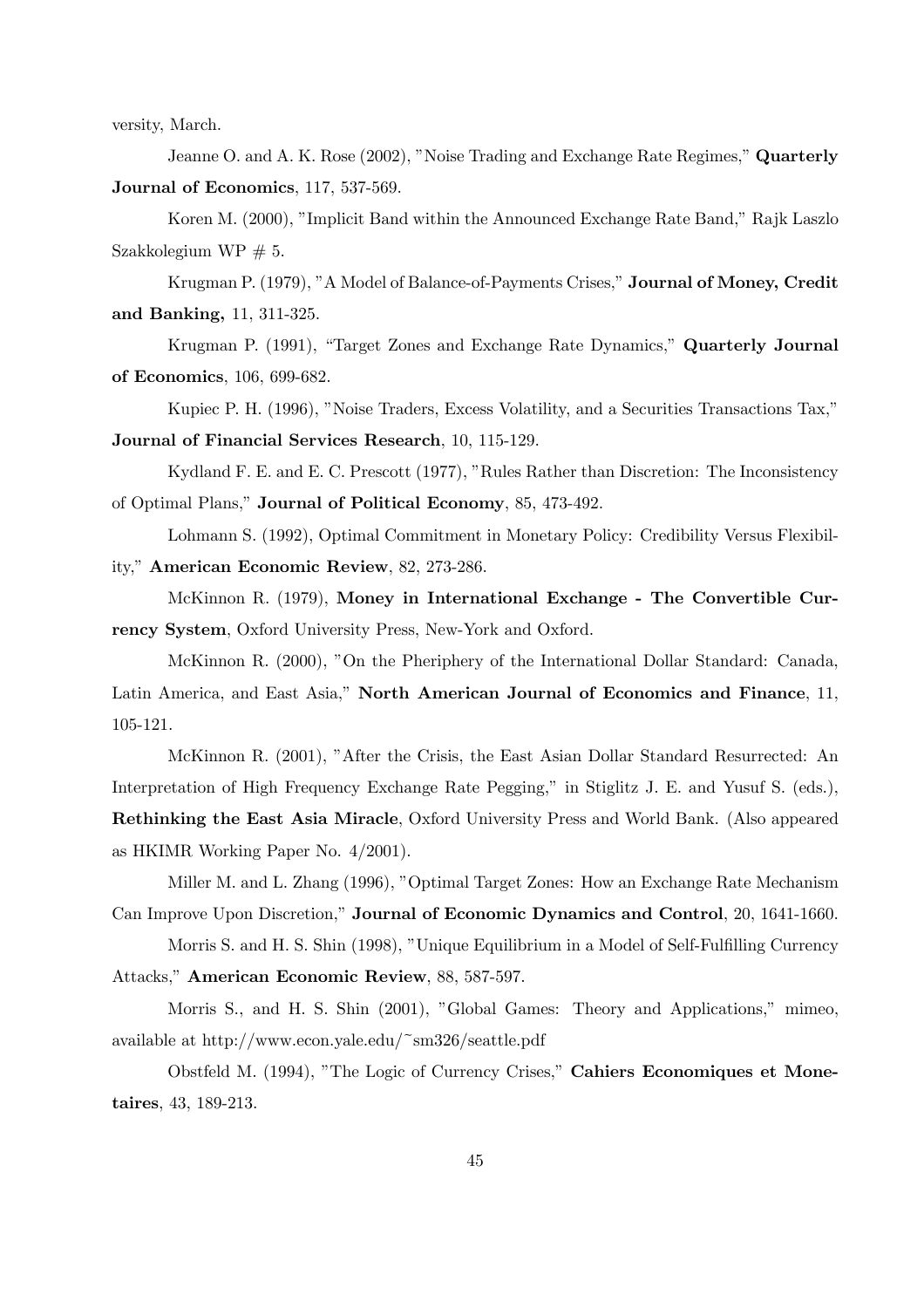versity, March.

Jeanne O. and A. K. Rose (2002), "Noise Trading and Exchange Rate Regimes," **Quarterly Journal of Economics**, 117, 537-569.

Koren M. (2000), "Implicit Band within the Announced Exchange Rate Band," Rajk Laszlo Szakkolegium WP # 5.

Krugman P. (1979), "A Model of Balance-of-Payments Crises," **Journal of Money, Credit and Banking,** 11, 311-325.

Krugman P. (1991), "Target Zones and Exchange Rate Dynamics," **Quarterly Journal of Economics**, 106, 699-682.

Kupiec P. H. (1996), "Noise Traders, Excess Volatility, and a Securities Transactions Tax," **Journal of Financial Services Research**, 10, 115-129.

Kydland F. E. and E. C. Prescott (1977), "Rules Rather than Discretion: The Inconsistency of Optimal Plans," **Journal of Political Economy**, 85, 473-492.

Lohmann S. (1992), Optimal Commitment in Monetary Policy: Credibility Versus Flexibility," **American Economic Review**, 82, 273-286.

McKinnon R. (1979), **Money in International Exchange - The Convertible Currency System**, Oxford University Press, New-York and Oxford.

McKinnon R. (2000), "On the Pheriphery of the International Dollar Standard: Canada, Latin America, and East Asia," **North American Journal of Economics and Finance**, 11, 105-121.

McKinnon R. (2001), "After the Crisis, the East Asian Dollar Standard Resurrected: An Interpretation of High Frequency Exchange Rate Pegging," in Stiglitz J. E. and Yusuf S. (eds.), **Rethinking the East Asia Miracle**, Oxford University Press and World Bank. (Also appeared as HKIMR Working Paper No. 4/2001).

Miller M. and L. Zhang (1996), "Optimal Target Zones: How an Exchange Rate Mechanism Can Improve Upon Discretion," **Journal of Economic Dynamics and Control**, 20, 1641-1660.

Morris S. and H. S. Shin (1998), "Unique Equilibrium in a Model of Self-Fulfilling Currency Attacks," **American Economic Review**, 88, 587-597.

Morris S., and H. S. Shin (2001), "Global Games: Theory and Applications," mimeo, available at http://www.econ.yale.edu/~sm326/seattle.pdf

Obstfeld M. (1994), "The Logic of Currency Crises," **Cahiers Economiques et Monetaires**, 43, 189-213.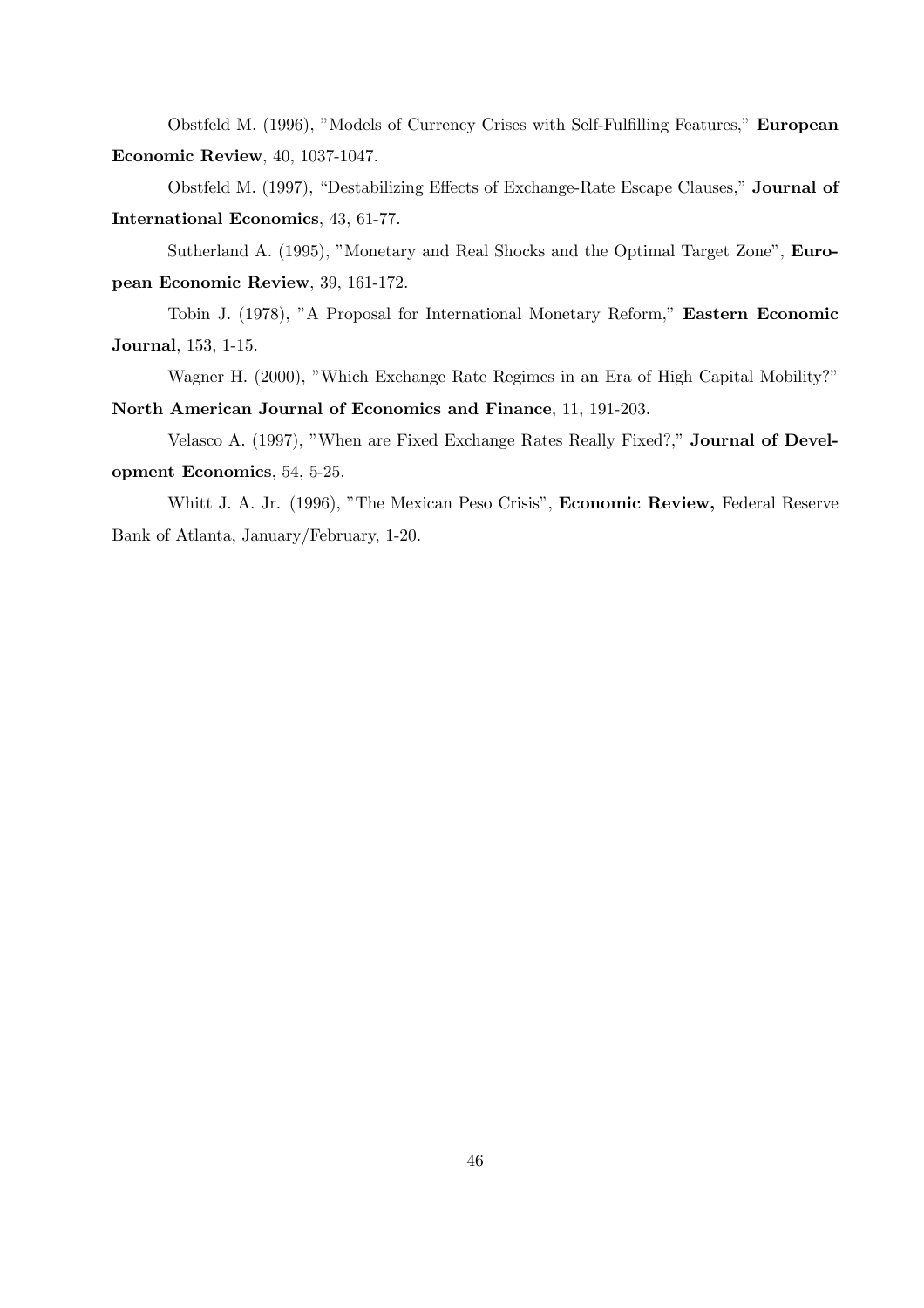Obstfeld M. (1996), "Models of Currency Crises with Self-Fulfilling Features," **European Economic Review**, 40, 1037-1047.

Obstfeld M. (1997), "Destabilizing Effects of Exchange-Rate Escape Clauses," **Journal of International Economics**, 43, 61-77.

Sutherland A. (1995), "Monetary and Real Shocks and the Optimal Target Zone", **European Economic Review**, 39, 161-172.

Tobin J. (1978), "A Proposal for International Monetary Reform," **Eastern Economic Journal**, 153, 1-15.

Wagner H. (2000), "Which Exchange Rate Regimes in an Era of High Capital Mobility?" **North American Journal of Economics and Finance**, 11, 191-203.

Velasco A. (1997), "When are Fixed Exchange Rates Really Fixed?," **Journal of Development Economics**, 54, 5-25.

Whitt J. A. Jr. (1996), "The Mexican Peso Crisis", **Economic Review,** Federal Reserve Bank of Atlanta, January/February, 1-20.